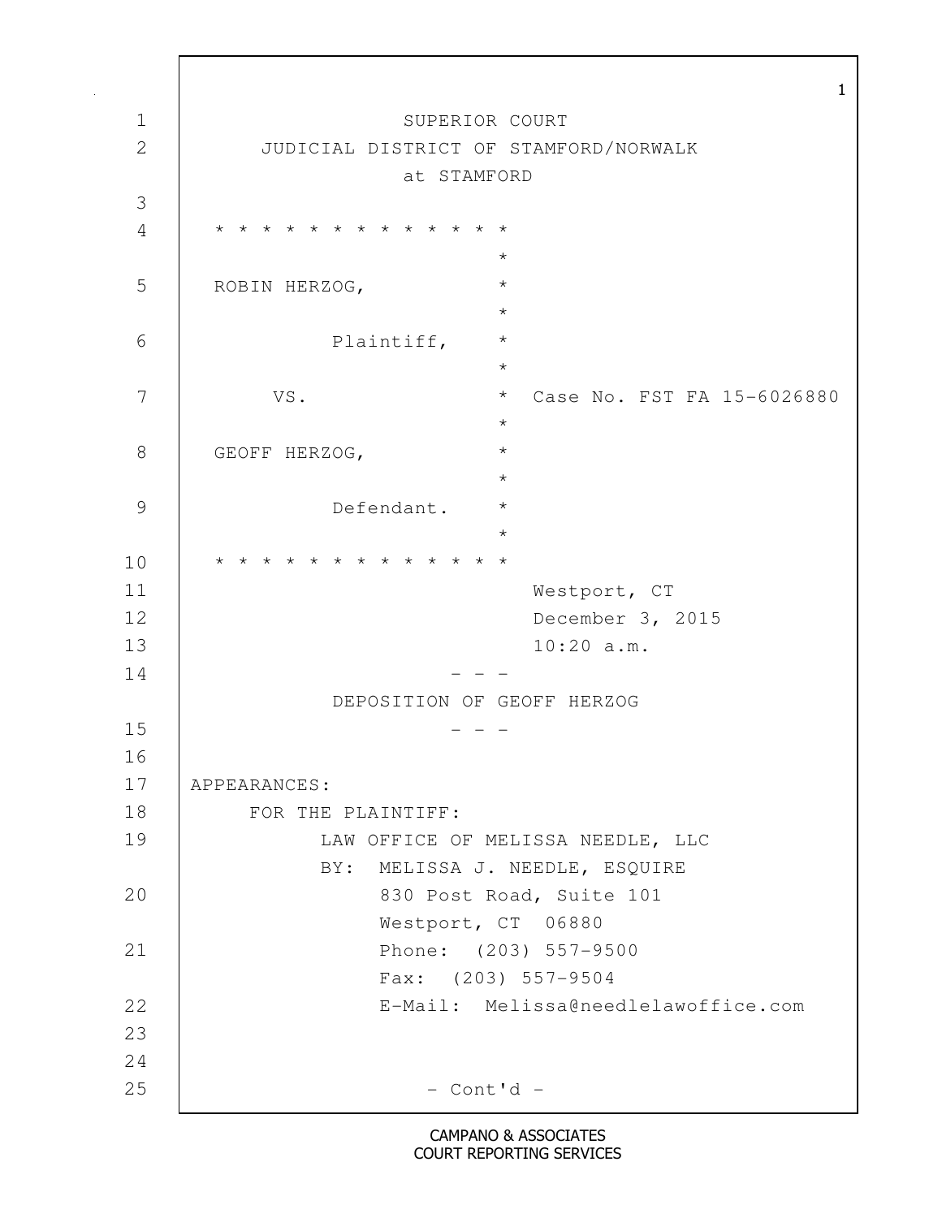SUPERIOR COURT
JUDICIAL DISTRICT OF STAMFORD/NORWALK
at STAMFORD

ROBIN HERZOG,

Plaintiff,

VS. Case No. FST FA 15-6026880

GEOFF HERZOG,

Defendant.

Westport, CT
December 3, 2015
10:20 a.m.

\- - -

DEPOSITION OF GEOFF HERZOG

\- - -

APPEARANCES:

FOR THE PLAINTIFF:

LAW OFFICE OF MELISSA NEEDLE, LLC
BY: MELISSA J. NEEDLE, ESQUIRE
830 Post Road, Suite 101
Westport, CT 06880
Phone: (203) 557-9500
Fax: (203) 557-9504
E-Mail: Melissa@needlelawoffice.com

\- Cont'd -

CAMPANO & ASSOCIATES
COURT REPORTING SERVICES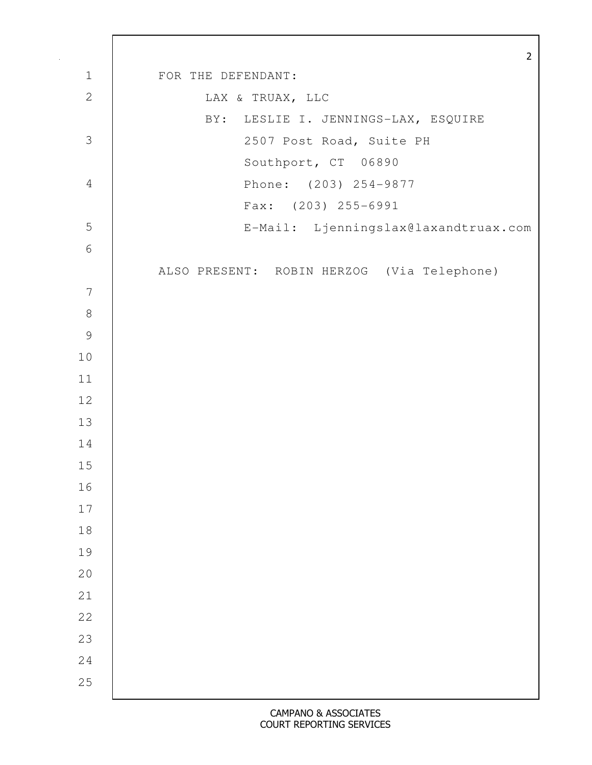FOR THE DEFENDANT:

LAX & TRUAX, LLC
BY: LESLIE I. JENNINGS-LAX, ESQUIRE
2507 Post Road, Suite PH
Southport, CT 06890
Phone: (203) 254-9877
Fax: (203) 255-6991
E-Mail: Ljenningslax@laxandtruax.com

ALSO PRESENT: ROBIN HERZOG (Via Telephone)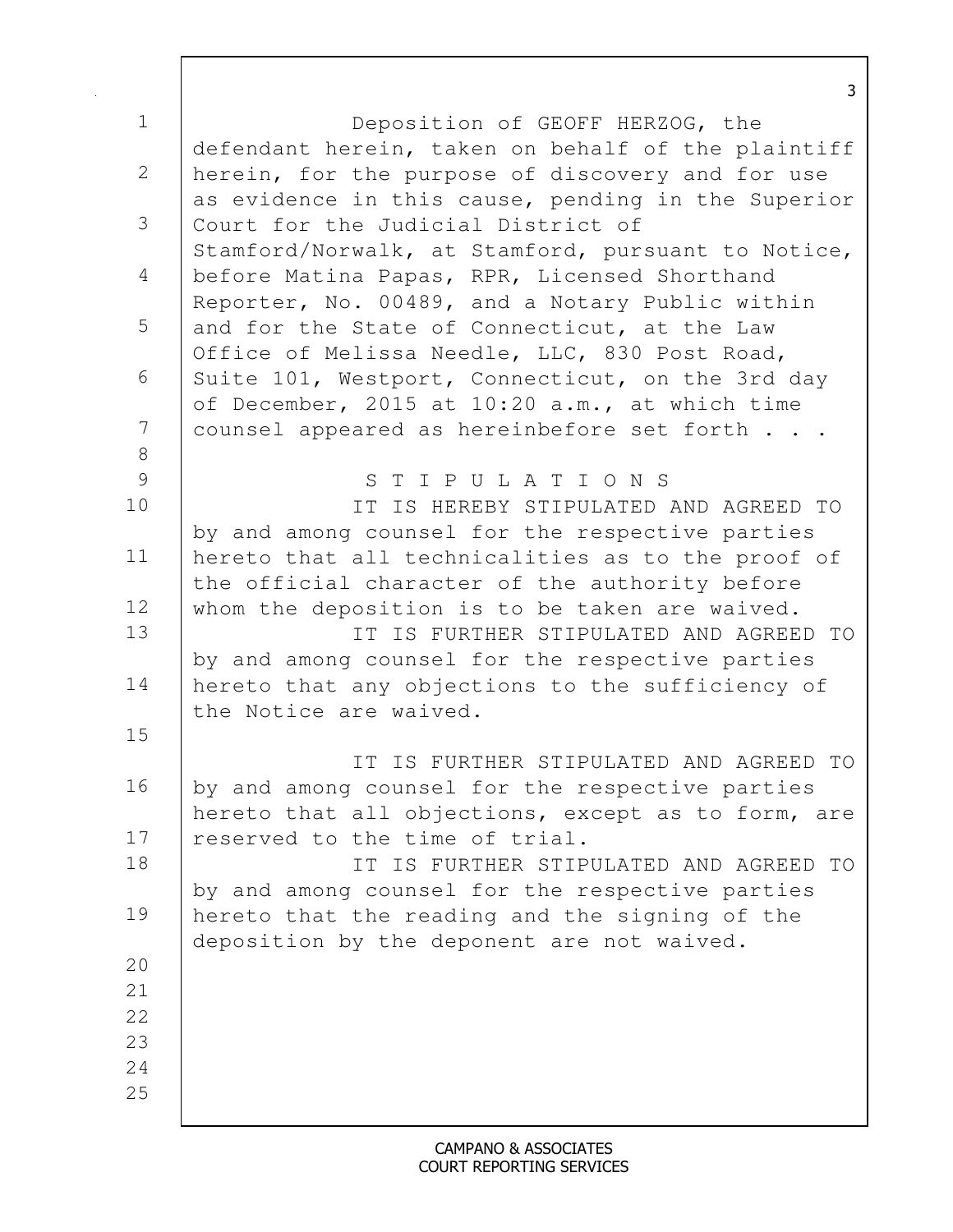Deposition of GEOFF HERZOG, the defendant herein, taken on behalf of the plaintiff herein, for the purpose of discovery and for use as evidence in this cause, pending in the Superior Court for the Judicial District of Stamford/Norwalk, at Stamford, pursuant to Notice, before Matina Papas, RPR, Licensed Shorthand Reporter, No. 00489, and a Notary Public within and for the State of Connecticut, at the Law Office of Melissa Needle, LLC, 830 Post Road, Suite 101, Westport, Connecticut, on the 3rd day of December, 2015 at 10:20 a.m., at which time counsel appeared as hereinbefore set forth . . .

S T I P U L A T I O N S

IT IS HEREBY STIPULATED AND AGREED TO by and among counsel for the respective parties hereto that all technicalities as to the proof of the official character of the authority before whom the deposition is to be taken are waived.

IT IS FURTHER STIPULATED AND AGREED TO by and among counsel for the respective parties hereto that any objections to the sufficiency of the Notice are waived.

IT IS FURTHER STIPULATED AND AGREED TO by and among counsel for the respective parties hereto that all objections, except as to form, are reserved to the time of trial.

IT IS FURTHER STIPULATED AND AGREED TO by and among counsel for the respective parties hereto that the reading and the signing of the deposition by the deponent are not waived.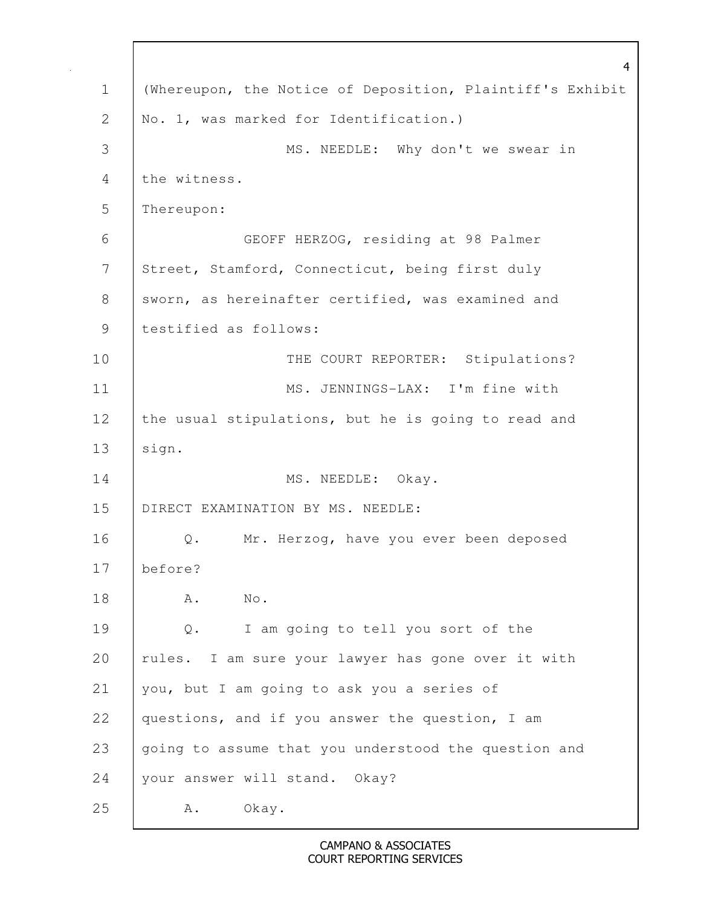(Whereupon, the Notice of Deposition, Plaintiff's Exhibit No. 1, was marked for Identification.)

MS. NEEDLE: Why don't we swear in the witness.

Thereupon:

GEOFF HERZOG, residing at 98 Palmer Street, Stamford, Connecticut, being first duly sworn, as hereinafter certified, was examined and testified as follows:

THE COURT REPORTER: Stipulations?

MS. JENNINGS-LAX: I'm fine with the usual stipulations, but he is going to read and sign.

MS. NEEDLE: Okay.

DIRECT EXAMINATION BY MS. NEEDLE:

Q. Mr. Herzog, have you ever been deposed before?

A. No.

Q. I am going to tell you sort of the rules. I am sure your lawyer has gone over it with you, but I am going to ask you a series of questions, and if you answer the question, I am going to assume that you understood the question and your answer will stand. Okay?

A. Okay.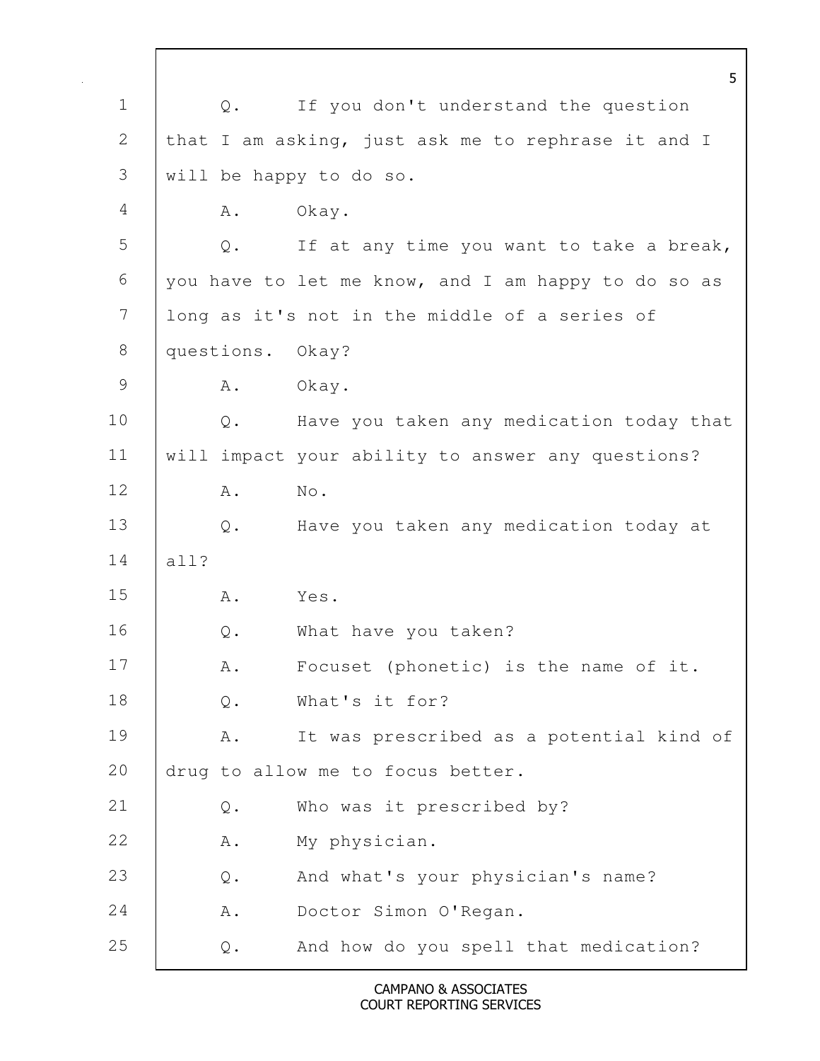Q. If you don't understand the question that I am asking, just ask me to rephrase it and I will be happy to do so.

A. Okay.

Q. If at any time you want to take a break, you have to let me know, and I am happy to do so as long as it's not in the middle of a series of questions. Okay?

A. Okay.

Q. Have you taken any medication today that will impact your ability to answer any questions?

A. No.

Q. Have you taken any medication today at all?

A. Yes.

Q. What have you taken?

A. Focuset (phonetic) is the name of it.

Q. What's it for?

A. It was prescribed as a potential kind of drug to allow me to focus better.

Q. Who was it prescribed by?

A. My physician.

Q. And what's your physician's name?

A. Doctor Simon O'Regan.

Q. And how do you spell that medication?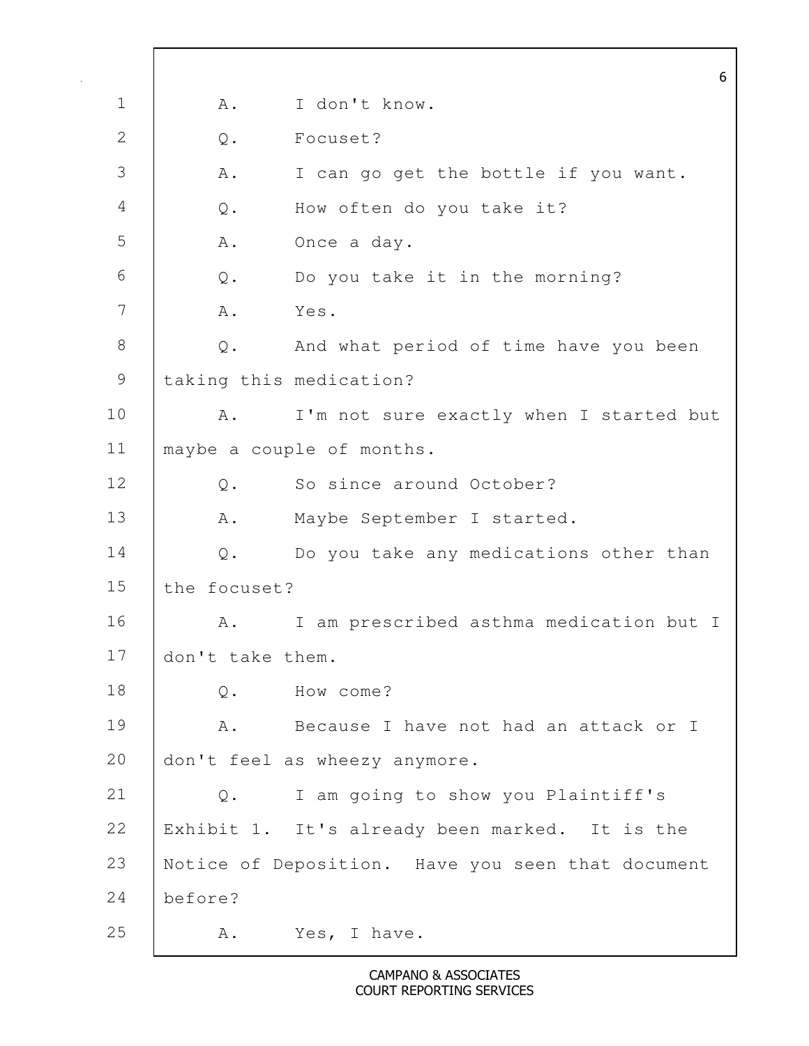A. I don't know.

Q. Focuset?

A. I can go get the bottle if you want.

Q. How often do you take it?

A. Once a day.

Q. Do you take it in the morning?

A. Yes.

Q. And what period of time have you been taking this medication?

A. I'm not sure exactly when I started but maybe a couple of months.

Q. So since around October?

A. Maybe September I started.

Q. Do you take any medications other than the focuset?

A. I am prescribed asthma medication but I don't take them.

Q. How come?

A. Because I have not had an attack or I don't feel as wheezy anymore.

Q. I am going to show you Plaintiff's Exhibit 1. It's already been marked. It is the Notice of Deposition. Have you seen that document before?

A. Yes, I have.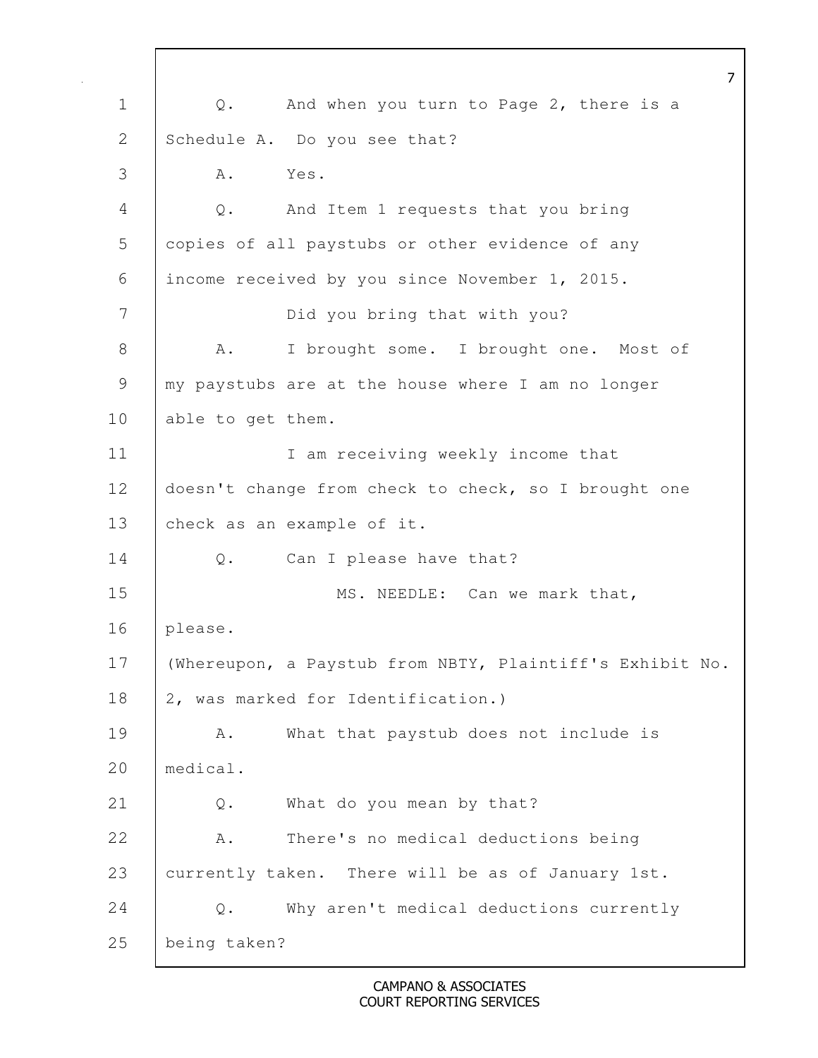Q. And when you turn to Page 2, there is a Schedule A. Do you see that?

A. Yes.

Q. And Item 1 requests that you bring copies of all paystubs or other evidence of any income received by you since November 1, 2015.

Did you bring that with you?

A. I brought some. I brought one. Most of my paystubs are at the house where I am no longer able to get them.

I am receiving weekly income that doesn't change from check to check, so I brought one check as an example of it.

Q. Can I please have that?

MS. NEEDLE: Can we mark that, please.

(Whereupon, a Paystub from NBTY, Plaintiff's Exhibit No. 2, was marked for Identification.)

A. What that paystub does not include is medical.

Q. What do you mean by that?

A. There's no medical deductions being currently taken. There will be as of January 1st.

Q. Why aren't medical deductions currently being taken?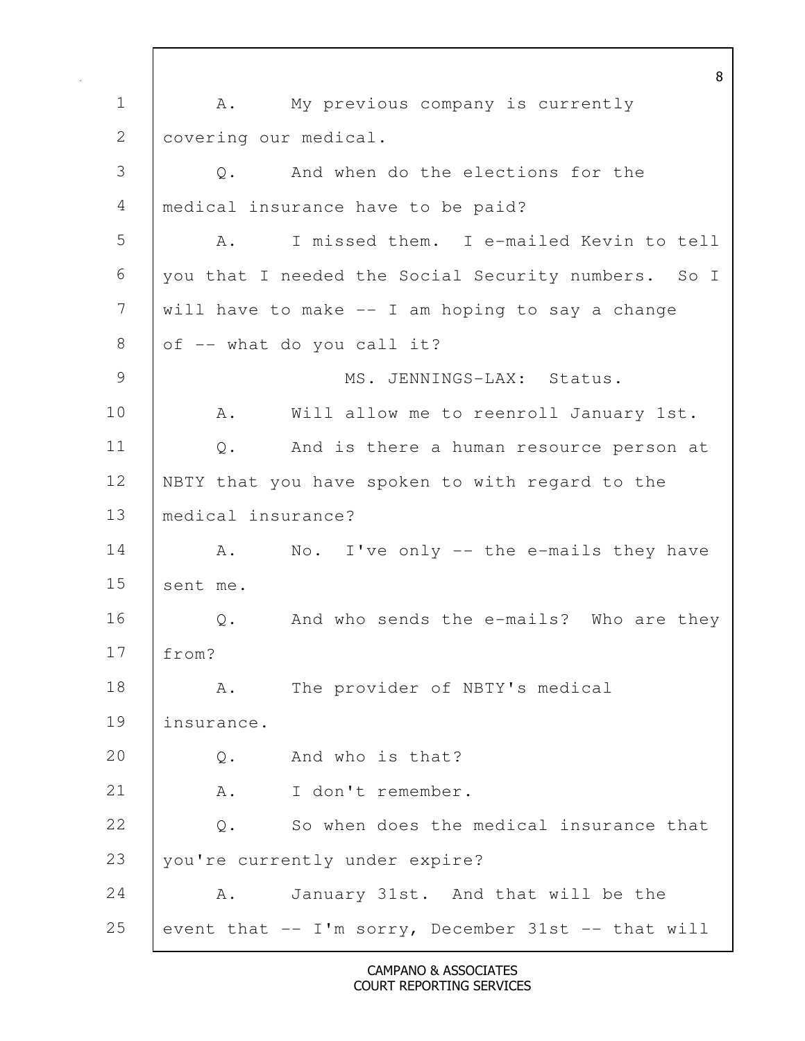1 A. My previous company is currently
2 covering our medical.
3 Q. And when do the elections for the
4 medical insurance have to be paid?
5 A. I missed them. I e-mailed Kevin to tell
6 you that I needed the Social Security numbers. So I
7 will have to make -- I am hoping to say a change
8 of -- what do you call it?
9 MS. JENNINGS-LAX: Status.
10 A. Will allow me to reenroll January 1st.
11 Q. And is there a human resource person at
12 NBTY that you have spoken to with regard to the
13 medical insurance?
14 A. No. I've only -- the e-mails they have
15 sent me.
16 Q. And who sends the e-mails? Who are they
17 from?
18 A. The provider of NBTY's medical
19 insurance.
20 Q. And who is that?
21 A. I don't remember.
22 Q. So when does the medical insurance that
23 you're currently under expire?
24 A. January 31st. And that will be the
25 event that -- I'm sorry, December 31st -- that will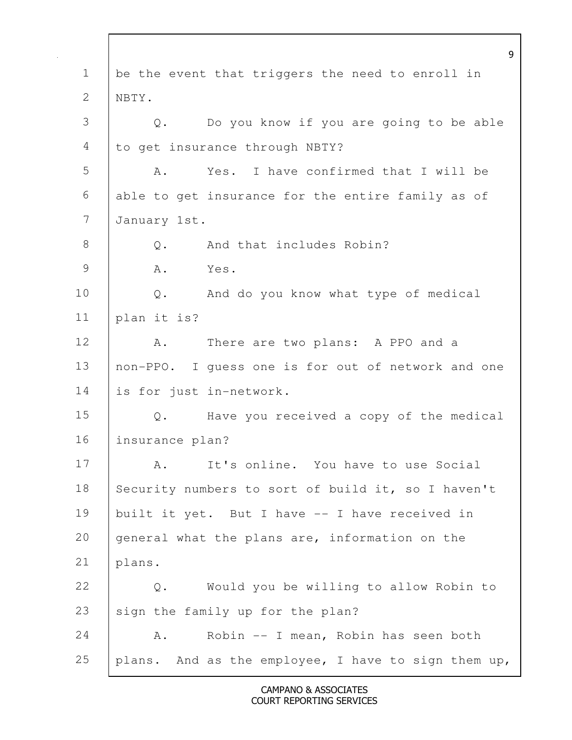be the event that triggers the need to enroll in NBTY.

Q. Do you know if you are going to be able to get insurance through NBTY?

A. Yes. I have confirmed that I will be able to get insurance for the entire family as of January 1st.

Q. And that includes Robin?

A. Yes.

Q. And do you know what type of medical plan it is?

A. There are two plans: A PPO and a non-PPO. I guess one is for out of network and one is for just in-network.

Q. Have you received a copy of the medical insurance plan?

A. It's online. You have to use Social Security numbers to sort of build it, so I haven't built it yet. But I have -- I have received in general what the plans are, information on the plans.

Q. Would you be willing to allow Robin to sign the family up for the plan?

A. Robin -- I mean, Robin has seen both plans. And as the employee, I have to sign them up,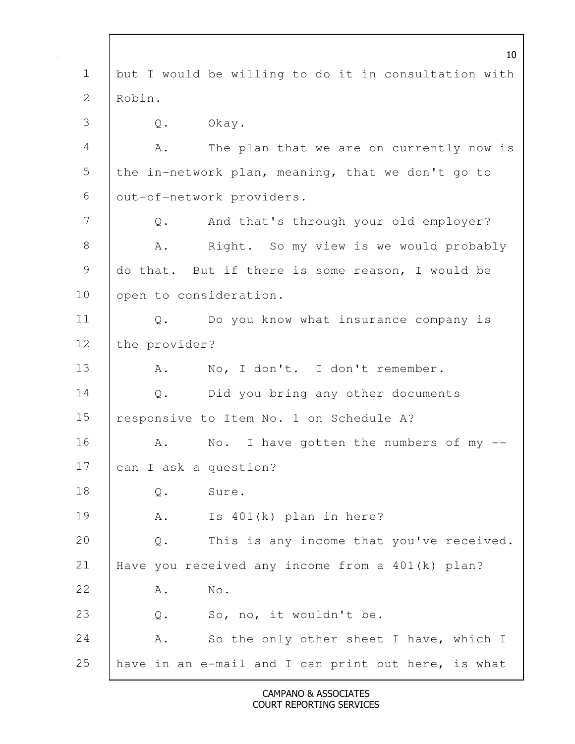1 but I would be willing to do it in consultation with
2 Robin.

3 Q. Okay.

4 A. The plan that we are on currently now is
5 the in-network plan, meaning, that we don't go to
6 out-of-network providers.

7 Q. And that's through your old employer?

8 A. Right. So my view is we would probably
9 do that. But if there is some reason, I would be
10 open to consideration.

11 Q. Do you know what insurance company is
12 the provider?

13 A. No, I don't. I don't remember.

14 Q. Did you bring any other documents
15 responsive to Item No. 1 on Schedule A?

16 A. No. I have gotten the numbers of my --
17 can I ask a question?

18 Q. Sure.

19 A. Is 401(k) plan in here?

20 Q. This is any income that you've received.
21 Have you received any income from a 401(k) plan?

22 A. No.

23 Q. So, no, it wouldn't be.

24 A. So the only other sheet I have, which I
25 have in an e-mail and I can print out here, is what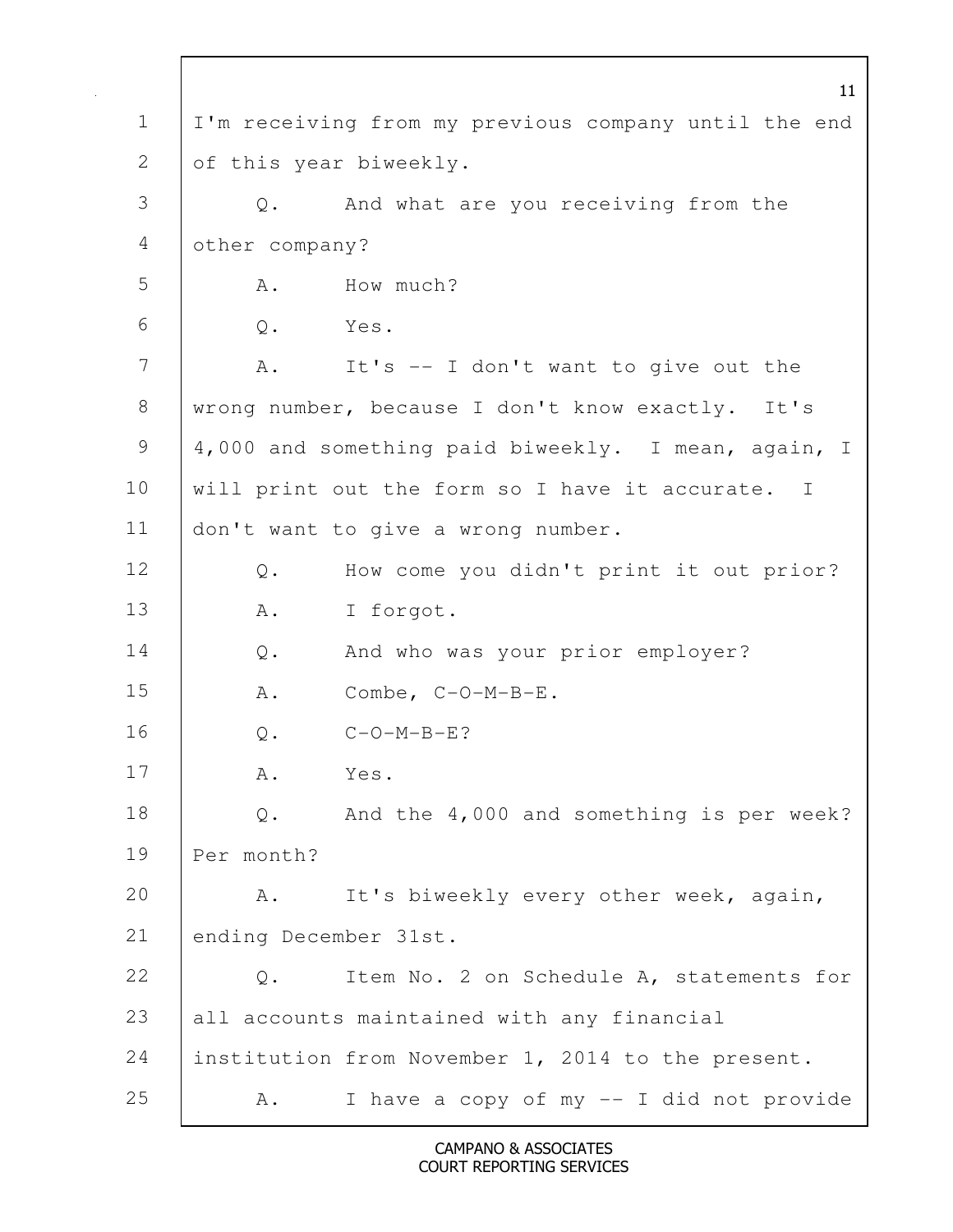I'm receiving from my previous company until the end of this year biweekly.

Q. And what are you receiving from the other company?

A. How much?

Q. Yes.

A. It's -- I don't want to give out the wrong number, because I don't know exactly. It's 4,000 and something paid biweekly. I mean, again, I will print out the form so I have it accurate. I don't want to give a wrong number.

Q. How come you didn't print it out prior?

A. I forgot.

Q. And who was your prior employer?

A. Combe, C-O-M-B-E.

Q. C-O-M-B-E?

A. Yes.

Q. And the 4,000 and something is per week? Per month?

A. It's biweekly every other week, again, ending December 31st.

Q. Item No. 2 on Schedule A, statements for all accounts maintained with any financial institution from November 1, 2014 to the present.

A. I have a copy of my -- I did not provide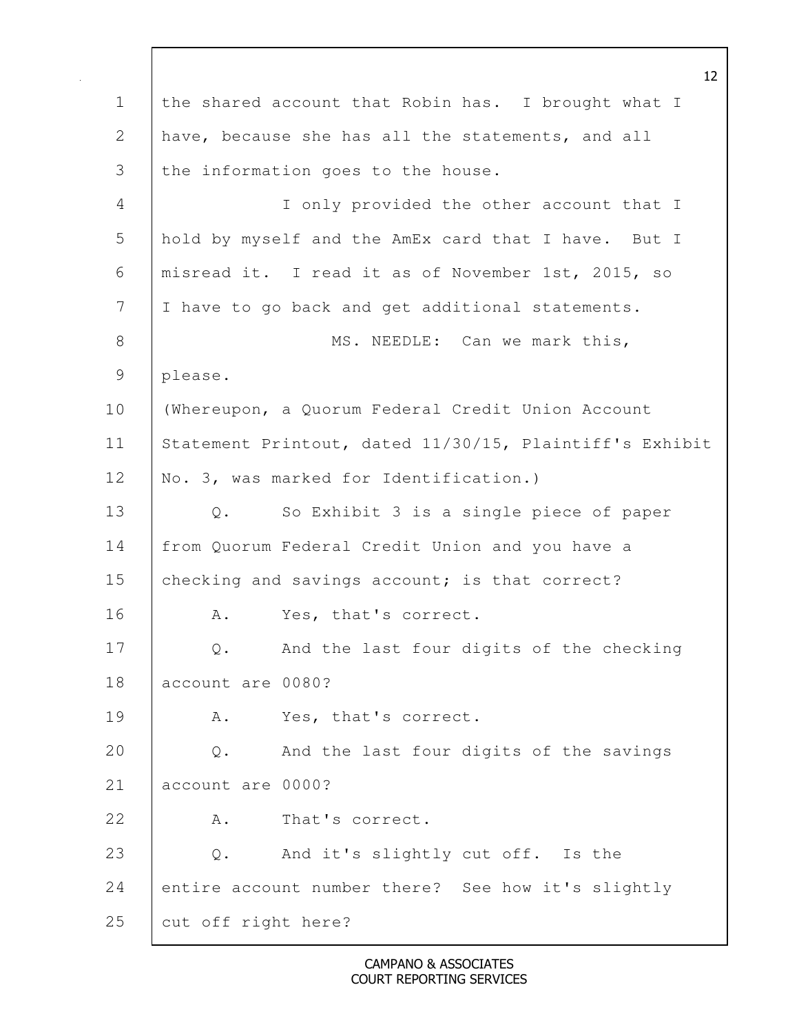the shared account that Robin has. I brought what I have, because she has all the statements, and all the information goes to the house.

I only provided the other account that I hold by myself and the AmEx card that I have. But I misread it. I read it as of November 1st, 2015, so I have to go back and get additional statements.

MS. NEEDLE: Can we mark this, please.

(Whereupon, a Quorum Federal Credit Union Account Statement Printout, dated 11/30/15, Plaintiff's Exhibit No. 3, was marked for Identification.)

Q. So Exhibit 3 is a single piece of paper from Quorum Federal Credit Union and you have a checking and savings account; is that correct?

A. Yes, that's correct.

Q. And the last four digits of the checking account are 0080?

A. Yes, that's correct.

Q. And the last four digits of the savings account are 0000?

A. That's correct.

Q. And it's slightly cut off. Is the entire account number there? See how it's slightly cut off right here?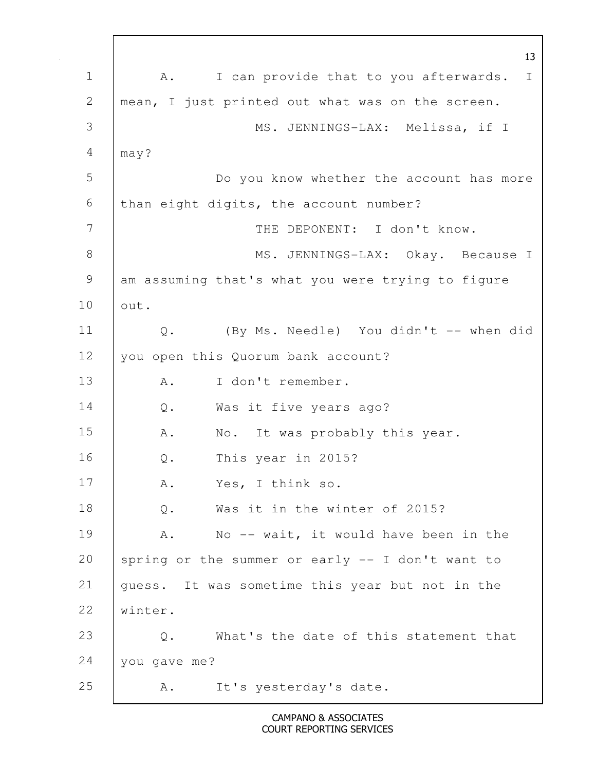A. I can provide that to you afterwards. I mean, I just printed out what was on the screen.

MS. JENNINGS-LAX: Melissa, if I may?

Do you know whether the account has more than eight digits, the account number?

THE DEPONENT: I don't know.

MS. JENNINGS-LAX: Okay. Because I am assuming that's what you were trying to figure out.

Q. (By Ms. Needle) You didn't -- when did you open this Quorum bank account?

A. I don't remember.

Q. Was it five years ago?

A. No. It was probably this year.

Q. This year in 2015?

A. Yes, I think so.

Q. Was it in the winter of 2015?

A. No -- wait, it would have been in the spring or the summer or early -- I don't want to guess. It was sometime this year but not in the winter.

Q. What's the date of this statement that you gave me?

A. It's yesterday's date.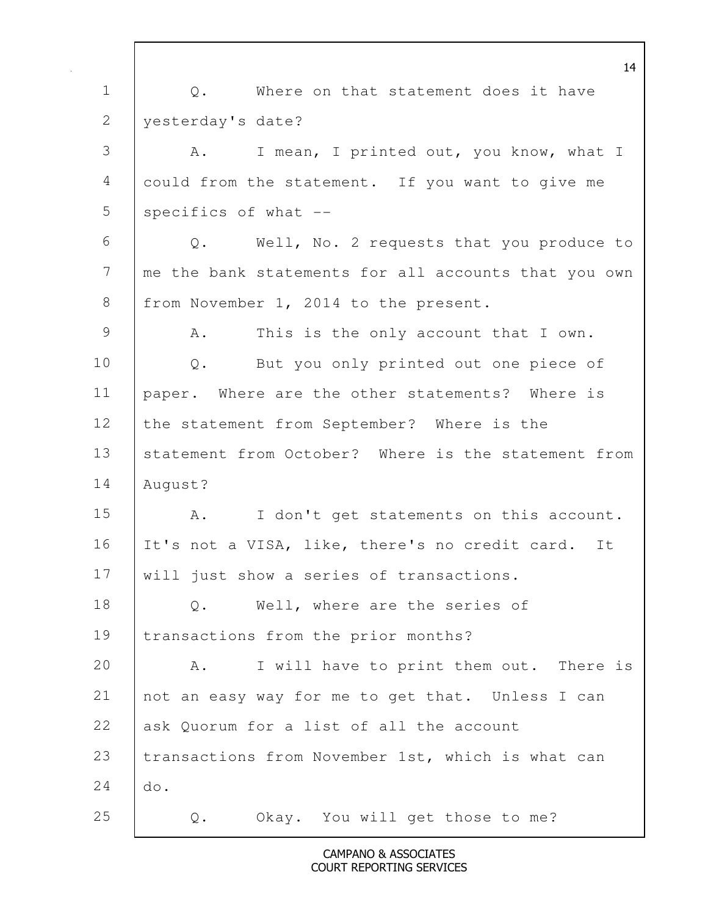Q. Where on that statement does it have yesterday's date?

A. I mean, I printed out, you know, what I could from the statement. If you want to give me specifics of what --

Q. Well, No. 2 requests that you produce to me the bank statements for all accounts that you own from November 1, 2014 to the present.

A. This is the only account that I own.

Q. But you only printed out one piece of paper. Where are the other statements? Where is the statement from September? Where is the statement from October? Where is the statement from August?

A. I don't get statements on this account. It's not a VISA, like, there's no credit card. It will just show a series of transactions.

Q. Well, where are the series of transactions from the prior months?

A. I will have to print them out. There is not an easy way for me to get that. Unless I can ask Quorum for a list of all the account transactions from November 1st, which is what can do.

Q. Okay. You will get those to me?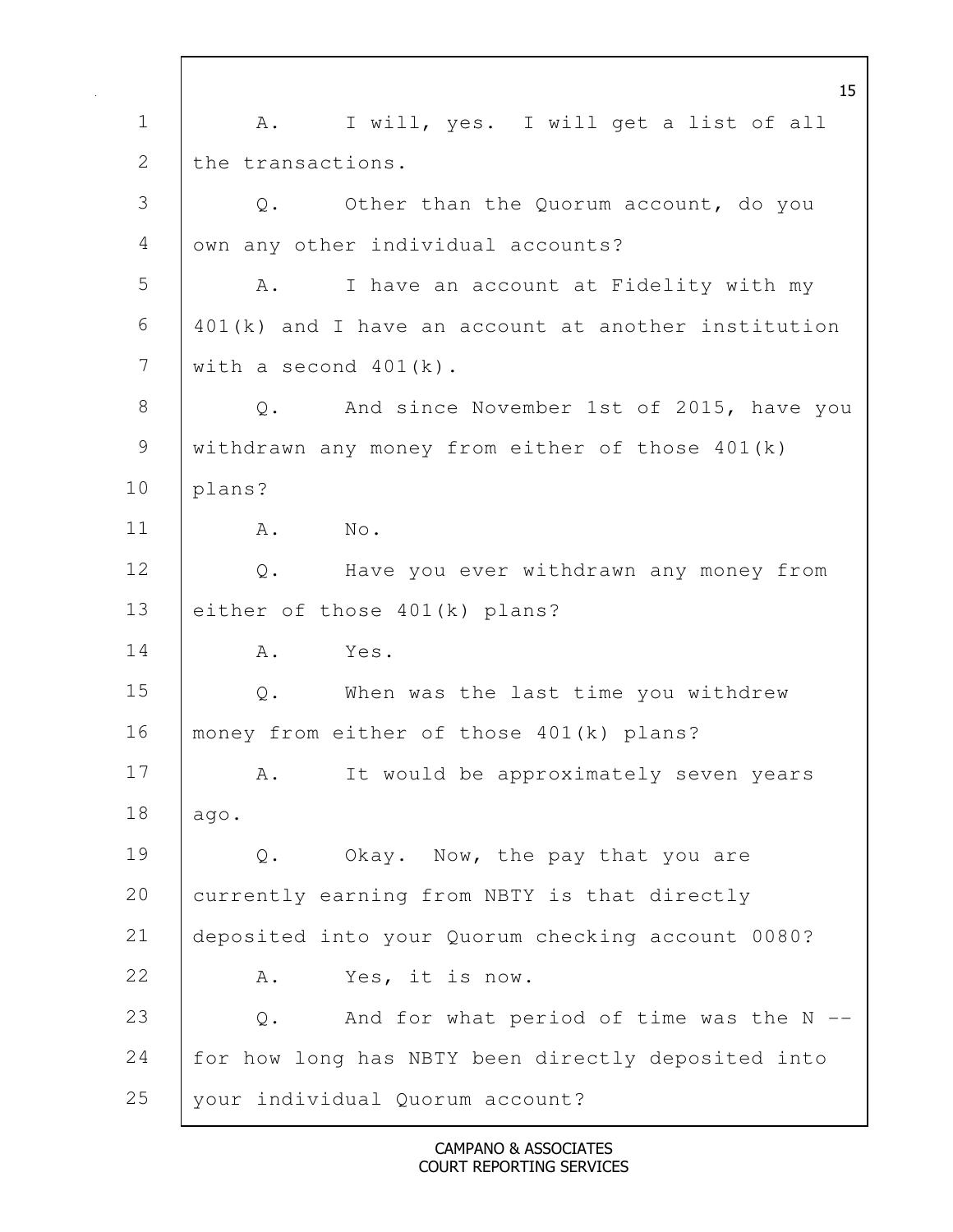1 A. I will, yes. I will get a list of all
2 the transactions.
3 Q. Other than the Quorum account, do you
4 own any other individual accounts?
5 A. I have an account at Fidelity with my
6 401(k) and I have an account at another institution
7 with a second 401(k).
8 Q. And since November 1st of 2015, have you
9 withdrawn any money from either of those 401(k)
10 plans?
11 A. No.
12 Q. Have you ever withdrawn any money from
13 either of those 401(k) plans?
14 A. Yes.
15 Q. When was the last time you withdrew
16 money from either of those 401(k) plans?
17 A. It would be approximately seven years
18 ago.
19 Q. Okay. Now, the pay that you are
20 currently earning from NBTY is that directly
21 deposited into your Quorum checking account 0080?
22 A. Yes, it is now.
23 Q. And for what period of time was the N --
24 for how long has NBTY been directly deposited into
25 your individual Quorum account?

CAMPANO & ASSOCIATES
COURT REPORTING SERVICES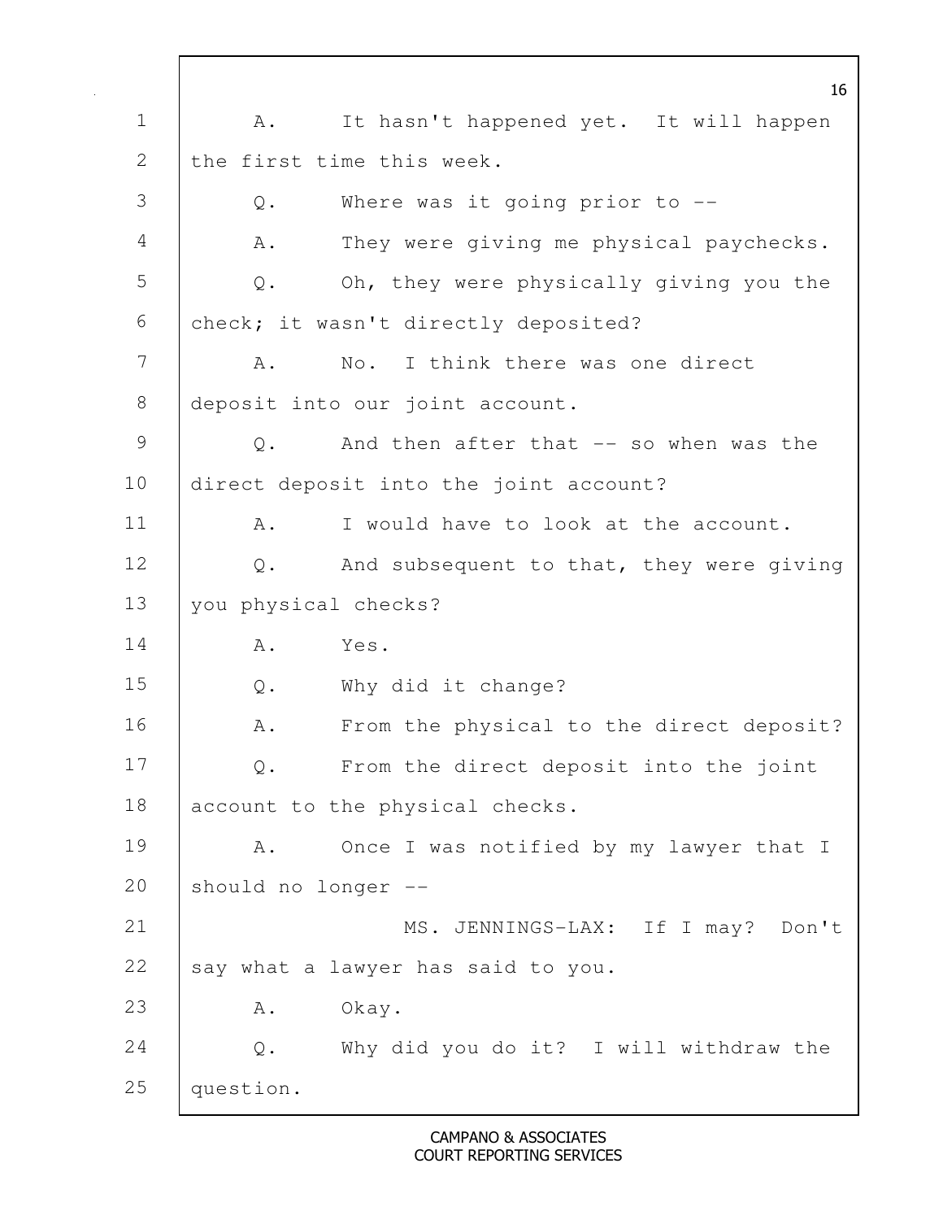A. It hasn't happened yet. It will happen the first time this week.

Q. Where was it going prior to --

A. They were giving me physical paychecks.

Q. Oh, they were physically giving you the check; it wasn't directly deposited?

A. No. I think there was one direct deposit into our joint account.

Q. And then after that -- so when was the direct deposit into the joint account?

A. I would have to look at the account.

Q. And subsequent to that, they were giving you physical checks?

A. Yes.

Q. Why did it change?

A. From the physical to the direct deposit?

Q. From the direct deposit into the joint account to the physical checks.

A. Once I was notified by my lawyer that I should no longer --

MS. JENNINGS-LAX: If I may? Don't say what a lawyer has said to you.

A. Okay.

Q. Why did you do it? I will withdraw the question.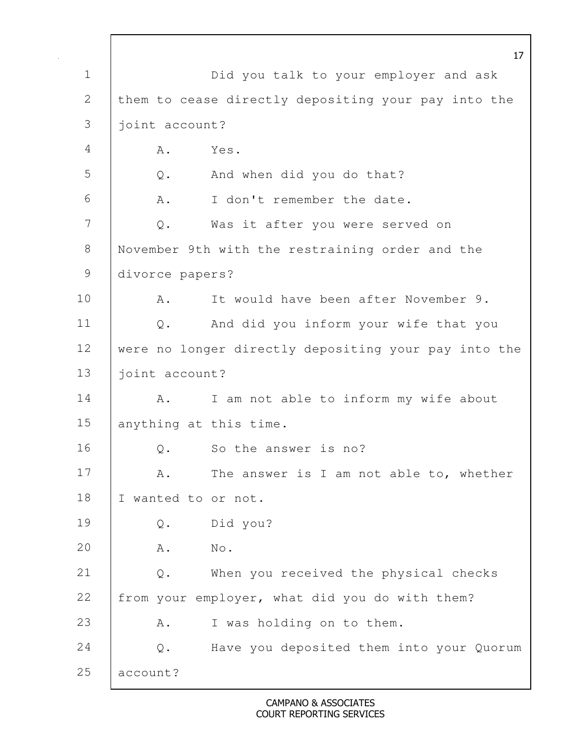Did you talk to your employer and ask them to cease directly depositing your pay into the joint account?

A. Yes.

Q. And when did you do that?

A. I don't remember the date.

Q. Was it after you were served on November 9th with the restraining order and the divorce papers?

A. It would have been after November 9.

Q. And did you inform your wife that you were no longer directly depositing your pay into the joint account?

A. I am not able to inform my wife about anything at this time.

Q. So the answer is no?

A. The answer is I am not able to, whether I wanted to or not.

Q. Did you?

A. No.

Q. When you received the physical checks from your employer, what did you do with them?

A. I was holding on to them.

Q. Have you deposited them into your Quorum account?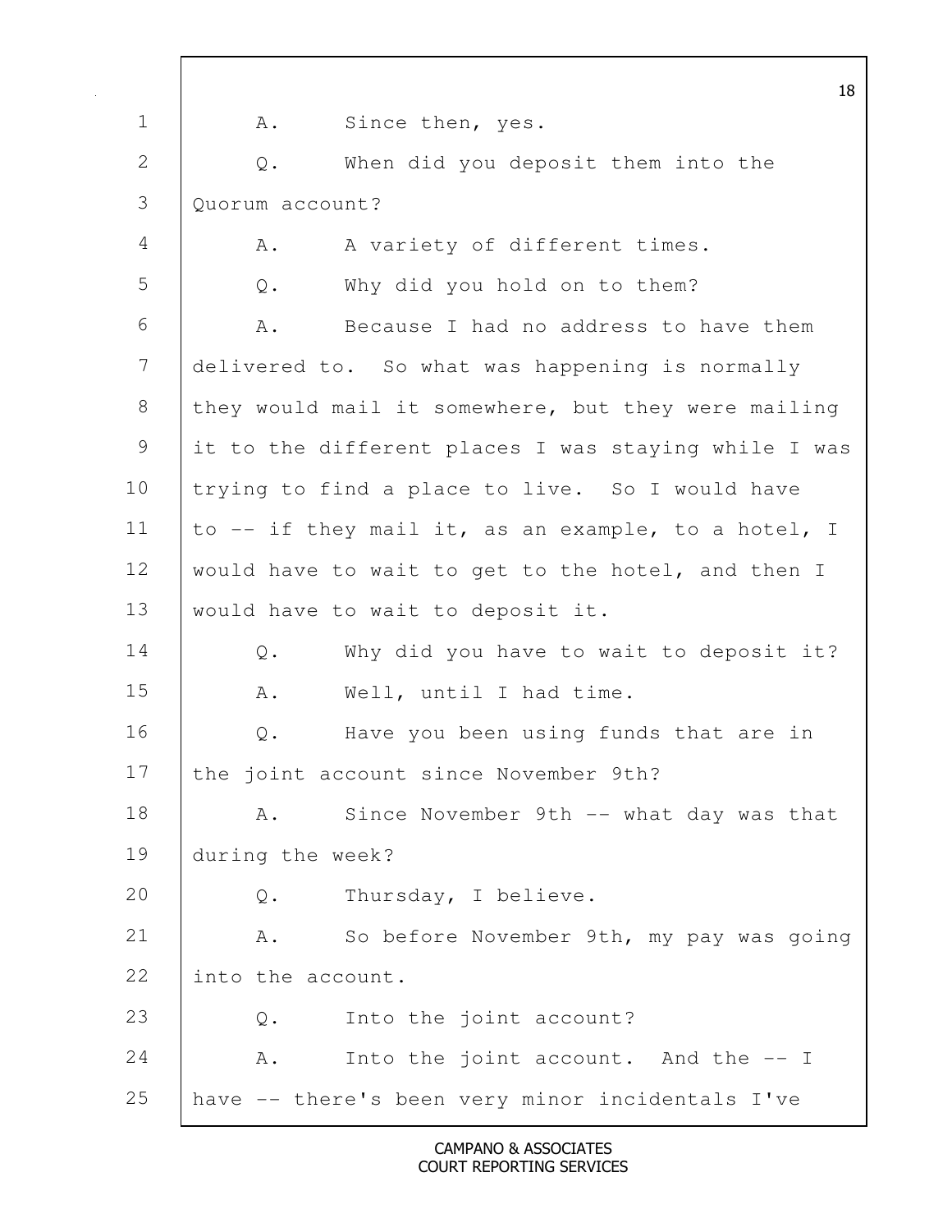A. Since then, yes.

Q. When did you deposit them into the Quorum account?

A. A variety of different times.

Q. Why did you hold on to them?

A. Because I had no address to have them delivered to. So what was happening is normally they would mail it somewhere, but they were mailing it to the different places I was staying while I was trying to find a place to live. So I would have to -- if they mail it, as an example, to a hotel, I would have to wait to get to the hotel, and then I would have to wait to deposit it.

Q. Why did you have to wait to deposit it?

A. Well, until I had time.

Q. Have you been using funds that are in the joint account since November 9th?

A. Since November 9th -- what day was that during the week?

Q. Thursday, I believe.

A. So before November 9th, my pay was going into the account.

Q. Into the joint account?

A. Into the joint account. And the -- I have -- there's been very minor incidentals I've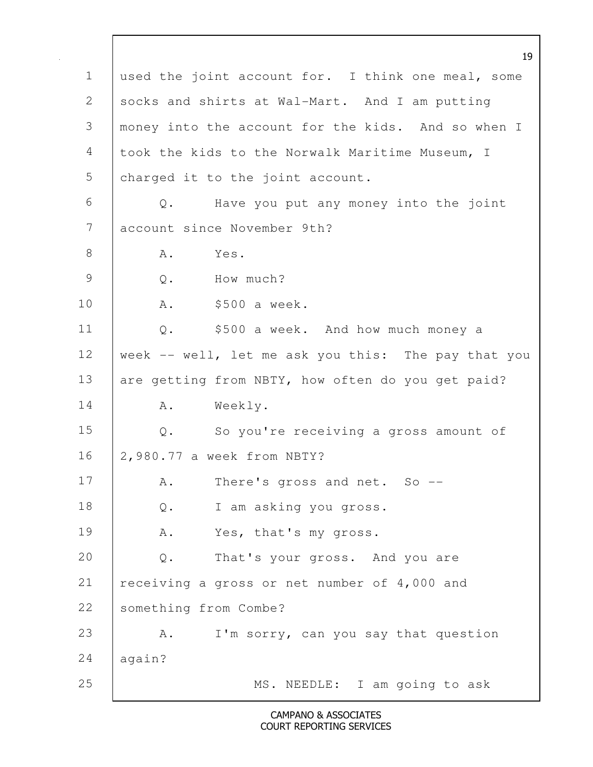used the joint account for. I think one meal, some socks and shirts at Wal-Mart. And I am putting money into the account for the kids. And so when I took the kids to the Norwalk Maritime Museum, I charged it to the joint account.

Q. Have you put any money into the joint account since November 9th?

A. Yes.

Q. How much?

A. $500 a week.

Q. $500 a week. And how much money a week -- well, let me ask you this: The pay that you are getting from NBTY, how often do you get paid?

A. Weekly.

Q. So you're receiving a gross amount of 2,980.77 a week from NBTY?

A. There's gross and net. So --

Q. I am asking you gross.

A. Yes, that's my gross.

Q. That's your gross. And you are receiving a gross or net number of 4,000 and something from Combe?

A. I'm sorry, can you say that question again?

MS. NEEDLE: I am going to ask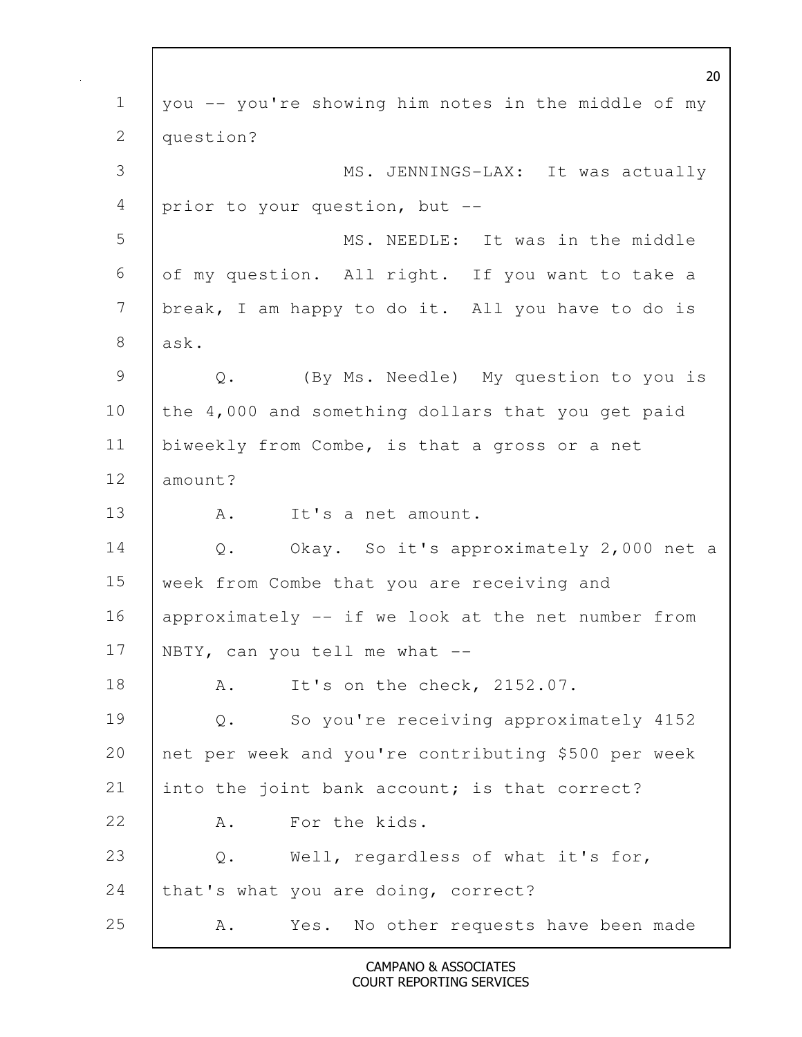you -- you're showing him notes in the middle of my question?

MS. JENNINGS-LAX: It was actually prior to your question, but --

MS. NEEDLE: It was in the middle of my question. All right. If you want to take a break, I am happy to do it. All you have to do is ask.

Q. (By Ms. Needle) My question to you is the 4,000 and something dollars that you get paid biweekly from Combe, is that a gross or a net amount?

A. It's a net amount.

Q. Okay. So it's approximately 2,000 net a week from Combe that you are receiving and approximately -- if we look at the net number from NBTY, can you tell me what --

A. It's on the check, 2152.07.

Q. So you're receiving approximately 4152 net per week and you're contributing $500 per week into the joint bank account; is that correct?

A. For the kids.

Q. Well, regardless of what it's for, that's what you are doing, correct?

A. Yes. No other requests have been made

CAMPANO & ASSOCIATES
COURT REPORTING SERVICES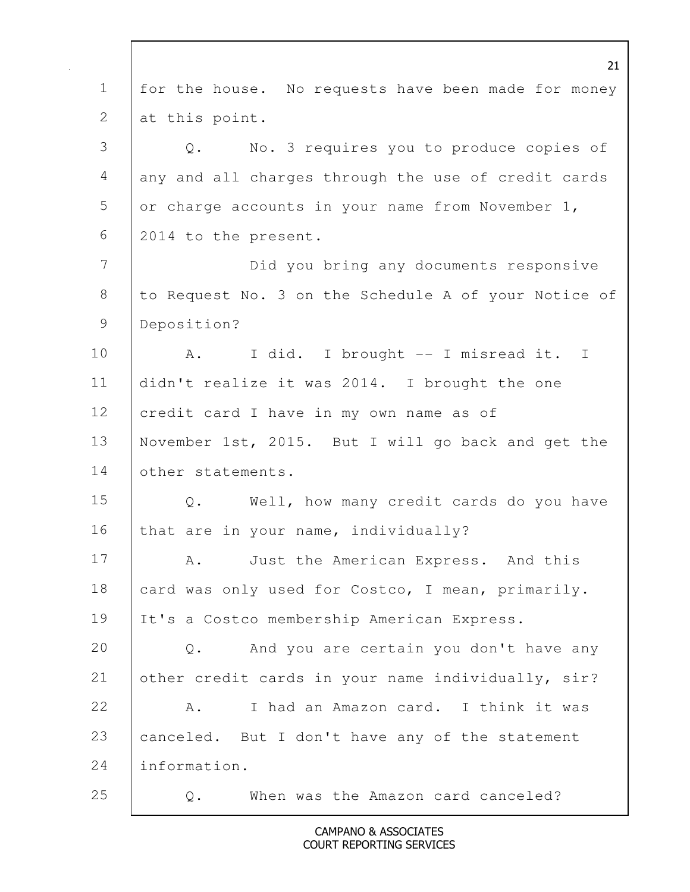1 for the house. No requests have been made for money
2 at this point.
3 Q. No. 3 requires you to produce copies of
4 any and all charges through the use of credit cards
5 or charge accounts in your name from November 1,
6 2014 to the present.
7 Did you bring any documents responsive
8 to Request No. 3 on the Schedule A of your Notice of
9 Deposition?
10 A. I did. I brought -- I misread it. I
11 didn't realize it was 2014. I brought the one
12 credit card I have in my own name as of
13 November 1st, 2015. But I will go back and get the
14 other statements.
15 Q. Well, how many credit cards do you have
16 that are in your name, individually?
17 A. Just the American Express. And this
18 card was only used for Costco, I mean, primarily.
19 It's a Costco membership American Express.
20 Q. And you are certain you don't have any
21 other credit cards in your name individually, sir?
22 A. I had an Amazon card. I think it was
23 canceled. But I don't have any of the statement
24 information.
25 Q. When was the Amazon card canceled?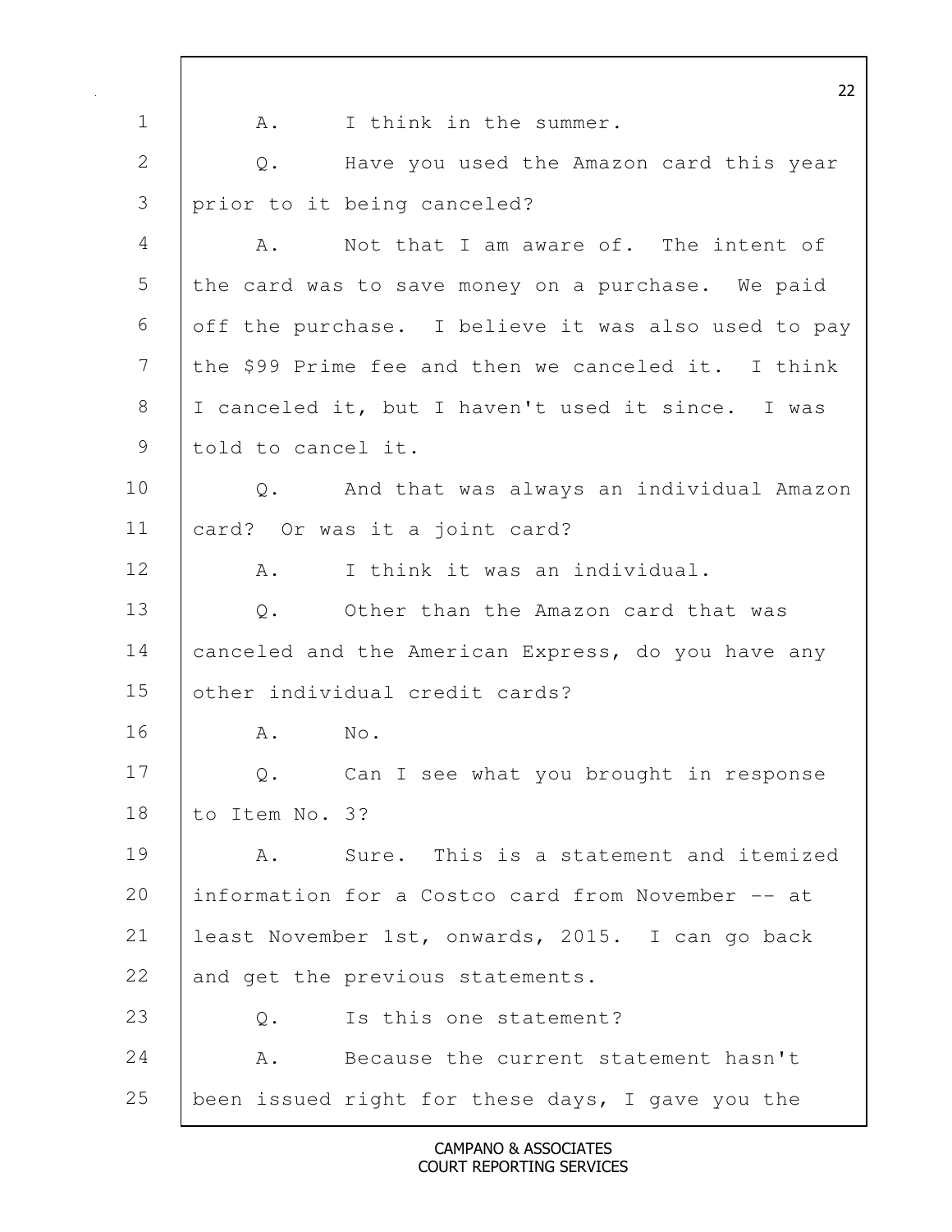A. I think in the summer.

Q. Have you used the Amazon card this year prior to it being canceled?

A. Not that I am aware of. The intent of the card was to save money on a purchase. We paid off the purchase. I believe it was also used to pay the $99 Prime fee and then we canceled it. I think I canceled it, but I haven't used it since. I was told to cancel it.

Q. And that was always an individual Amazon card? Or was it a joint card?

A. I think it was an individual.

Q. Other than the Amazon card that was canceled and the American Express, do you have any other individual credit cards?

A. No.

Q. Can I see what you brought in response to Item No. 3?

A. Sure. This is a statement and itemized information for a Costco card from November -- at least November 1st, onwards, 2015. I can go back and get the previous statements.

Q. Is this one statement?

A. Because the current statement hasn't been issued right for these days, I gave you the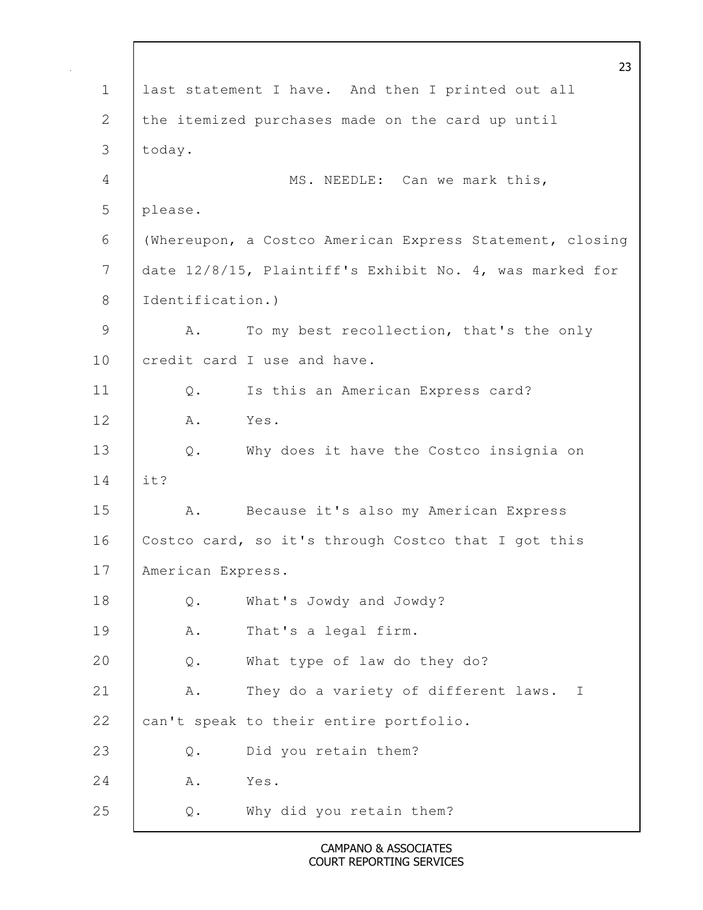1 last statement I have. And then I printed out all
2 the itemized purchases made on the card up until
3 today.
4 MS. NEEDLE: Can we mark this,
5 please.
6 (Whereupon, a Costco American Express Statement, closing
7 date 12/8/15, Plaintiff's Exhibit No. 4, was marked for
8 Identification.)
9 A. To my best recollection, that's the only
10 credit card I use and have.
11 Q. Is this an American Express card?
12 A. Yes.
13 Q. Why does it have the Costco insignia on
14 it?
15 A. Because it's also my American Express
16 Costco card, so it's through Costco that I got this
17 American Express.
18 Q. What's Jowdy and Jowdy?
19 A. That's a legal firm.
20 Q. What type of law do they do?
21 A. They do a variety of different laws. I
22 can't speak to their entire portfolio.
23 Q. Did you retain them?
24 A. Yes.
25 Q. Why did you retain them?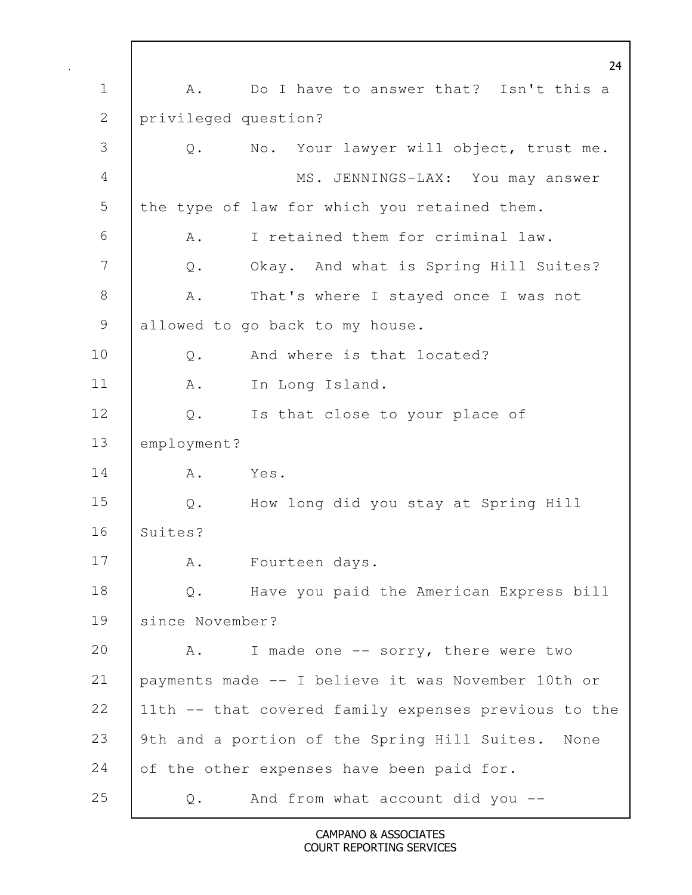A. Do I have to answer that? Isn't this a privileged question?

Q. No. Your lawyer will object, trust me.

MS. JENNINGS-LAX: You may answer the type of law for which you retained them.

A. I retained them for criminal law.

Q. Okay. And what is Spring Hill Suites?

A. That's where I stayed once I was not allowed to go back to my house.

Q. And where is that located?

A. In Long Island.

Q. Is that close to your place of employment?

A. Yes.

Q. How long did you stay at Spring Hill Suites?

A. Fourteen days.

Q. Have you paid the American Express bill since November?

A. I made one -- sorry, there were two payments made -- I believe it was November 10th or 11th -- that covered family expenses previous to the 9th and a portion of the Spring Hill Suites. None of the other expenses have been paid for.

Q. And from what account did you --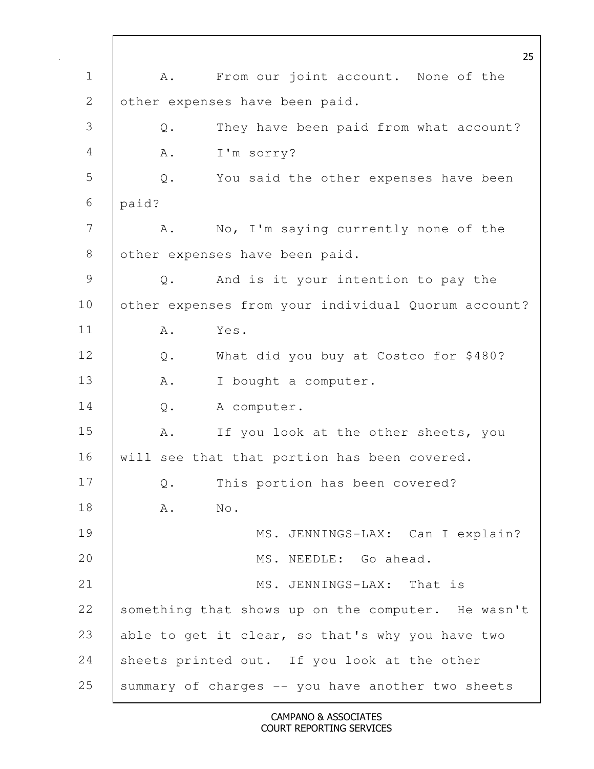A. From our joint account. None of the other expenses have been paid.

Q. They have been paid from what account?

A. I'm sorry?

Q. You said the other expenses have been paid?

A. No, I'm saying currently none of the other expenses have been paid.

Q. And is it your intention to pay the other expenses from your individual Quorum account?

A. Yes.

Q. What did you buy at Costco for $480?

A. I bought a computer.

Q. A computer.

A. If you look at the other sheets, you will see that that portion has been covered.

Q. This portion has been covered?

A. No.

MS. JENNINGS-LAX: Can I explain?

MS. NEEDLE: Go ahead.

MS. JENNINGS-LAX: That is something that shows up on the computer. He wasn't able to get it clear, so that's why you have two sheets printed out. If you look at the other summary of charges -- you have another two sheets

CAMPANO & ASSOCIATES
COURT REPORTING SERVICES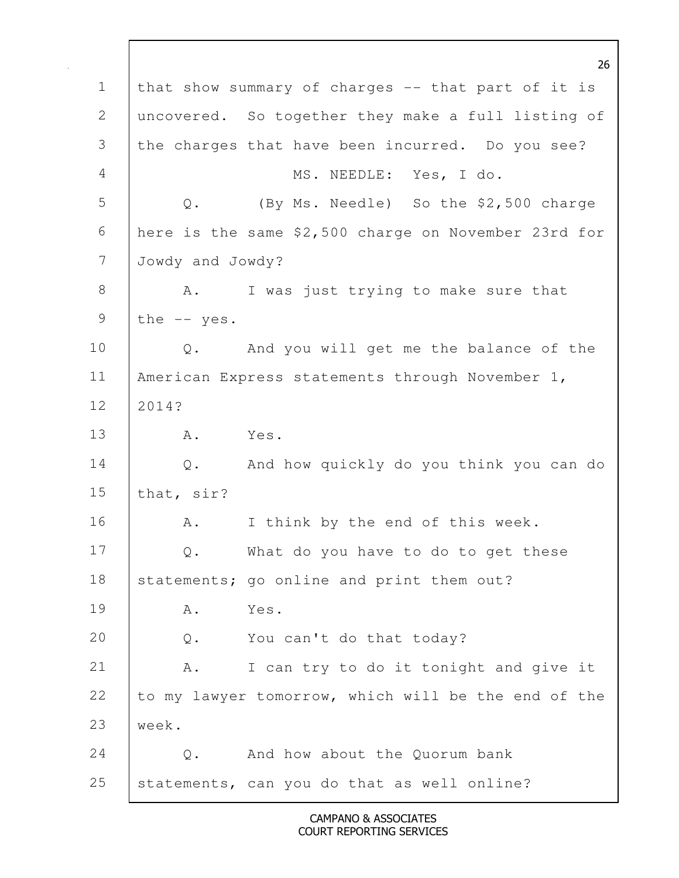1 that show summary of charges -- that part of it is
2 uncovered. So together they make a full listing of
3 the charges that have been incurred. Do you see?
4 MS. NEEDLE: Yes, I do.
5 Q. (By Ms. Needle) So the $2,500 charge
6 here is the same $2,500 charge on November 23rd for
7 Jowdy and Jowdy?
8 A. I was just trying to make sure that
9 the -- yes.
10 Q. And you will get me the balance of the
11 American Express statements through November 1,
12 2014?
13 A. Yes.
14 Q. And how quickly do you think you can do
15 that, sir?
16 A. I think by the end of this week.
17 Q. What do you have to do to get these
18 statements; go online and print them out?
19 A. Yes.
20 Q. You can't do that today?
21 A. I can try to do it tonight and give it
22 to my lawyer tomorrow, which will be the end of the
23 week.
24 Q. And how about the Quorum bank
25 statements, can you do that as well online?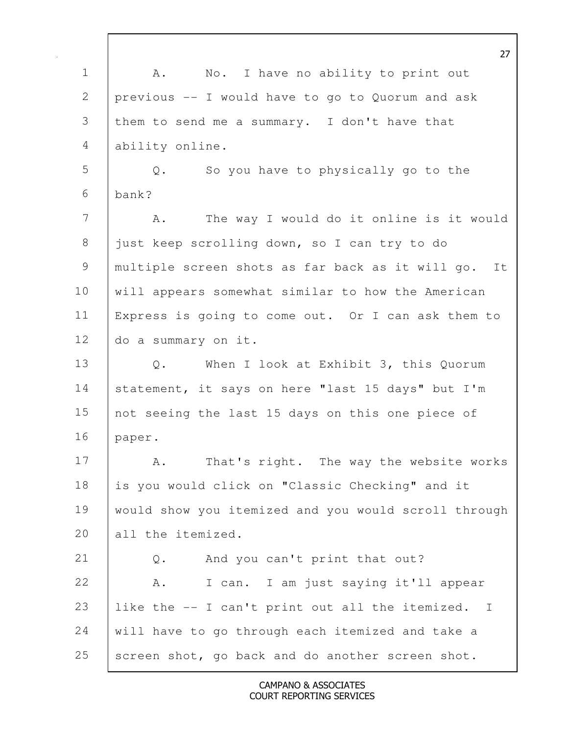A. No. I have no ability to print out previous -- I would have to go to Quorum and ask them to send me a summary. I don't have that ability online.

Q. So you have to physically go to the bank?

A. The way I would do it online is it would just keep scrolling down, so I can try to do multiple screen shots as far back as it will go. It will appears somewhat similar to how the American Express is going to come out. Or I can ask them to do a summary on it.

Q. When I look at Exhibit 3, this Quorum statement, it says on here "last 15 days" but I'm not seeing the last 15 days on this one piece of paper.

A. That's right. The way the website works is you would click on "Classic Checking" and it would show you itemized and you would scroll through all the itemized.

Q. And you can't print that out?

A. I can. I am just saying it'll appear like the -- I can't print out all the itemized. I will have to go through each itemized and take a screen shot, go back and do another screen shot.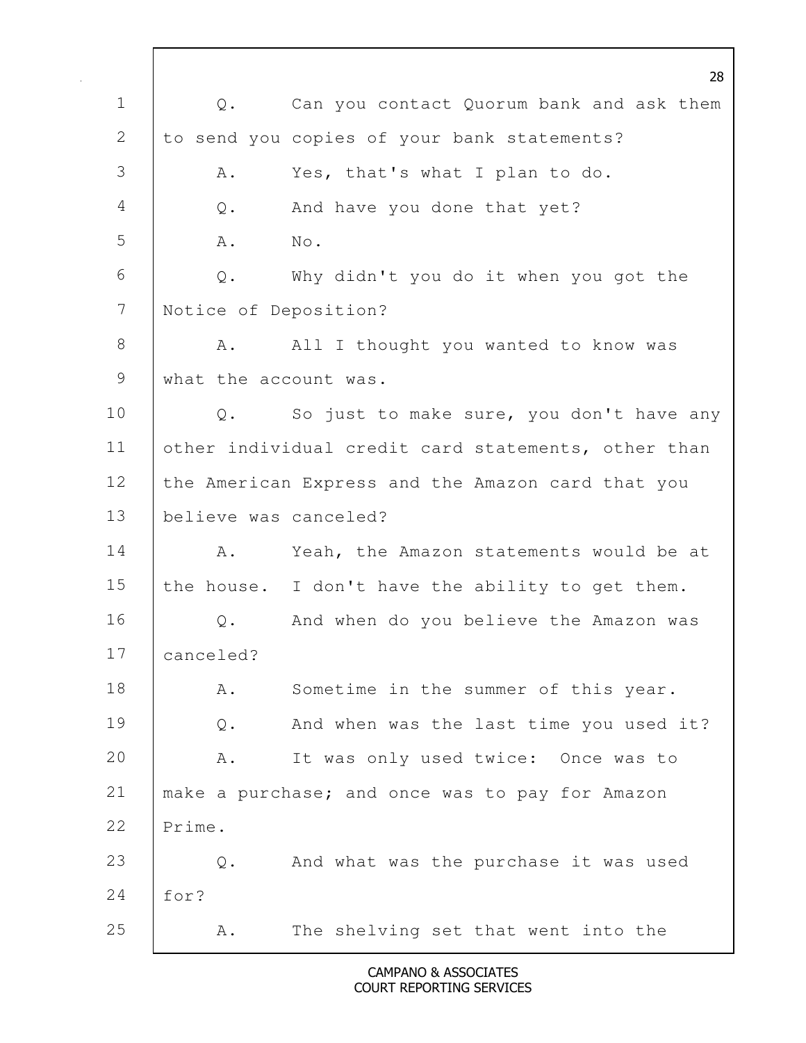Q. Can you contact Quorum bank and ask them to send you copies of your bank statements?

A. Yes, that's what I plan to do.

Q. And have you done that yet?

A. No.

Q. Why didn't you do it when you got the Notice of Deposition?

A. All I thought you wanted to know was what the account was.

Q. So just to make sure, you don't have any other individual credit card statements, other than the American Express and the Amazon card that you believe was canceled?

A. Yeah, the Amazon statements would be at the house. I don't have the ability to get them.

Q. And when do you believe the Amazon was canceled?

A. Sometime in the summer of this year.

Q. And when was the last time you used it?

A. It was only used twice: Once was to make a purchase; and once was to pay for Amazon Prime.

Q. And what was the purchase it was used for?

A. The shelving set that went into the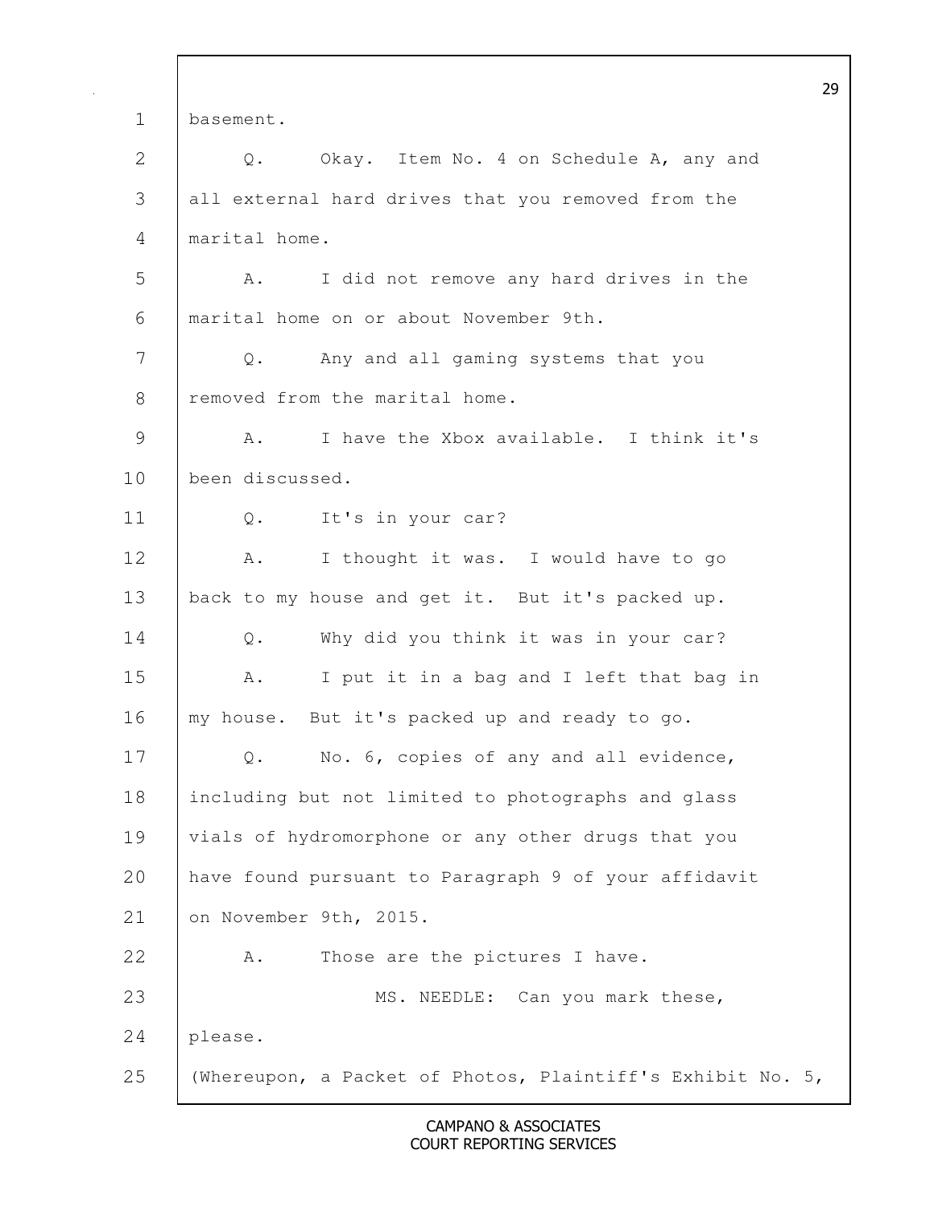1 basement.

2 Q. Okay. Item No. 4 on Schedule A, any and

3 all external hard drives that you removed from the

4 marital home.

5 A. I did not remove any hard drives in the

6 marital home on or about November 9th.

7 Q. Any and all gaming systems that you

8 removed from the marital home.

9 A. I have the Xbox available. I think it's

10 been discussed.

11 Q. It's in your car?

12 A. I thought it was. I would have to go

13 back to my house and get it. But it's packed up.

14 Q. Why did you think it was in your car?

15 A. I put it in a bag and I left that bag in

16 my house. But it's packed up and ready to go.

17 Q. No. 6, copies of any and all evidence,

18 including but not limited to photographs and glass

19 vials of hydromorphone or any other drugs that you

20 have found pursuant to Paragraph 9 of your affidavit

21 on November 9th, 2015.

22 A. Those are the pictures I have.

23 MS. NEEDLE: Can you mark these,

24 please.

25 (Whereupon, a Packet of Photos, Plaintiff's Exhibit No. 5,

CAMPANO & ASSOCIATES
COURT REPORTING SERVICES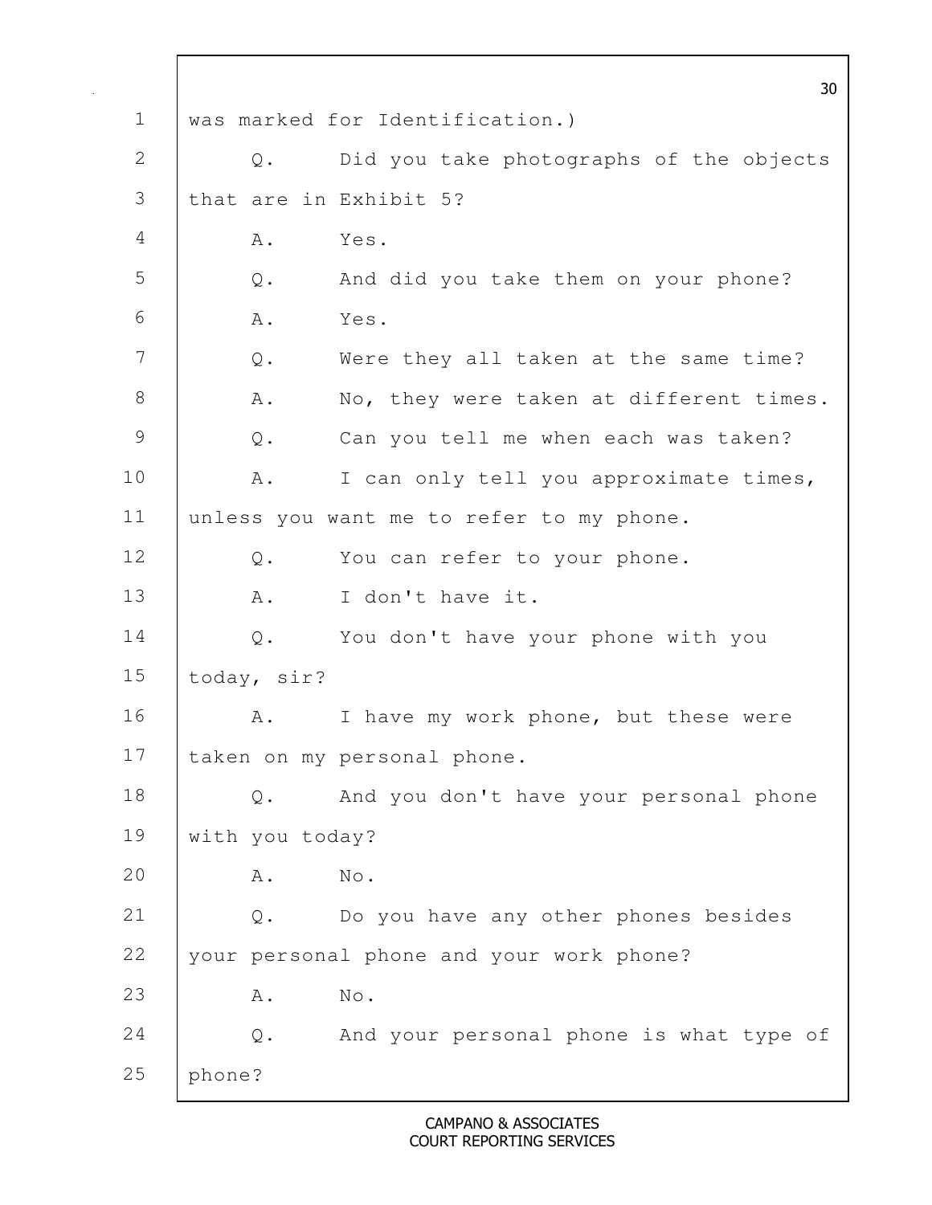was marked for Identification.)

Q. Did you take photographs of the objects that are in Exhibit 5?

A. Yes.

Q. And did you take them on your phone?

A. Yes.

Q. Were they all taken at the same time?

A. No, they were taken at different times.

Q. Can you tell me when each was taken?

A. I can only tell you approximate times, unless you want me to refer to my phone.

Q. You can refer to your phone.

A. I don't have it.

Q. You don't have your phone with you today, sir?

A. I have my work phone, but these were taken on my personal phone.

Q. And you don't have your personal phone with you today?

A. No.

Q. Do you have any other phones besides your personal phone and your work phone?

A. No.

Q. And your personal phone is what type of phone?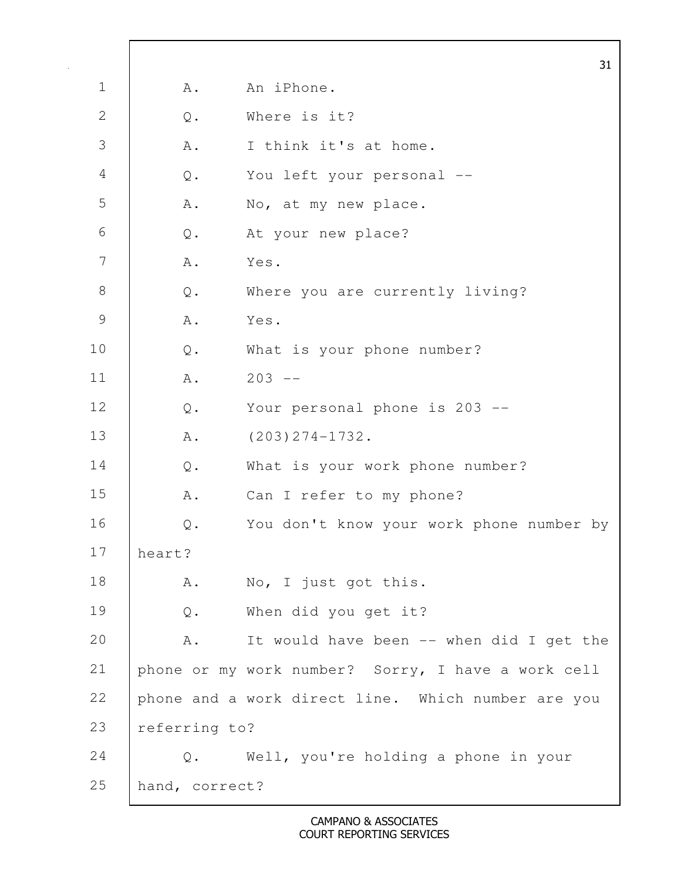A. An iPhone.

Q. Where is it?

A. I think it's at home.

Q. You left your personal --

A. No, at my new place.

Q. At your new place?

A. Yes.

Q. Where you are currently living?

A. Yes.

Q. What is your phone number?

A. 203 --

Q. Your personal phone is 203 --

A. (203)274-1732.

Q. What is your work phone number?

A. Can I refer to my phone?

Q. You don't know your work phone number by heart?

A. No, I just got this.

Q. When did you get it?

A. It would have been -- when did I get the phone or my work number? Sorry, I have a work cell phone and a work direct line. Which number are you referring to?

Q. Well, you're holding a phone in your hand, correct?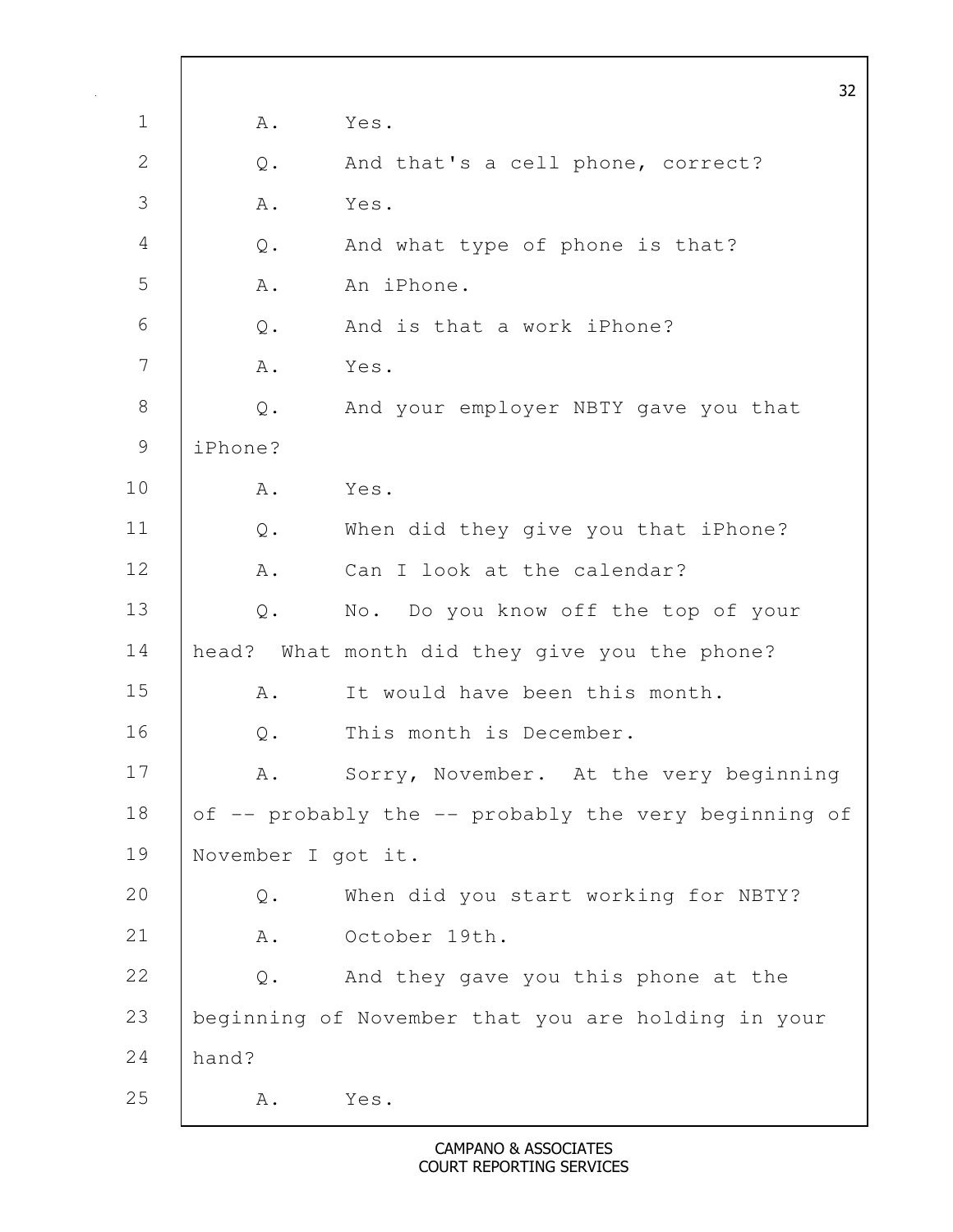1 A. Yes.

2 Q. And that's a cell phone, correct?

3 A. Yes.

4 Q. And what type of phone is that?

5 A. An iPhone.

6 Q. And is that a work iPhone?

7 A. Yes.

8 Q. And your employer NBTY gave you that

9 iPhone?

10 A. Yes.

11 Q. When did they give you that iPhone?

12 A. Can I look at the calendar?

13 Q. No. Do you know off the top of your

14 head? What month did they give you the phone?

15 A. It would have been this month.

16 Q. This month is December.

17 A. Sorry, November. At the very beginning

18 of -- probably the -- probably the very beginning of

19 November I got it.

20 Q. When did you start working for NBTY?

21 A. October 19th.

22 Q. And they gave you this phone at the

23 beginning of November that you are holding in your

24 hand?

25 A. Yes.

CAMPANO & ASSOCIATES
COURT REPORTING SERVICES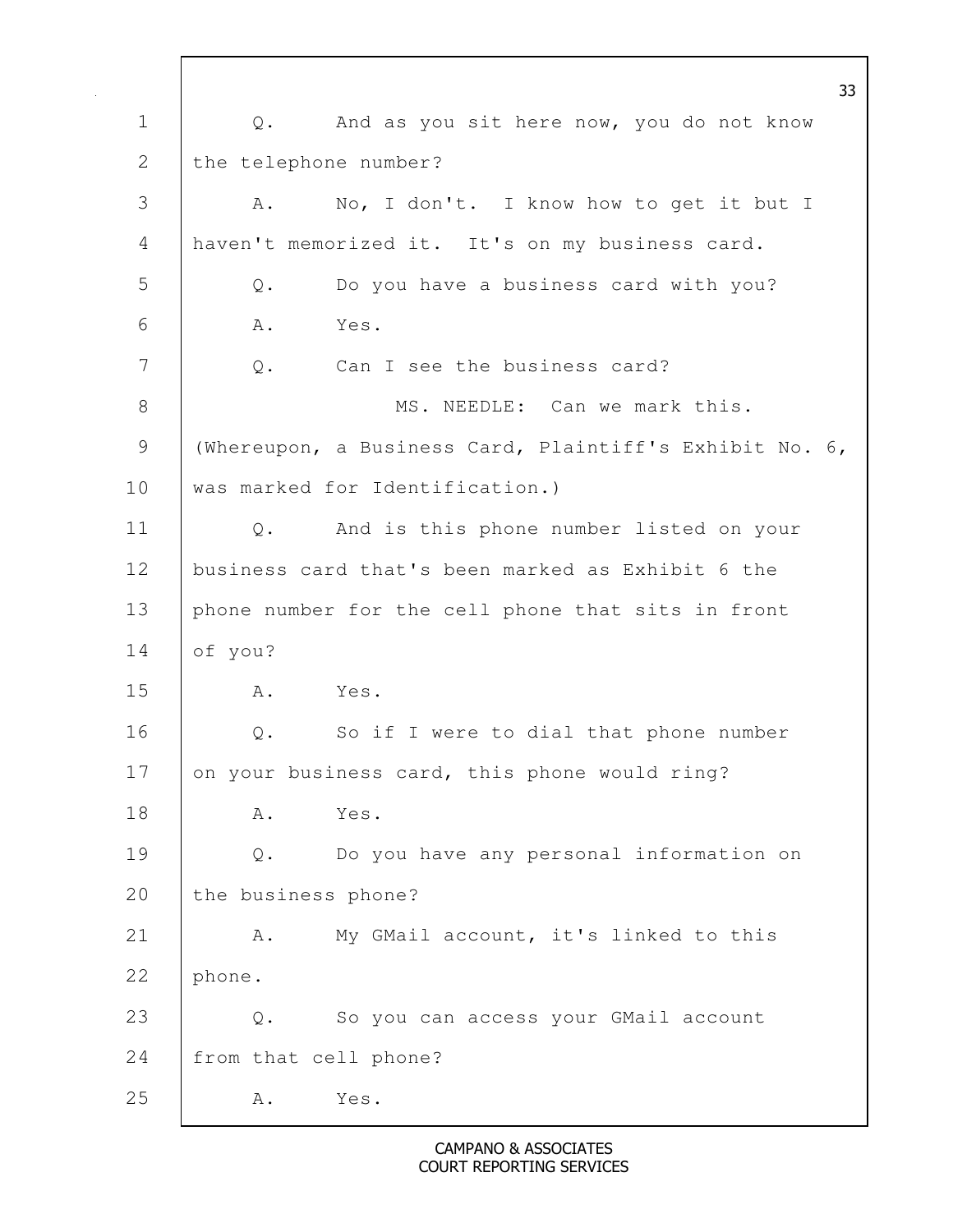Q. And as you sit here now, you do not know the telephone number?

A. No, I don't. I know how to get it but I haven't memorized it. It's on my business card.

Q. Do you have a business card with you?

A. Yes.

Q. Can I see the business card?

MS. NEEDLE: Can we mark this.

(Whereupon, a Business Card, Plaintiff's Exhibit No. 6, was marked for Identification.)

Q. And is this phone number listed on your business card that's been marked as Exhibit 6 the phone number for the cell phone that sits in front of you?

A. Yes.

Q. So if I were to dial that phone number on your business card, this phone would ring?

A. Yes.

Q. Do you have any personal information on the business phone?

A. My GMail account, it's linked to this phone.

Q. So you can access your GMail account from that cell phone?

A. Yes.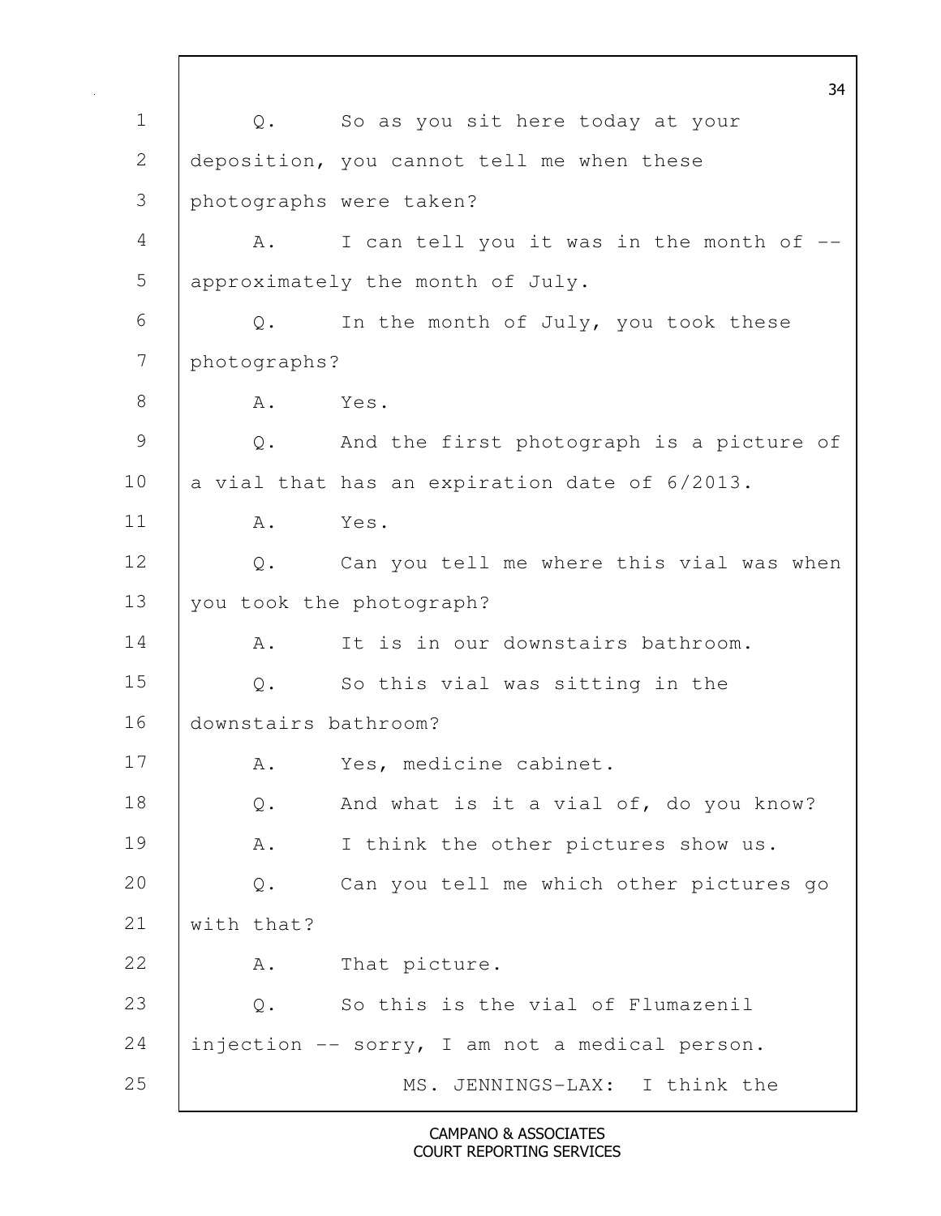Q. So as you sit here today at your deposition, you cannot tell me when these photographs were taken?

A. I can tell you it was in the month of -- approximately the month of July.

Q. In the month of July, you took these photographs?

A. Yes.

Q. And the first photograph is a picture of a vial that has an expiration date of 6/2013.

A. Yes.

Q. Can you tell me where this vial was when you took the photograph?

A. It is in our downstairs bathroom.

Q. So this vial was sitting in the downstairs bathroom?

A. Yes, medicine cabinet.

Q. And what is it a vial of, do you know?

A. I think the other pictures show us.

Q. Can you tell me which other pictures go with that?

A. That picture.

Q. So this is the vial of Flumazenil injection -- sorry, I am not a medical person.

MS. JENNINGS-LAX: I think the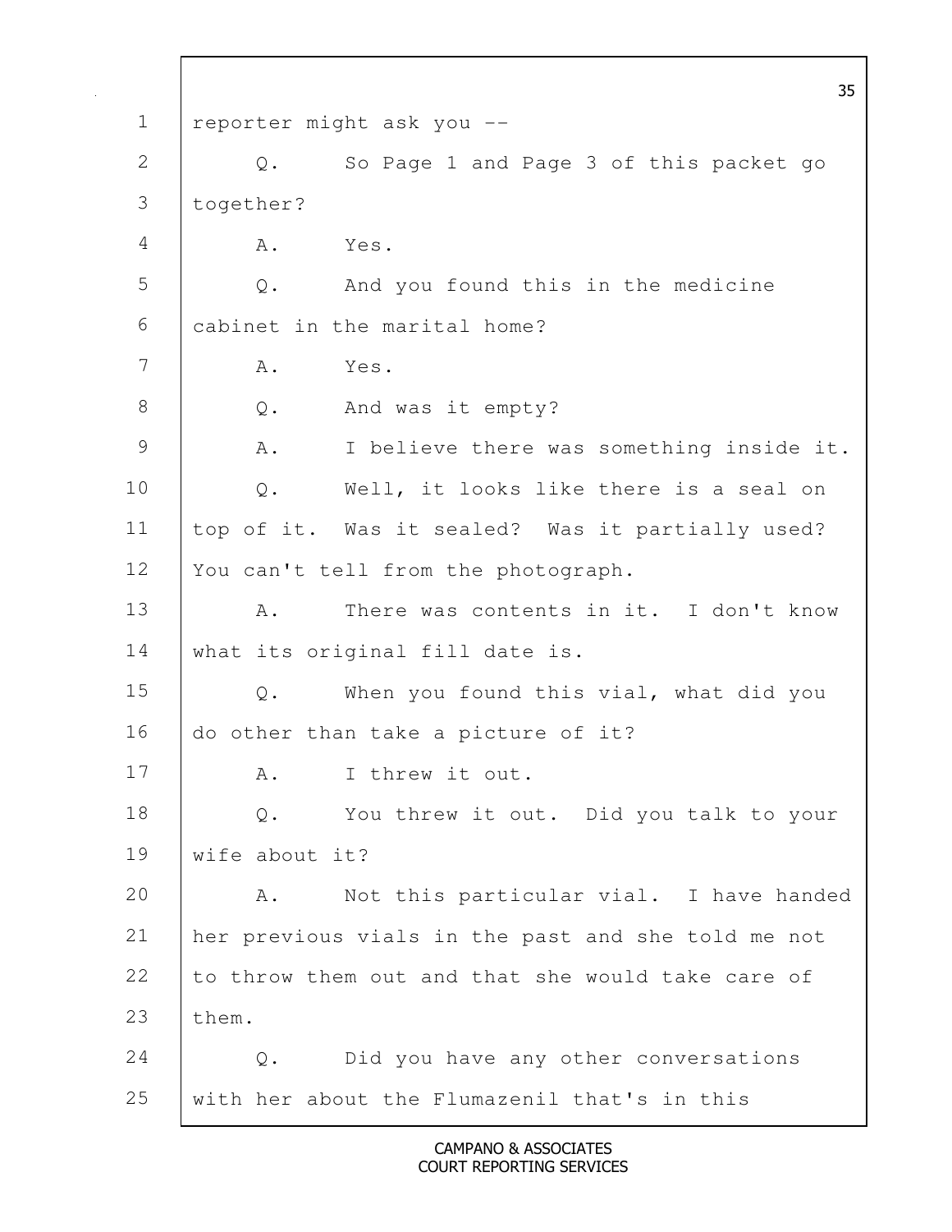reporter might ask you --

Q. So Page 1 and Page 3 of this packet go together?

A. Yes.

Q. And you found this in the medicine cabinet in the marital home?

A. Yes.

Q. And was it empty?

A. I believe there was something inside it.

Q. Well, it looks like there is a seal on top of it. Was it sealed? Was it partially used? You can't tell from the photograph.

A. There was contents in it. I don't know what its original fill date is.

Q. When you found this vial, what did you do other than take a picture of it?

A. I threw it out.

Q. You threw it out. Did you talk to your wife about it?

A. Not this particular vial. I have handed her previous vials in the past and she told me not to throw them out and that she would take care of them.

Q. Did you have any other conversations with her about the Flumazenil that's in this

CAMPANO & ASSOCIATES
COURT REPORTING SERVICES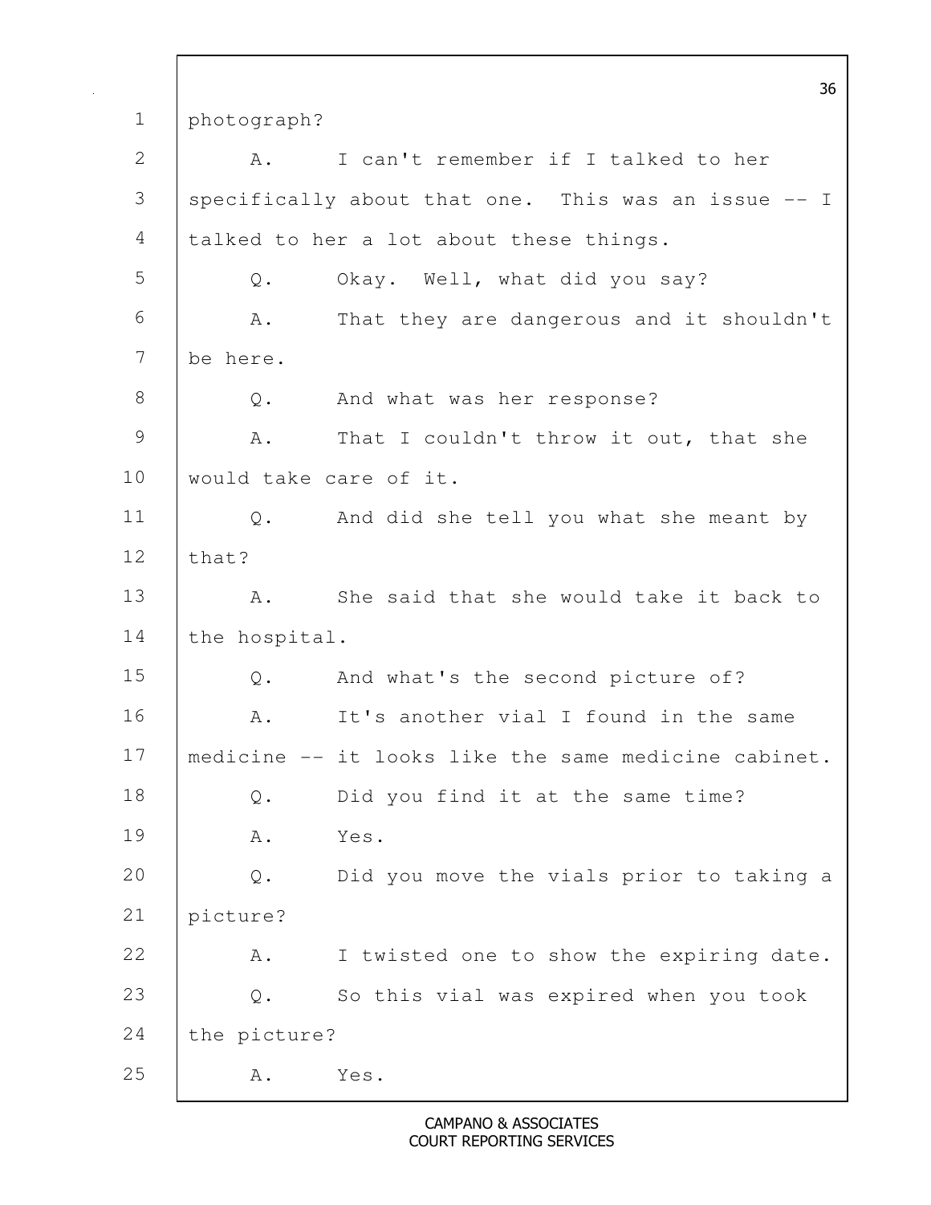photograph?

A. I can't remember if I talked to her specifically about that one. This was an issue -- I talked to her a lot about these things.

Q. Okay. Well, what did you say?

A. That they are dangerous and it shouldn't be here.

Q. And what was her response?

A. That I couldn't throw it out, that she would take care of it.

Q. And did she tell you what she meant by that?

A. She said that she would take it back to the hospital.

Q. And what's the second picture of?

A. It's another vial I found in the same medicine -- it looks like the same medicine cabinet.

Q. Did you find it at the same time?

A. Yes.

Q. Did you move the vials prior to taking a picture?

A. I twisted one to show the expiring date.

Q. So this vial was expired when you took the picture?

A. Yes.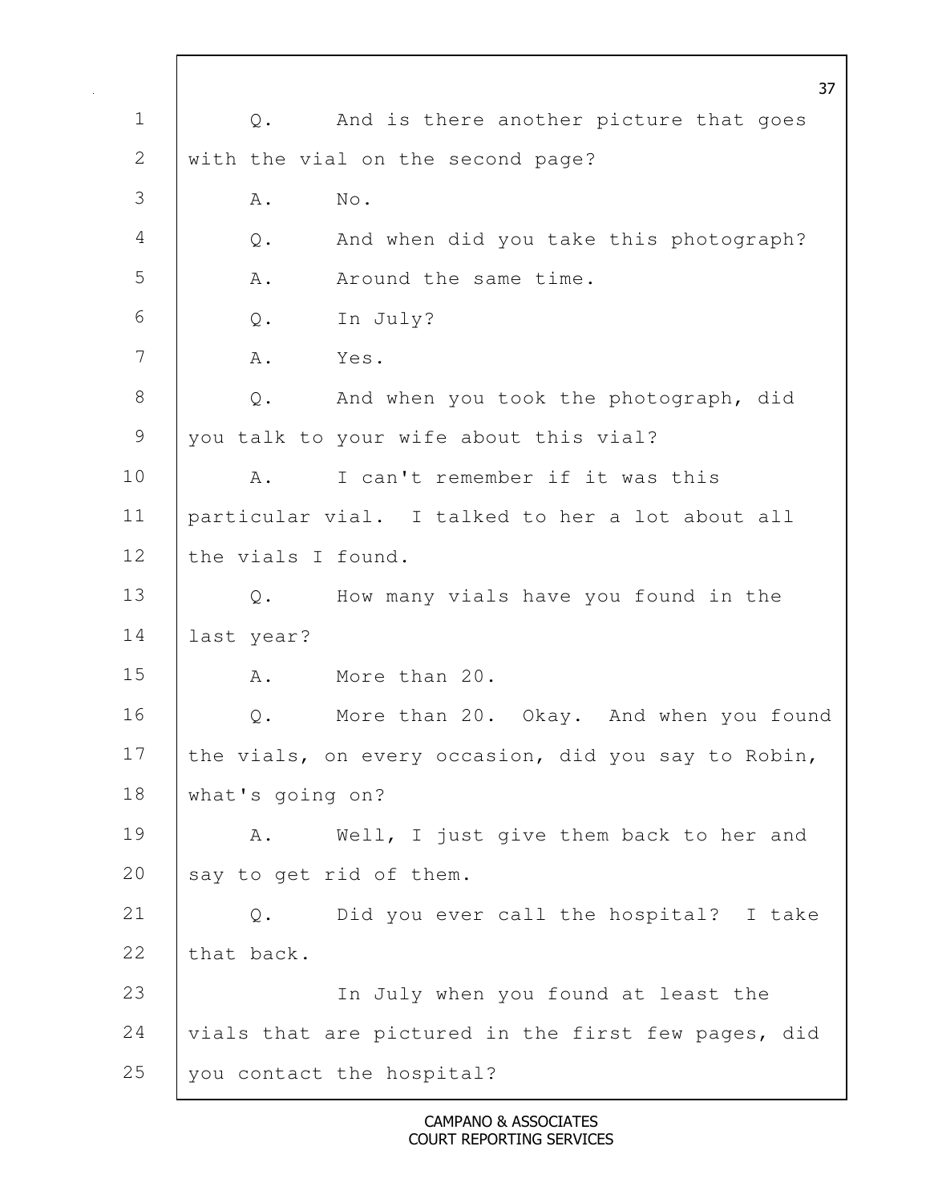Q. And is there another picture that goes with the vial on the second page?

A. No.

Q. And when did you take this photograph?

A. Around the same time.

Q. In July?

A. Yes.

Q. And when you took the photograph, did you talk to your wife about this vial?

A. I can't remember if it was this particular vial. I talked to her a lot about all the vials I found.

Q. How many vials have you found in the last year?

A. More than 20.

Q. More than 20. Okay. And when you found the vials, on every occasion, did you say to Robin, what's going on?

A. Well, I just give them back to her and say to get rid of them.

Q. Did you ever call the hospital? I take that back.

In July when you found at least the vials that are pictured in the first few pages, did you contact the hospital?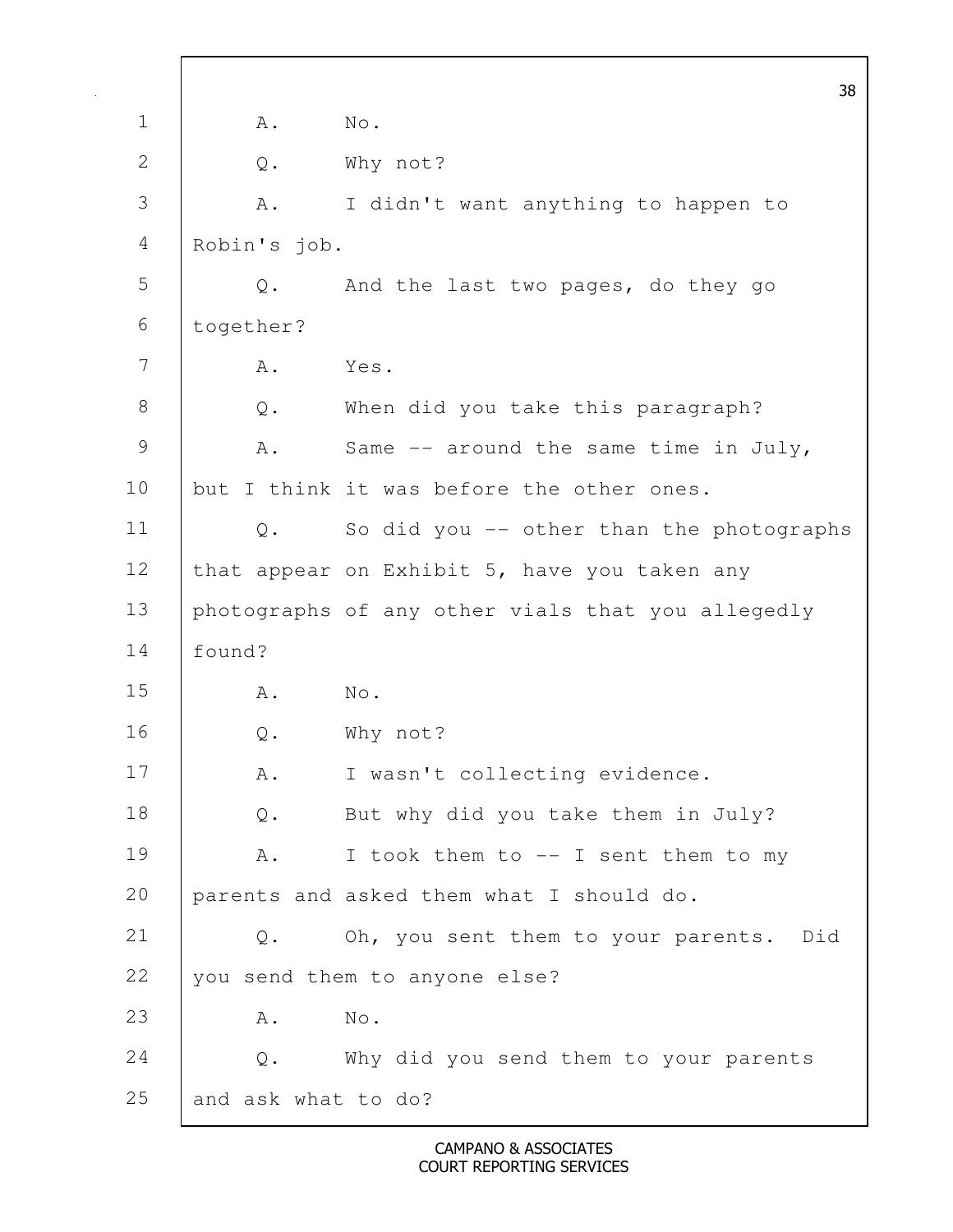A. No.

Q. Why not?

A. I didn't want anything to happen to Robin's job.

Q. And the last two pages, do they go together?

A. Yes.

Q. When did you take this paragraph?

A. Same -- around the same time in July, but I think it was before the other ones.

Q. So did you -- other than the photographs that appear on Exhibit 5, have you taken any photographs of any other vials that you allegedly found?

A. No.

Q. Why not?

A. I wasn't collecting evidence.

Q. But why did you take them in July?

A. I took them to -- I sent them to my parents and asked them what I should do.

Q. Oh, you sent them to your parents. Did you send them to anyone else?

A. No.

Q. Why did you send them to your parents and ask what to do?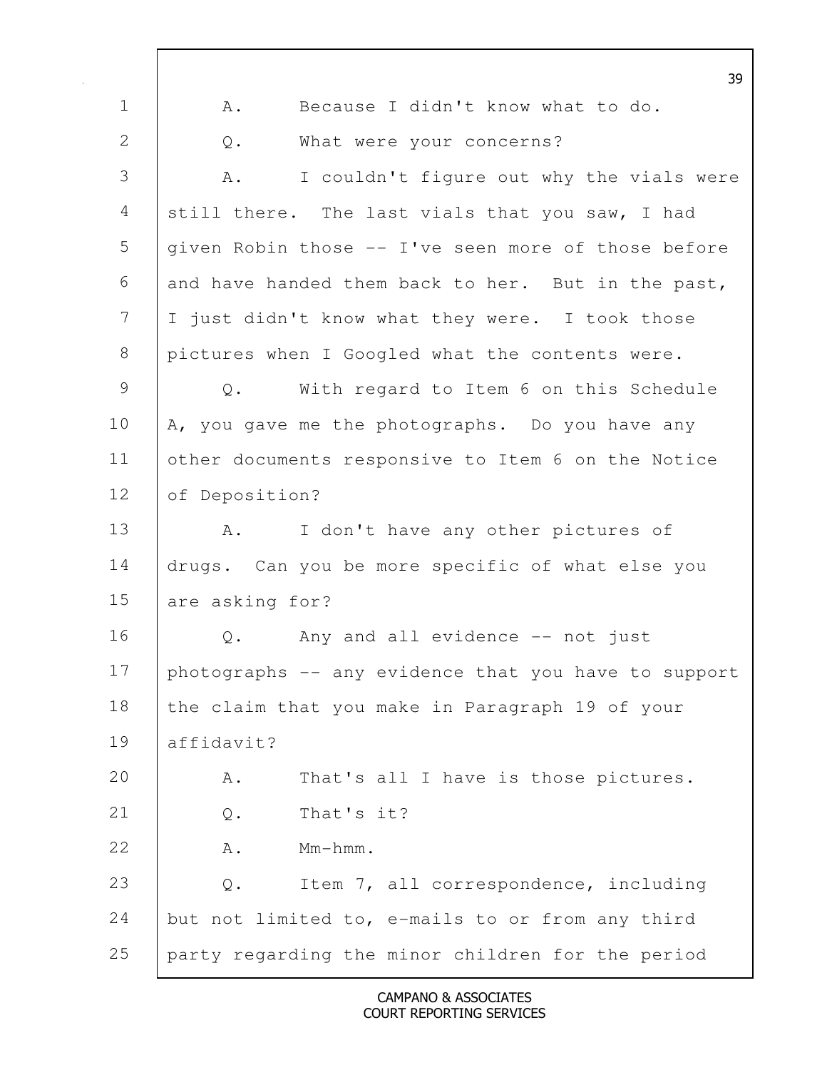1 A. Because I didn't know what to do.

2 Q. What were your concerns?

3 A. I couldn't figure out why the vials were

4 still there. The last vials that you saw, I had

5 given Robin those -- I've seen more of those before

6 and have handed them back to her. But in the past,

7 I just didn't know what they were. I took those

8 pictures when I Googled what the contents were.

9 Q. With regard to Item 6 on this Schedule

10 A, you gave me the photographs. Do you have any

11 other documents responsive to Item 6 on the Notice

12 of Deposition?

13 A. I don't have any other pictures of

14 drugs. Can you be more specific of what else you

15 are asking for?

16 Q. Any and all evidence -- not just

17 photographs -- any evidence that you have to support

18 the claim that you make in Paragraph 19 of your

19 affidavit?

20 A. That's all I have is those pictures.

21 Q. That's it?

22 A. Mm-hmm.

23 Q. Item 7, all correspondence, including

24 but not limited to, e-mails to or from any third

25 party regarding the minor children for the period

CAMPANO & ASSOCIATES
COURT REPORTING SERVICES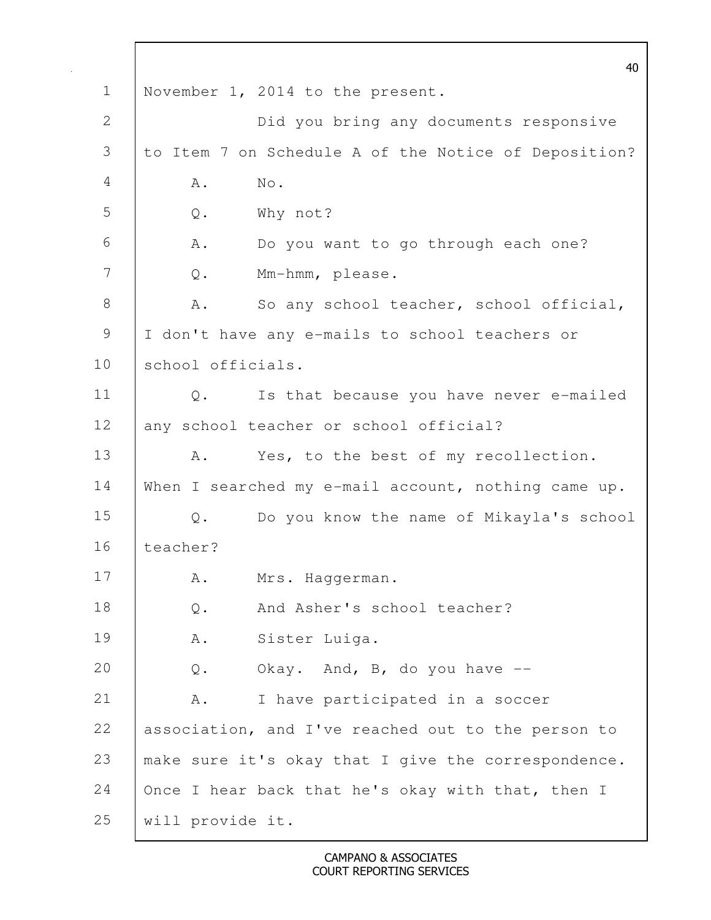November 1, 2014 to the present.

Did you bring any documents responsive to Item 7 on Schedule A of the Notice of Deposition?

A. No.

Q. Why not?

A. Do you want to go through each one?

Q. Mm-hmm, please.

A. So any school teacher, school official, I don't have any e-mails to school teachers or school officials.

Q. Is that because you have never e-mailed any school teacher or school official?

A. Yes, to the best of my recollection. When I searched my e-mail account, nothing came up.

Q. Do you know the name of Mikayla's school teacher?

A. Mrs. Haggerman.

Q. And Asher's school teacher?

A. Sister Luiga.

Q. Okay. And, B, do you have --

A. I have participated in a soccer association, and I've reached out to the person to make sure it's okay that I give the correspondence. Once I hear back that he's okay with that, then I will provide it.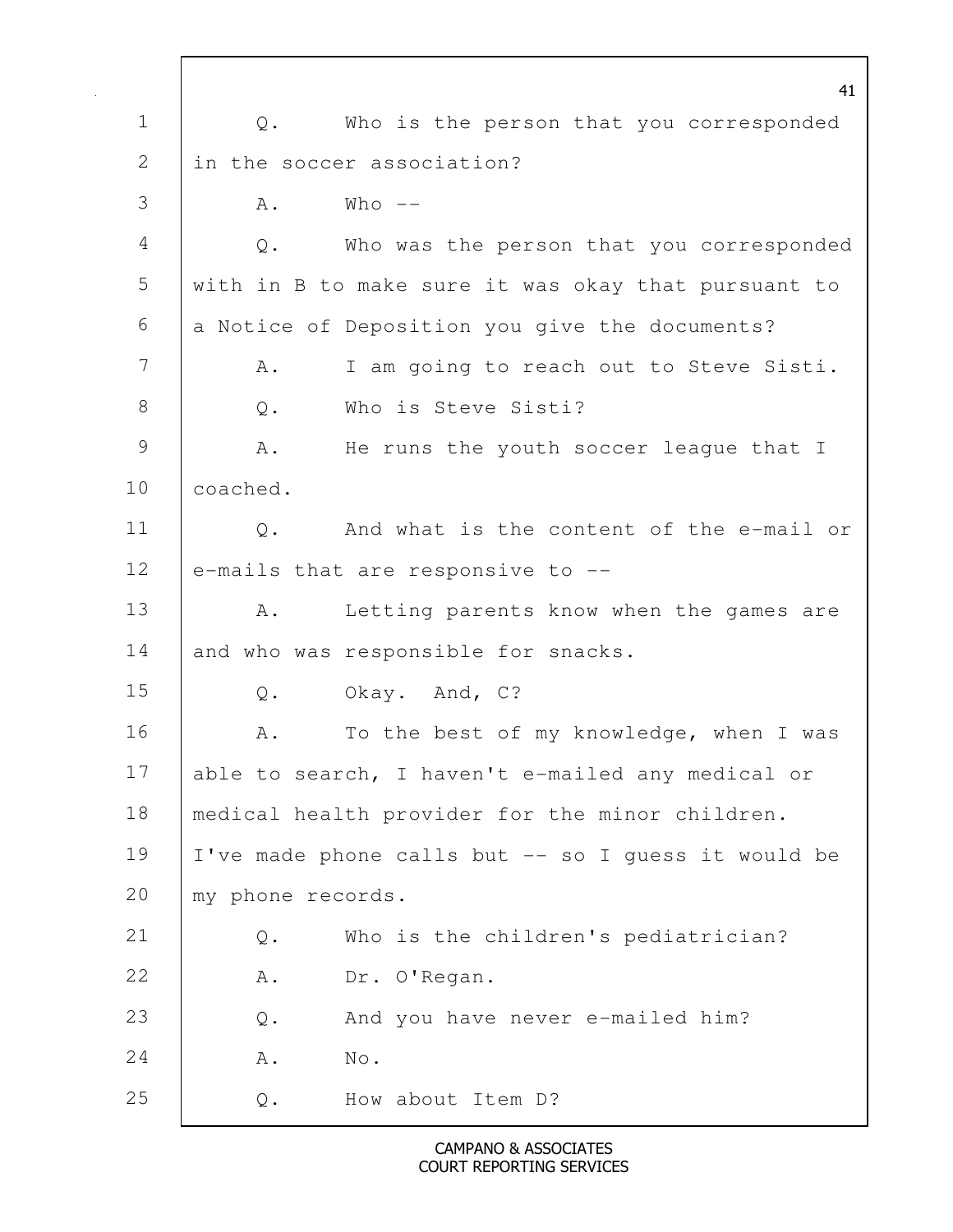1 Q. Who is the person that you corresponded
2 in the soccer association?
3 A. Who --
4 Q. Who was the person that you corresponded
5 with in B to make sure it was okay that pursuant to
6 a Notice of Deposition you give the documents?
7 A. I am going to reach out to Steve Sisti.
8 Q. Who is Steve Sisti?
9 A. He runs the youth soccer league that I
10 coached.
11 Q. And what is the content of the e-mail or
12 e-mails that are responsive to --
13 A. Letting parents know when the games are
14 and who was responsible for snacks.
15 Q. Okay. And, C?
16 A. To the best of my knowledge, when I was
17 able to search, I haven't e-mailed any medical or
18 medical health provider for the minor children.
19 I've made phone calls but -- so I guess it would be
20 my phone records.
21 Q. Who is the children's pediatrician?
22 A. Dr. O'Regan.
23 Q. And you have never e-mailed him?
24 A. No.
25 Q. How about Item D?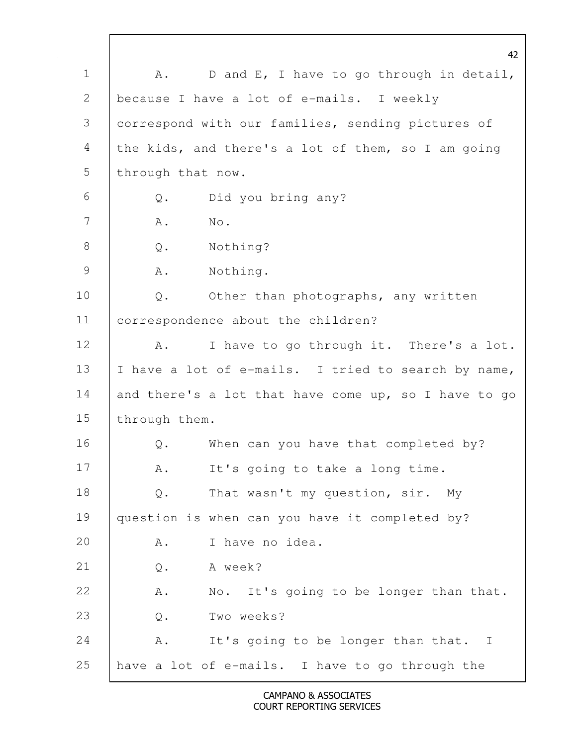A. D and E, I have to go through in detail, because I have a lot of e-mails. I weekly correspond with our families, sending pictures of the kids, and there's a lot of them, so I am going through that now.

Q. Did you bring any?

A. No.

Q. Nothing?

A. Nothing.

Q. Other than photographs, any written correspondence about the children?

A. I have to go through it. There's a lot. I have a lot of e-mails. I tried to search by name, and there's a lot that have come up, so I have to go through them.

Q. When can you have that completed by?

A. It's going to take a long time.

Q. That wasn't my question, sir. My question is when can you have it completed by?

A. I have no idea.

Q. A week?

A. No. It's going to be longer than that.

Q. Two weeks?

A. It's going to be longer than that. I have a lot of e-mails. I have to go through the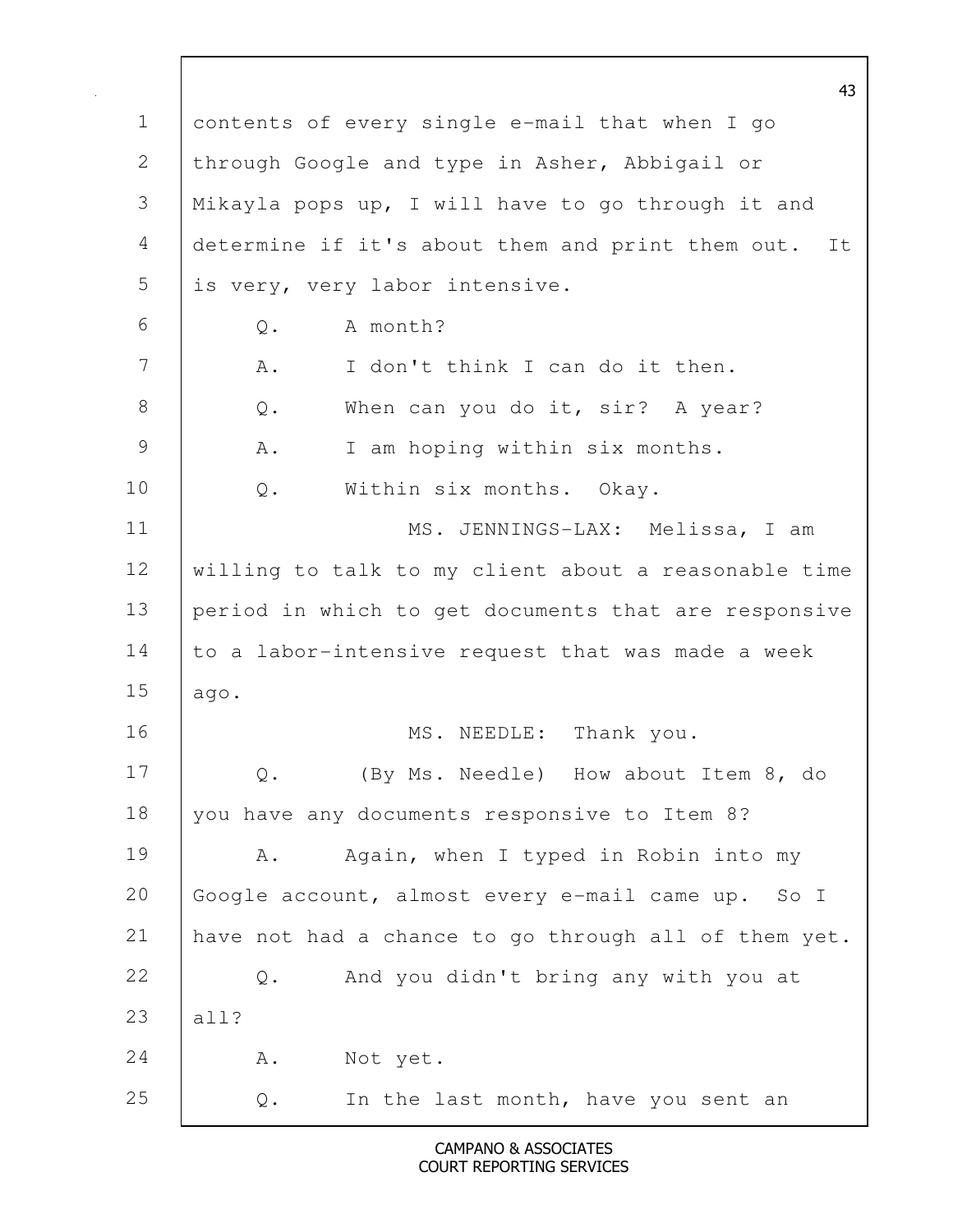contents of every single e-mail that when I go through Google and type in Asher, Abbigail or Mikayla pops up, I will have to go through it and determine if it's about them and print them out. It is very, very labor intensive.

Q. A month?

A. I don't think I can do it then.

Q. When can you do it, sir? A year?

A. I am hoping within six months.

Q. Within six months. Okay.

MS. JENNINGS-LAX: Melissa, I am willing to talk to my client about a reasonable time period in which to get documents that are responsive to a labor-intensive request that was made a week ago.

MS. NEEDLE: Thank you.

Q. (By Ms. Needle) How about Item 8, do you have any documents responsive to Item 8?

A. Again, when I typed in Robin into my Google account, almost every e-mail came up. So I have not had a chance to go through all of them yet.

Q. And you didn't bring any with you at all?

A. Not yet.

Q. In the last month, have you sent an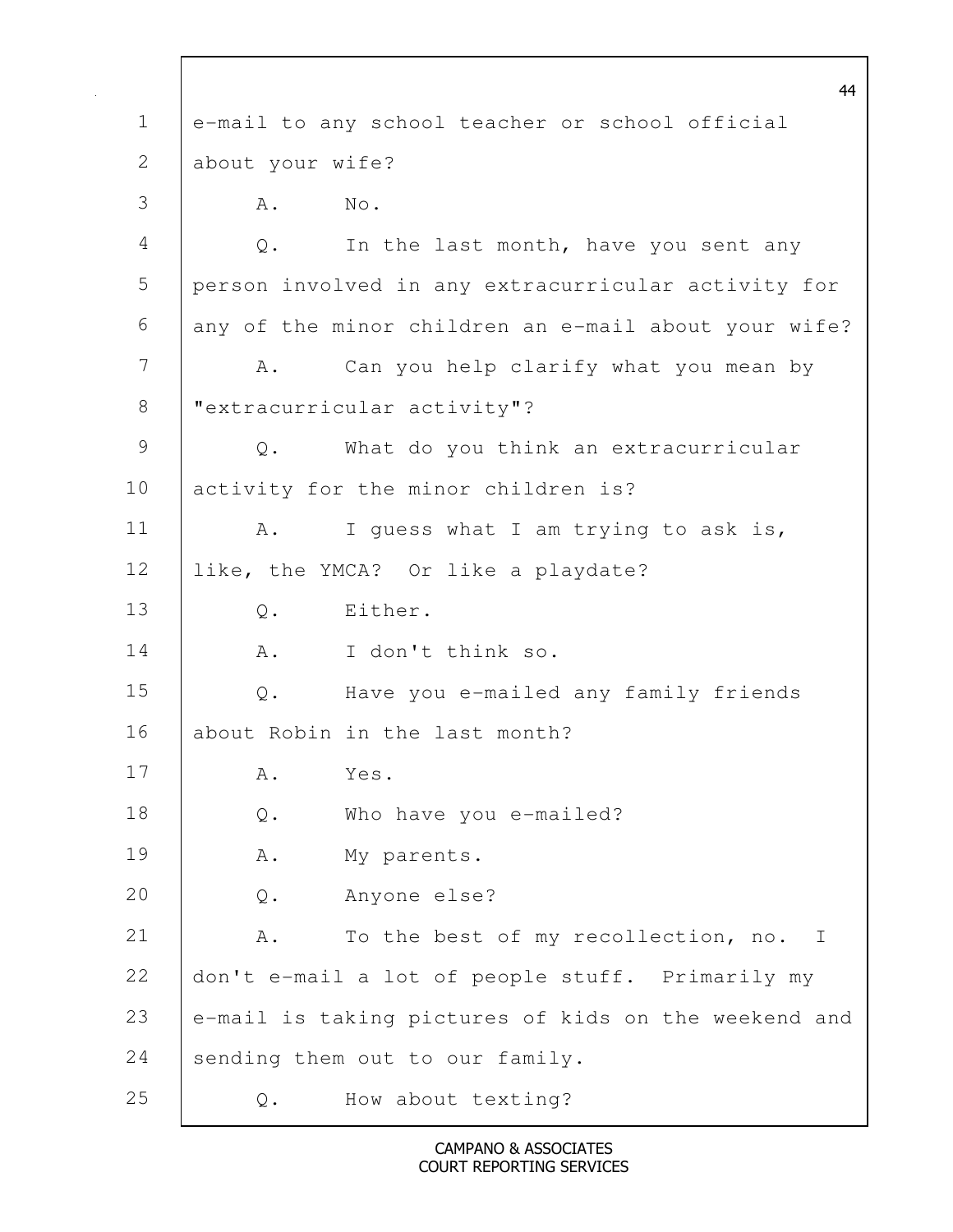e-mail to any school teacher or school official about your wife?

A. No.

Q. In the last month, have you sent any person involved in any extracurricular activity for any of the minor children an e-mail about your wife?

A. Can you help clarify what you mean by "extracurricular activity"?

Q. What do you think an extracurricular activity for the minor children is?

A. I guess what I am trying to ask is, like, the YMCA? Or like a playdate?

Q. Either.

A. I don't think so.

Q. Have you e-mailed any family friends about Robin in the last month?

A. Yes.

Q. Who have you e-mailed?

A. My parents.

Q. Anyone else?

A. To the best of my recollection, no. I don't e-mail a lot of people stuff. Primarily my e-mail is taking pictures of kids on the weekend and sending them out to our family.

Q. How about texting?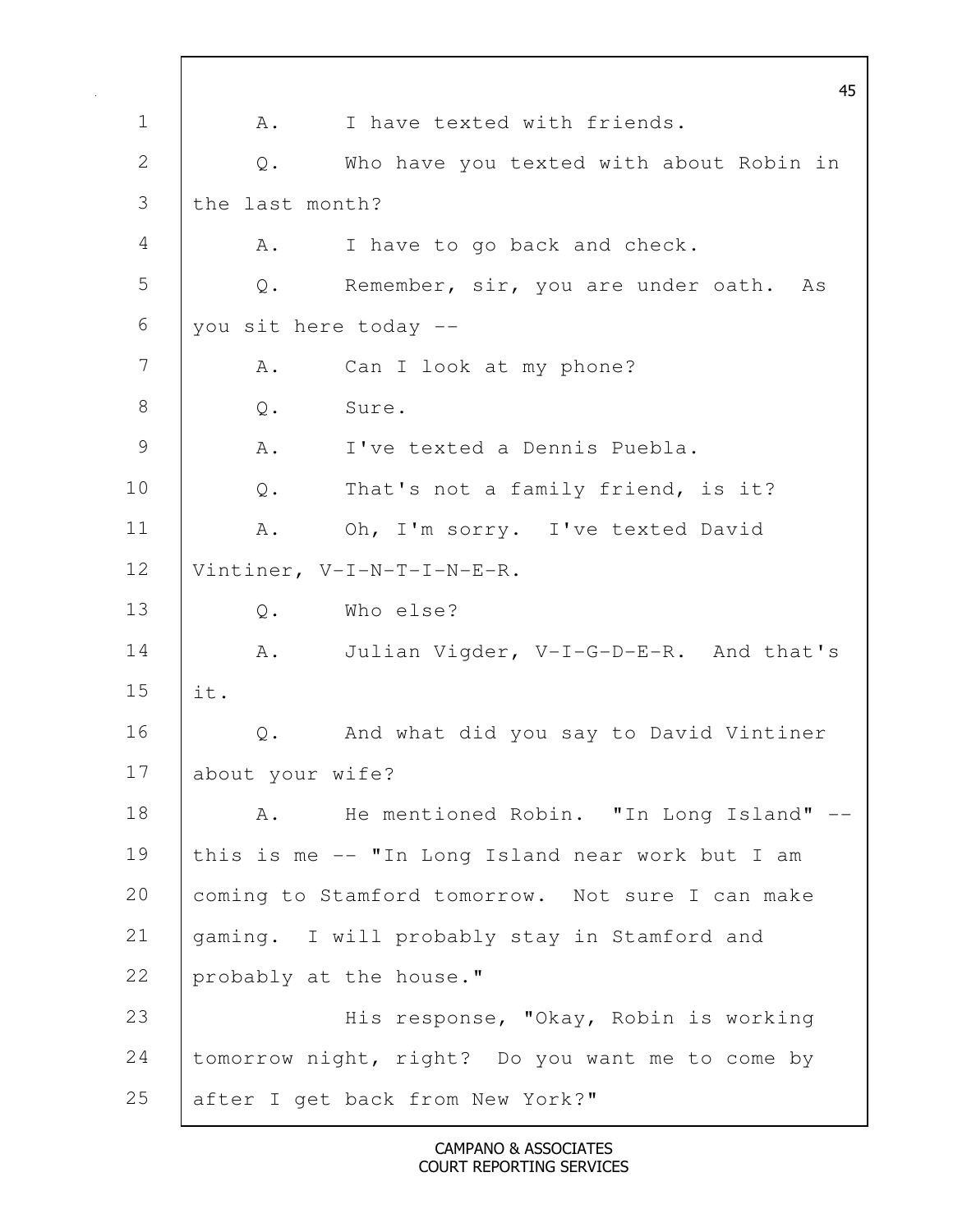A. I have texted with friends.

Q. Who have you texted with about Robin in the last month?

A. I have to go back and check.

Q. Remember, sir, you are under oath. As you sit here today --

A. Can I look at my phone?

Q. Sure.

A. I've texted a Dennis Puebla.

Q. That's not a family friend, is it?

A. Oh, I'm sorry. I've texted David Vintiner, V-I-N-T-I-N-E-R.

Q. Who else?

A. Julian Vigder, V-I-G-D-E-R. And that's it.

Q. And what did you say to David Vintiner about your wife?

A. He mentioned Robin. "In Long Island" -- this is me -- "In Long Island near work but I am coming to Stamford tomorrow. Not sure I can make gaming. I will probably stay in Stamford and probably at the house."

His response, "Okay, Robin is working tomorrow night, right? Do you want me to come by after I get back from New York?"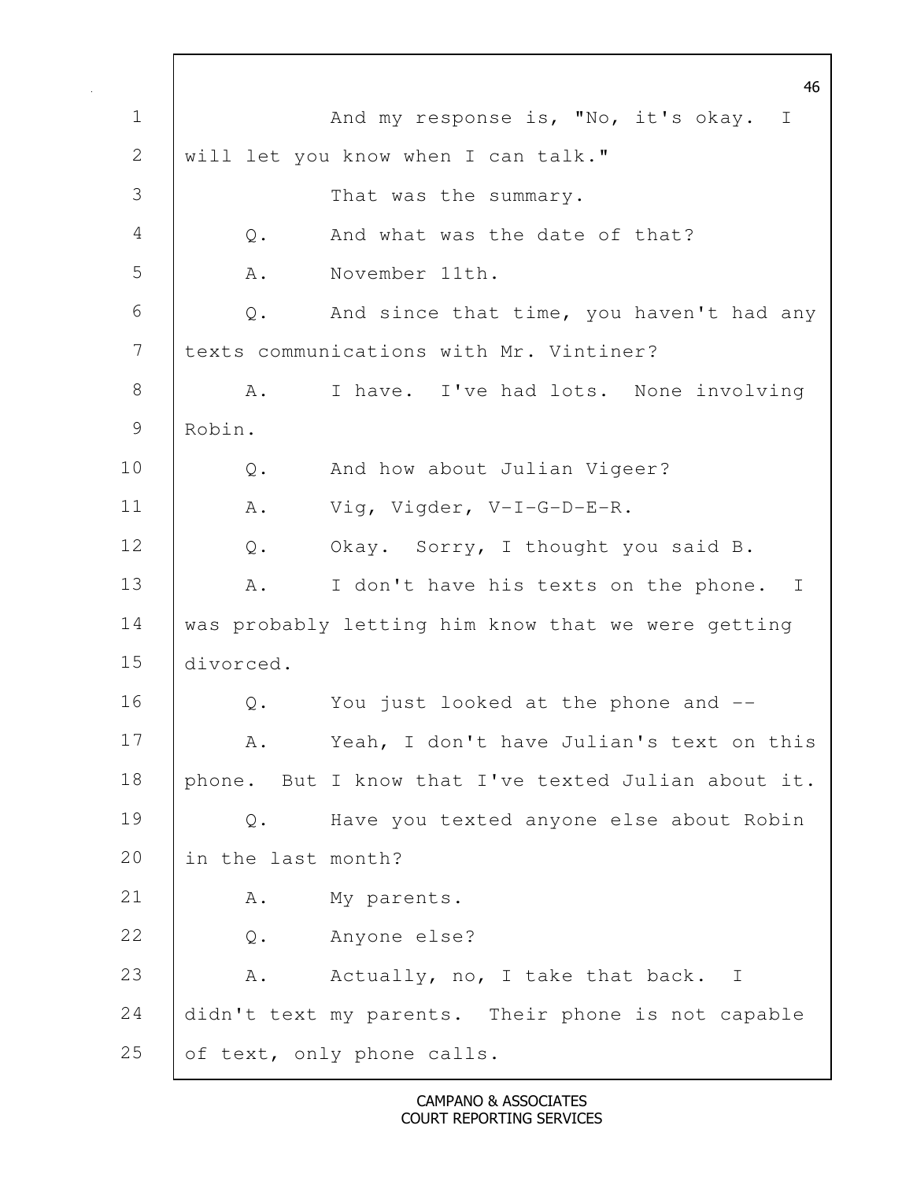And my response is, "No, it's okay. I will let you know when I can talk."

That was the summary.

Q. And what was the date of that?

A. November 11th.

Q. And since that time, you haven't had any texts communications with Mr. Vintiner?

A. I have. I've had lots. None involving Robin.

Q. And how about Julian Vigeer?

A. Vig, Vigder, V-I-G-D-E-R.

Q. Okay. Sorry, I thought you said B.

A. I don't have his texts on the phone. I was probably letting him know that we were getting divorced.

Q. You just looked at the phone and --

A. Yeah, I don't have Julian's text on this phone. But I know that I've texted Julian about it.

Q. Have you texted anyone else about Robin in the last month?

A. My parents.

Q. Anyone else?

A. Actually, no, I take that back. I didn't text my parents. Their phone is not capable of text, only phone calls.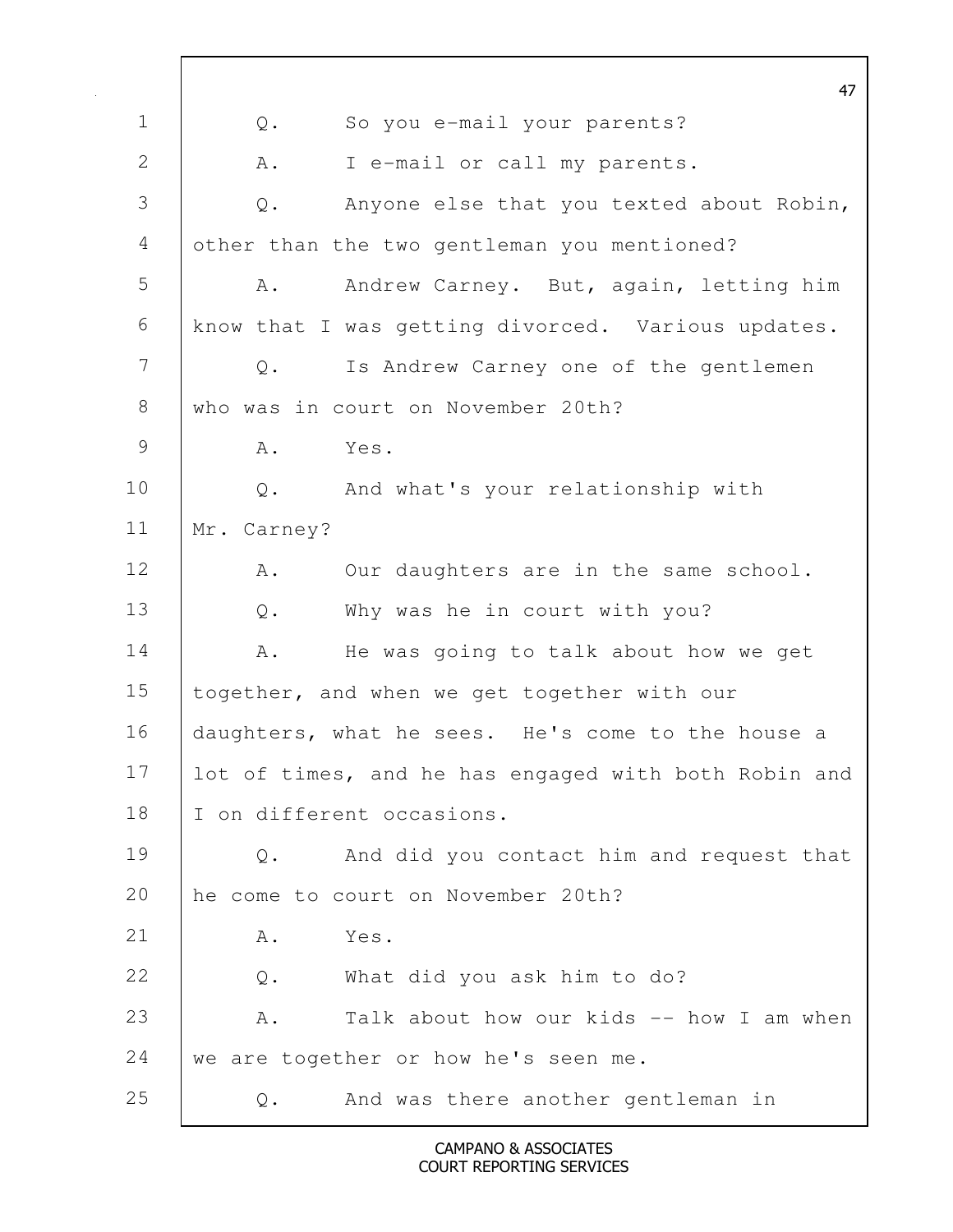Q. So you e-mail your parents?

A. I e-mail or call my parents.

Q. Anyone else that you texted about Robin, other than the two gentleman you mentioned?

A. Andrew Carney. But, again, letting him know that I was getting divorced. Various updates.

Q. Is Andrew Carney one of the gentlemen who was in court on November 20th?

A. Yes.

Q. And what's your relationship with Mr. Carney?

A. Our daughters are in the same school.

Q. Why was he in court with you?

A. He was going to talk about how we get together, and when we get together with our daughters, what he sees. He's come to the house a lot of times, and he has engaged with both Robin and I on different occasions.

Q. And did you contact him and request that he come to court on November 20th?

A. Yes.

Q. What did you ask him to do?

A. Talk about how our kids -- how I am when we are together or how he's seen me.

Q. And was there another gentleman in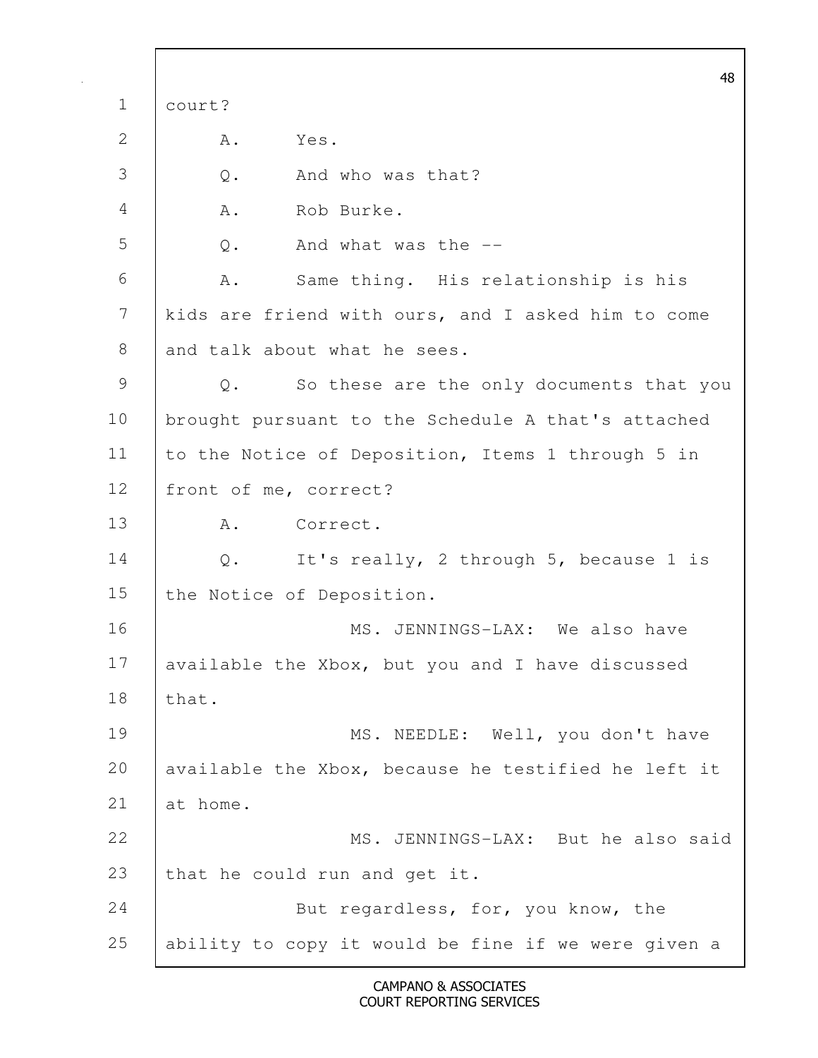court?

A. Yes.

Q. And who was that?

A. Rob Burke.

Q. And what was the --

A. Same thing. His relationship is his kids are friend with ours, and I asked him to come and talk about what he sees.

Q. So these are the only documents that you brought pursuant to the Schedule A that's attached to the Notice of Deposition, Items 1 through 5 in front of me, correct?

A. Correct.

Q. It's really, 2 through 5, because 1 is the Notice of Deposition.

MS. JENNINGS-LAX: We also have available the Xbox, but you and I have discussed that.

MS. NEEDLE: Well, you don't have available the Xbox, because he testified he left it at home.

MS. JENNINGS-LAX: But he also said that he could run and get it.

But regardless, for, you know, the ability to copy it would be fine if we were given a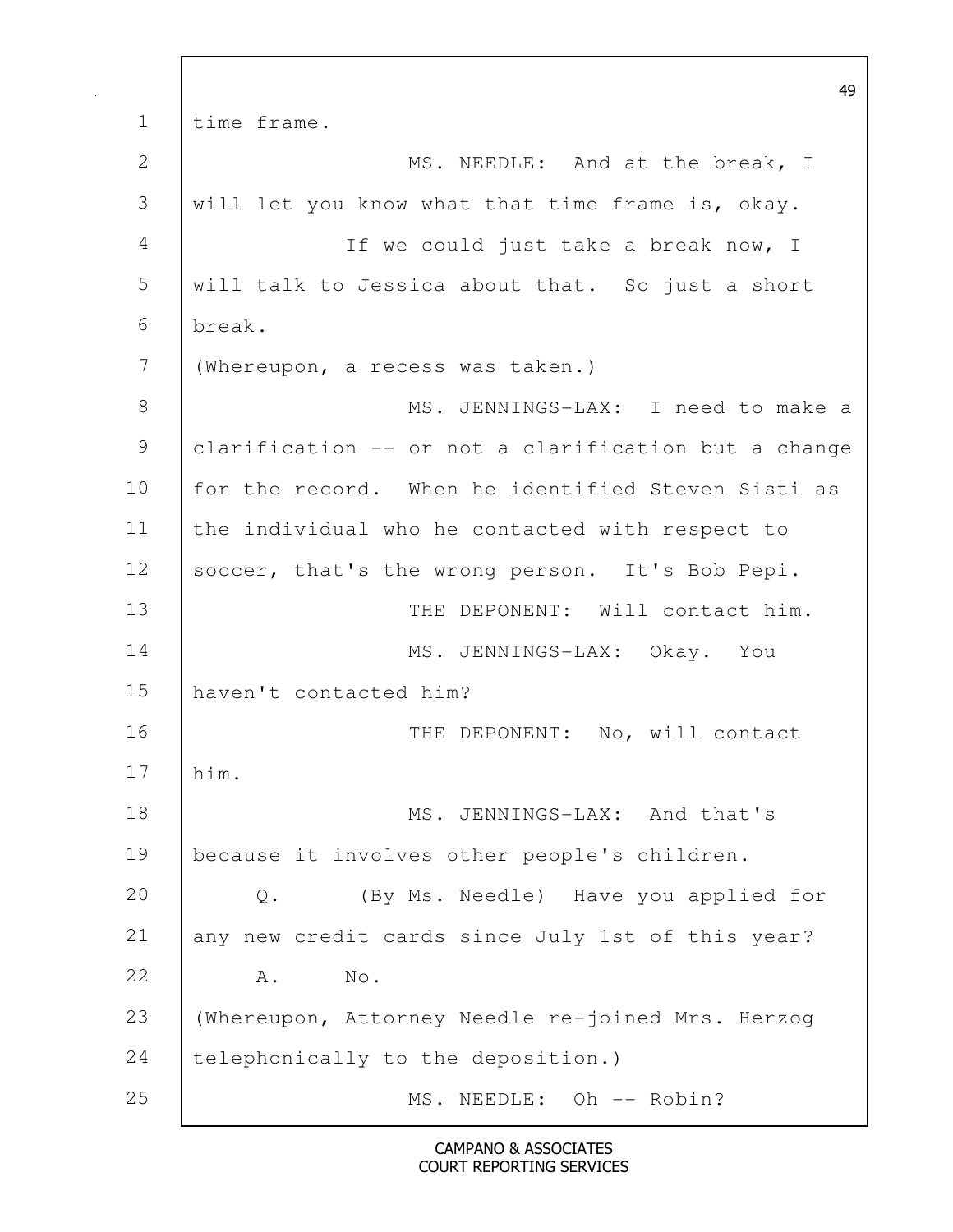time frame.

MS. NEEDLE: And at the break, I will let you know what that time frame is, okay.

If we could just take a break now, I will talk to Jessica about that. So just a short break.

(Whereupon, a recess was taken.)

MS. JENNINGS-LAX: I need to make a clarification -- or not a clarification but a change for the record. When he identified Steven Sisti as the individual who he contacted with respect to soccer, that's the wrong person. It's Bob Pepi.

THE DEPONENT: Will contact him.

MS. JENNINGS-LAX: Okay. You haven't contacted him?

THE DEPONENT: No, will contact him.

MS. JENNINGS-LAX: And that's because it involves other people's children.

Q. (By Ms. Needle) Have you applied for any new credit cards since July 1st of this year?

A. No.

(Whereupon, Attorney Needle re-joined Mrs. Herzog telephonically to the deposition.)

MS. NEEDLE: Oh -- Robin?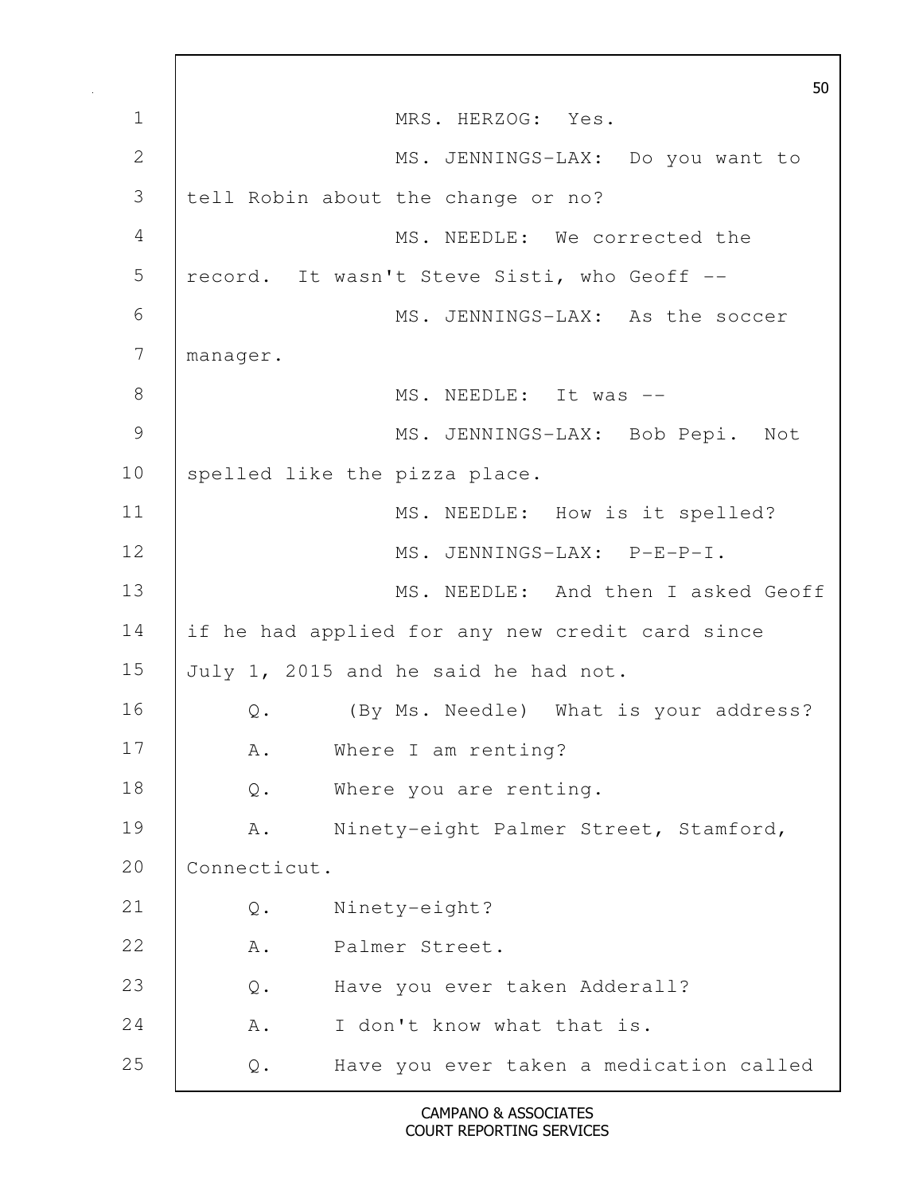MRS. HERZOG: Yes.

MS. JENNINGS-LAX: Do you want to tell Robin about the change or no?

MS. NEEDLE: We corrected the record. It wasn't Steve Sisti, who Geoff --

MS. JENNINGS-LAX: As the soccer manager.

MS. NEEDLE: It was --

MS. JENNINGS-LAX: Bob Pepi. Not spelled like the pizza place.

MS. NEEDLE: How is it spelled?

MS. JENNINGS-LAX: P-E-P-I.

MS. NEEDLE: And then I asked Geoff if he had applied for any new credit card since July 1, 2015 and he said he had not.

Q. (By Ms. Needle) What is your address?

A. Where I am renting?

Q. Where you are renting.

A. Ninety-eight Palmer Street, Stamford, Connecticut.

Q. Ninety-eight?

A. Palmer Street.

Q. Have you ever taken Adderall?

A. I don't know what that is.

Q. Have you ever taken a medication called

CAMPANO & ASSOCIATES
COURT REPORTING SERVICES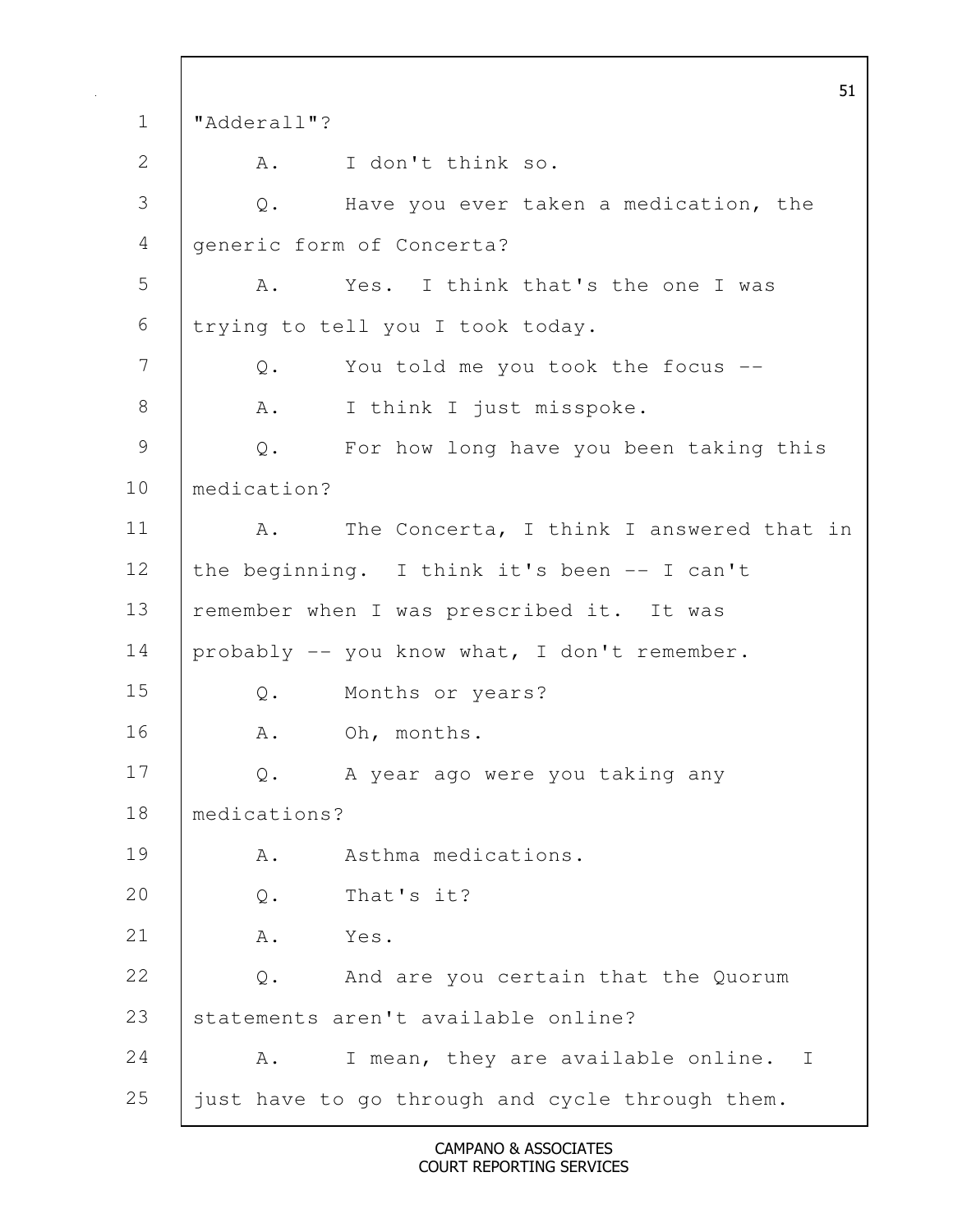"Adderall"?

A. I don't think so.

Q. Have you ever taken a medication, the generic form of Concerta?

A. Yes. I think that's the one I was trying to tell you I took today.

Q. You told me you took the focus --

A. I think I just misspoke.

Q. For how long have you been taking this medication?

A. The Concerta, I think I answered that in the beginning. I think it's been -- I can't remember when I was prescribed it. It was probably -- you know what, I don't remember.

Q. Months or years?

A. Oh, months.

Q. A year ago were you taking any medications?

A. Asthma medications.

Q. That's it?

A. Yes.

Q. And are you certain that the Quorum statements aren't available online?

A. I mean, they are available online. I just have to go through and cycle through them.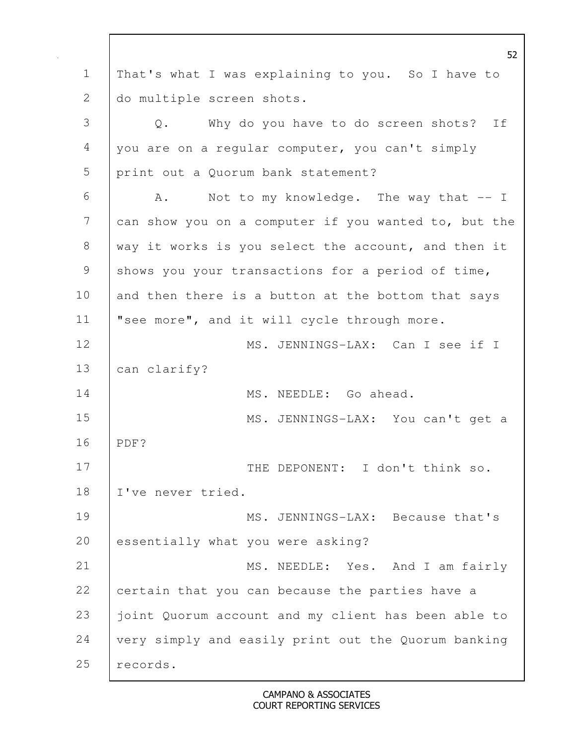That's what I was explaining to you. So I have to do multiple screen shots.

Q. Why do you have to do screen shots? If you are on a regular computer, you can't simply print out a Quorum bank statement?

A. Not to my knowledge. The way that -- I can show you on a computer if you wanted to, but the way it works is you select the account, and then it shows you your transactions for a period of time, and then there is a button at the bottom that says "see more", and it will cycle through more.

MS. JENNINGS-LAX: Can I see if I can clarify?

MS. NEEDLE: Go ahead.

MS. JENNINGS-LAX: You can't get a PDF?

THE DEPONENT: I don't think so. I've never tried.

MS. JENNINGS-LAX: Because that's essentially what you were asking?

MS. NEEDLE: Yes. And I am fairly certain that you can because the parties have a joint Quorum account and my client has been able to very simply and easily print out the Quorum banking records.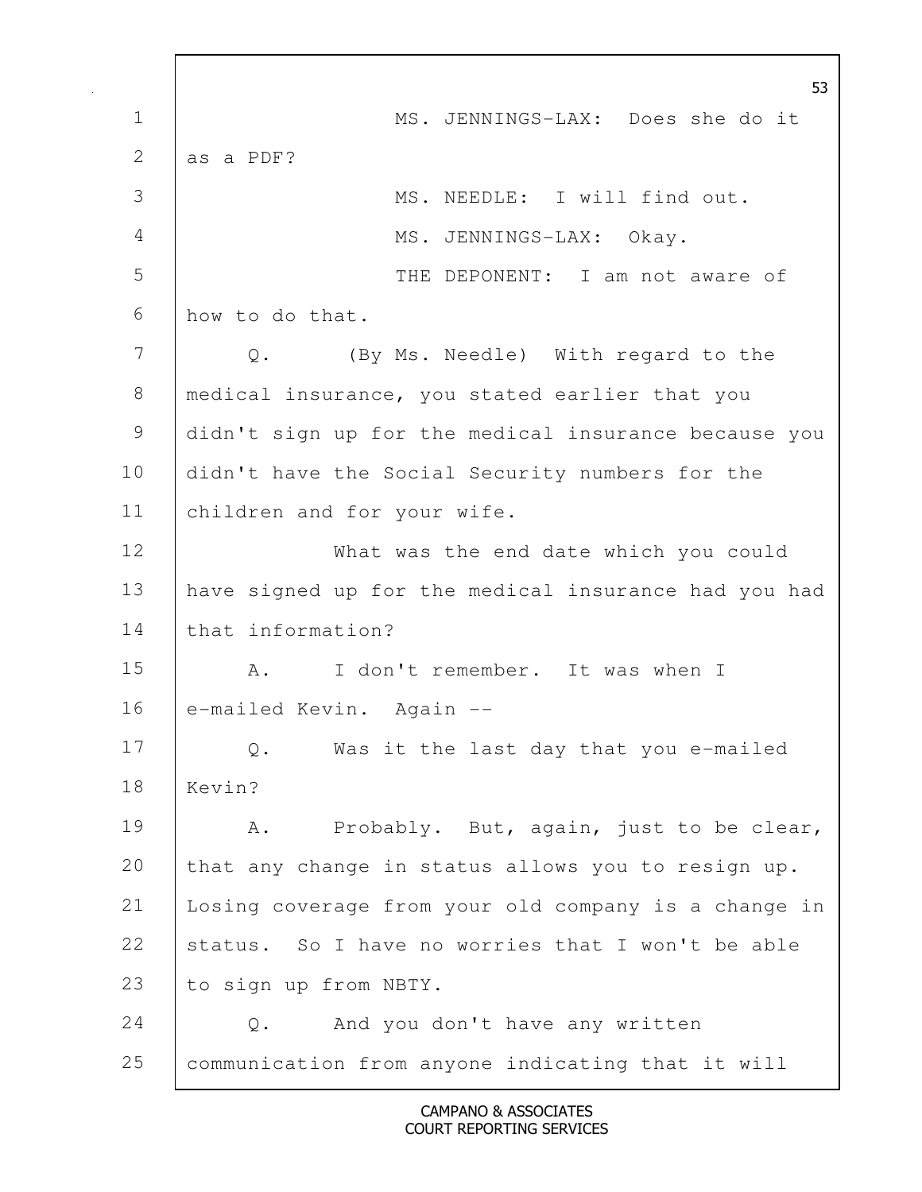MS. JENNINGS-LAX: Does she do it as a PDF?

MS. NEEDLE: I will find out.

MS. JENNINGS-LAX: Okay.

THE DEPONENT: I am not aware of how to do that.

Q. (By Ms. Needle) With regard to the medical insurance, you stated earlier that you didn't sign up for the medical insurance because you didn't have the Social Security numbers for the children and for your wife.

What was the end date which you could have signed up for the medical insurance had you had that information?

A. I don't remember. It was when I e-mailed Kevin. Again --

Q. Was it the last day that you e-mailed Kevin?

A. Probably. But, again, just to be clear, that any change in status allows you to resign up. Losing coverage from your old company is a change in status. So I have no worries that I won't be able to sign up from NBTY.

Q. And you don't have any written communication from anyone indicating that it will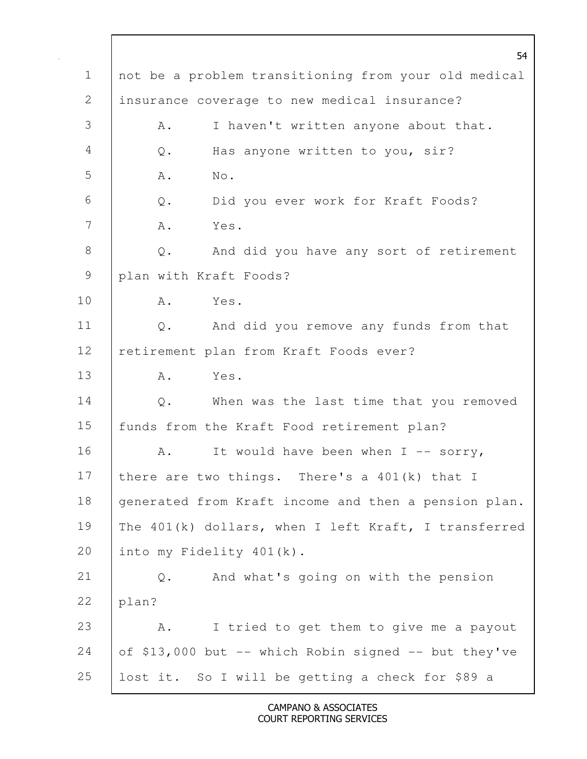1 not be a problem transitioning from your old medical

2 insurance coverage to new medical insurance?

3 A. I haven't written anyone about that.

4 Q. Has anyone written to you, sir?

5 A. No.

6 Q. Did you ever work for Kraft Foods?

7 A. Yes.

8 Q. And did you have any sort of retirement

9 plan with Kraft Foods?

10 A. Yes.

11 Q. And did you remove any funds from that

12 retirement plan from Kraft Foods ever?

13 A. Yes.

14 Q. When was the last time that you removed

15 funds from the Kraft Food retirement plan?

16 A. It would have been when I -- sorry,

17 there are two things. There's a 401(k) that I

18 generated from Kraft income and then a pension plan.

19 The 401(k) dollars, when I left Kraft, I transferred

20 into my Fidelity 401(k).

21 Q. And what's going on with the pension

22 plan?

23 A. I tried to get them to give me a payout

24 of $13,000 but -- which Robin signed -- but they've

25 lost it. So I will be getting a check for $89 a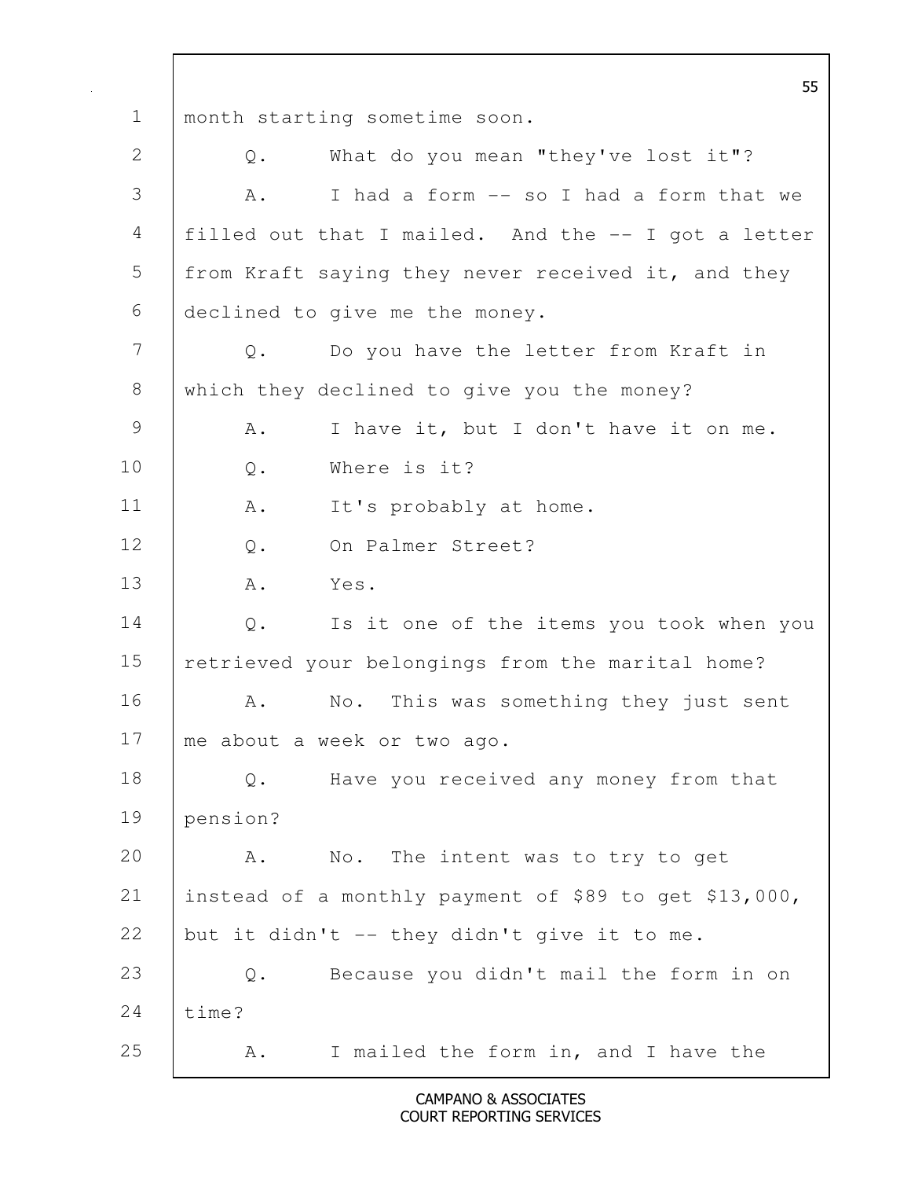month starting sometime soon.

Q. What do you mean "they've lost it"?

A. I had a form -- so I had a form that we filled out that I mailed. And the -- I got a letter from Kraft saying they never received it, and they declined to give me the money.

Q. Do you have the letter from Kraft in which they declined to give you the money?

A. I have it, but I don't have it on me.

Q. Where is it?

A. It's probably at home.

Q. On Palmer Street?

A. Yes.

Q. Is it one of the items you took when you retrieved your belongings from the marital home?

A. No. This was something they just sent me about a week or two ago.

Q. Have you received any money from that pension?

A. No. The intent was to try to get instead of a monthly payment of $89 to get $13,000, but it didn't -- they didn't give it to me.

Q. Because you didn't mail the form in on time?

A. I mailed the form in, and I have the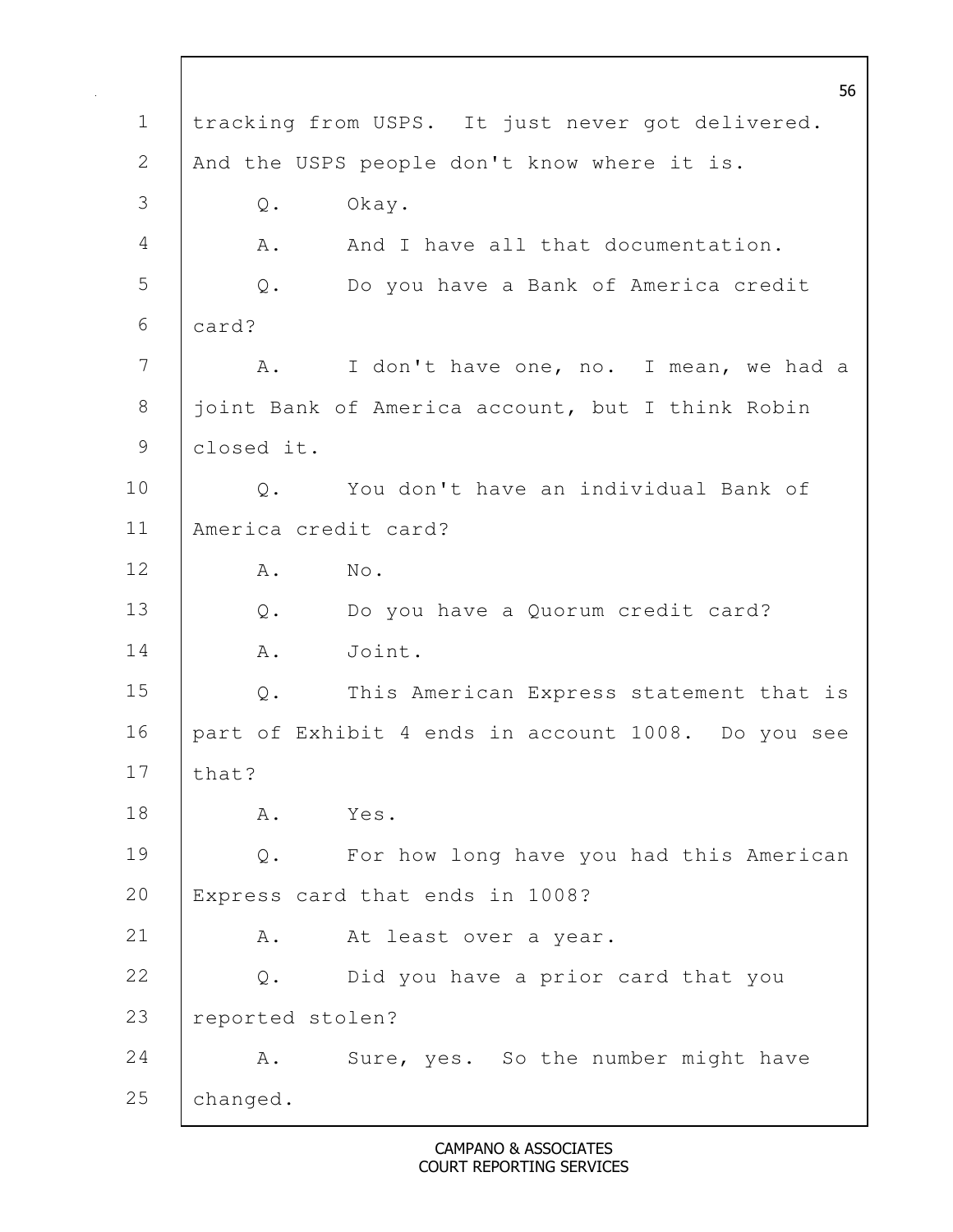tracking from USPS. It just never got delivered. And the USPS people don't know where it is.

Q. Okay.

A. And I have all that documentation.

Q. Do you have a Bank of America credit card?

A. I don't have one, no. I mean, we had a joint Bank of America account, but I think Robin closed it.

Q. You don't have an individual Bank of America credit card?

A. No.

Q. Do you have a Quorum credit card?

A. Joint.

Q. This American Express statement that is part of Exhibit 4 ends in account 1008. Do you see that?

A. Yes.

Q. For how long have you had this American Express card that ends in 1008?

A. At least over a year.

Q. Did you have a prior card that you reported stolen?

A. Sure, yes. So the number might have changed.

CAMPANO & ASSOCIATES
COURT REPORTING SERVICES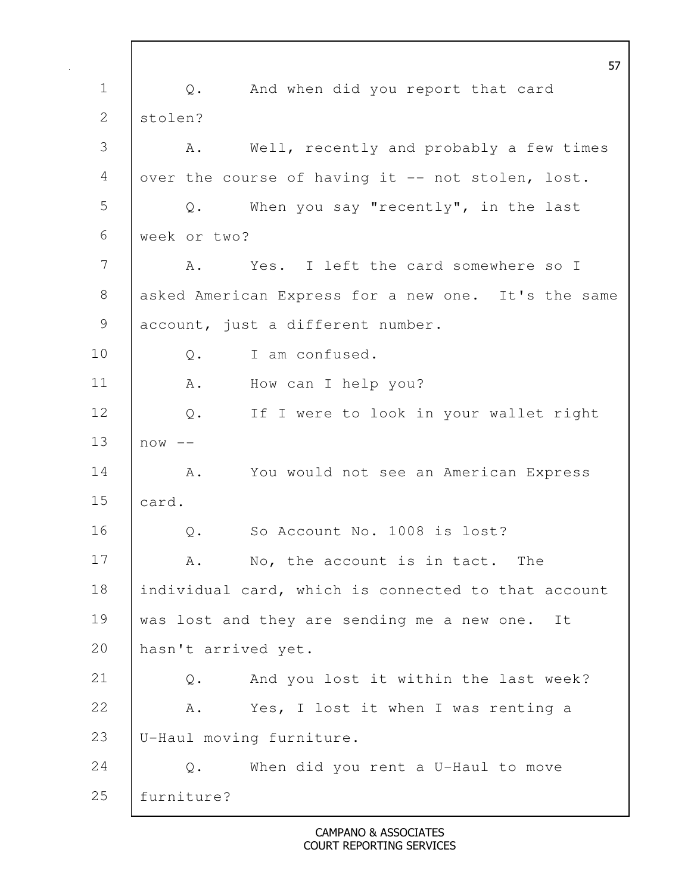1 Q. And when did you report that card

2 stolen?

3 A. Well, recently and probably a few times

4 over the course of having it -- not stolen, lost.

5 Q. When you say "recently", in the last

6 week or two?

7 A. Yes. I left the card somewhere so I

8 asked American Express for a new one. It's the same

9 account, just a different number.

10 Q. I am confused.

11 A. How can I help you?

12 Q. If I were to look in your wallet right

13 now --

14 A. You would not see an American Express

15 card.

16 Q. So Account No. 1008 is lost?

17 A. No, the account is in tact. The

18 individual card, which is connected to that account

19 was lost and they are sending me a new one. It

20 hasn't arrived yet.

21 Q. And you lost it within the last week?

22 A. Yes, I lost it when I was renting a

23 U-Haul moving furniture.

24 Q. When did you rent a U-Haul to move

25 furniture?

CAMPANO & ASSOCIATES
COURT REPORTING SERVICES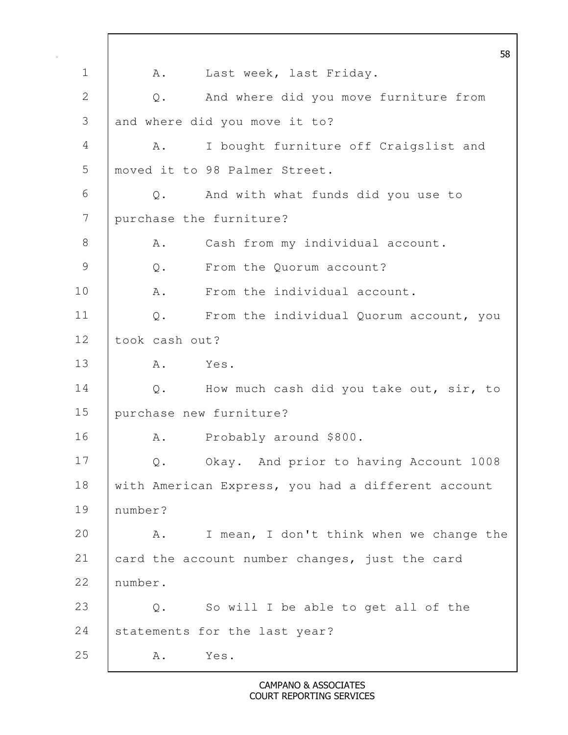A. Last week, last Friday.

Q. And where did you move furniture from and where did you move it to?

A. I bought furniture off Craigslist and moved it to 98 Palmer Street.

Q. And with what funds did you use to purchase the furniture?

A. Cash from my individual account.

Q. From the Quorum account?

A. From the individual account.

Q. From the individual Quorum account, you took cash out?

A. Yes.

Q. How much cash did you take out, sir, to purchase new furniture?

A. Probably around $800.

Q. Okay. And prior to having Account 1008 with American Express, you had a different account number?

A. I mean, I don't think when we change the card the account number changes, just the card number.

Q. So will I be able to get all of the statements for the last year?

A. Yes.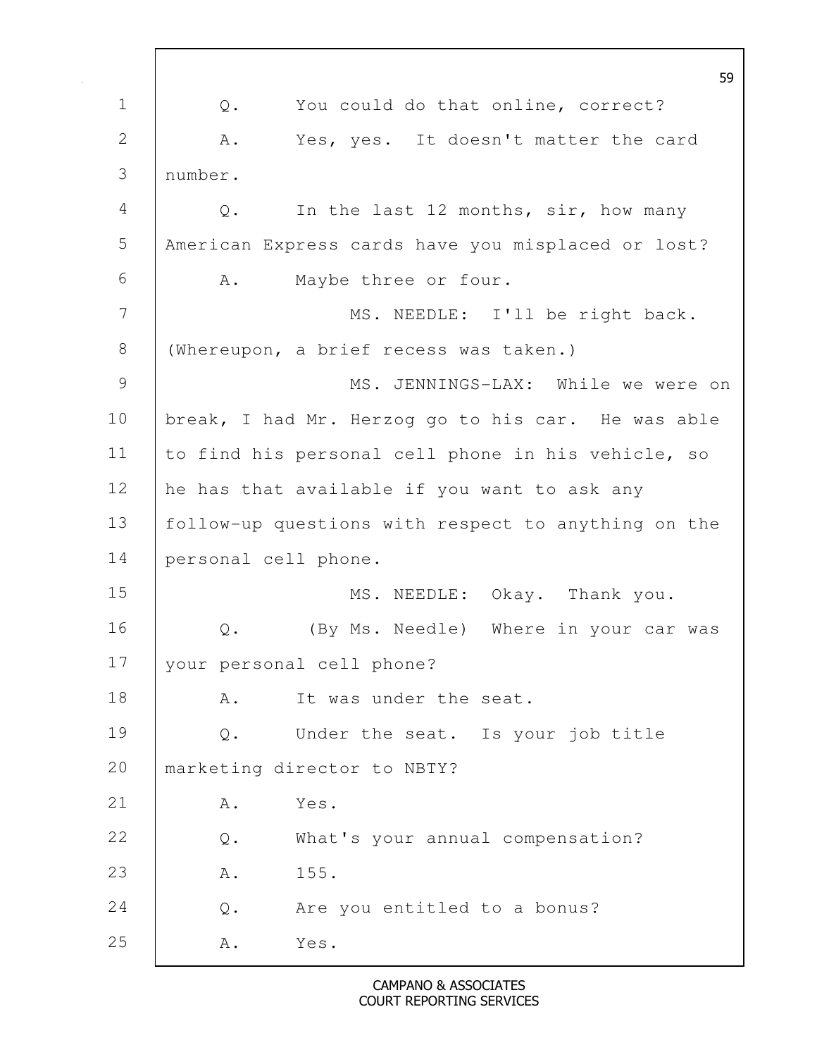Q. You could do that online, correct?

A. Yes, yes. It doesn't matter the card number.

Q. In the last 12 months, sir, how many American Express cards have you misplaced or lost?

A. Maybe three or four.

MS. NEEDLE: I'll be right back.

(Whereupon, a brief recess was taken.)

MS. JENNINGS-LAX: While we were on break, I had Mr. Herzog go to his car. He was able to find his personal cell phone in his vehicle, so he has that available if you want to ask any follow-up questions with respect to anything on the personal cell phone.

MS. NEEDLE: Okay. Thank you.

Q. (By Ms. Needle) Where in your car was your personal cell phone?

A. It was under the seat.

Q. Under the seat. Is your job title marketing director to NBTY?

A. Yes.

Q. What's your annual compensation?

A. 155.

Q. Are you entitled to a bonus?

A. Yes.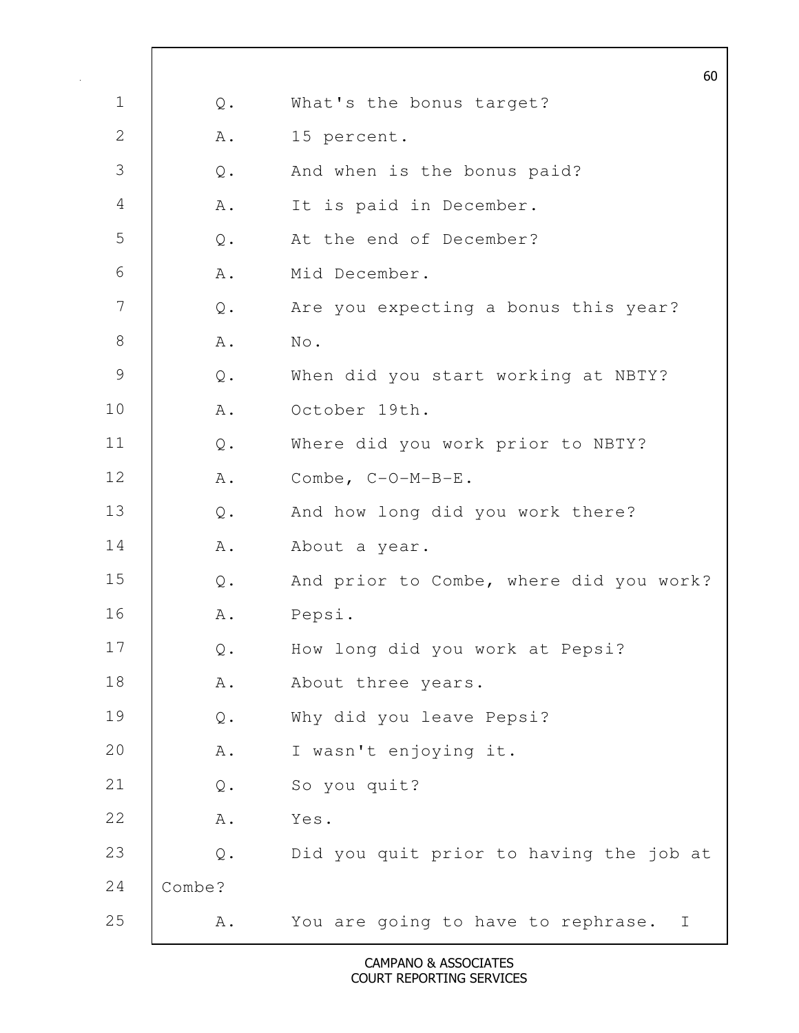1 Q. What's the bonus target?

2 A. 15 percent.

3 Q. And when is the bonus paid?

4 A. It is paid in December.

5 Q. At the end of December?

6 A. Mid December.

7 Q. Are you expecting a bonus this year?

8 A. No.

9 Q. When did you start working at NBTY?

10 A. October 19th.

11 Q. Where did you work prior to NBTY?

12 A. Combe, C-O-M-B-E.

13 Q. And how long did you work there?

14 A. About a year.

15 Q. And prior to Combe, where did you work?

16 A. Pepsi.

17 Q. How long did you work at Pepsi?

18 A. About three years.

19 Q. Why did you leave Pepsi?

20 A. I wasn't enjoying it.

21 Q. So you quit?

22 A. Yes.

23 Q. Did you quit prior to having the job at

24 Combe?

25 A. You are going to have to rephrase. I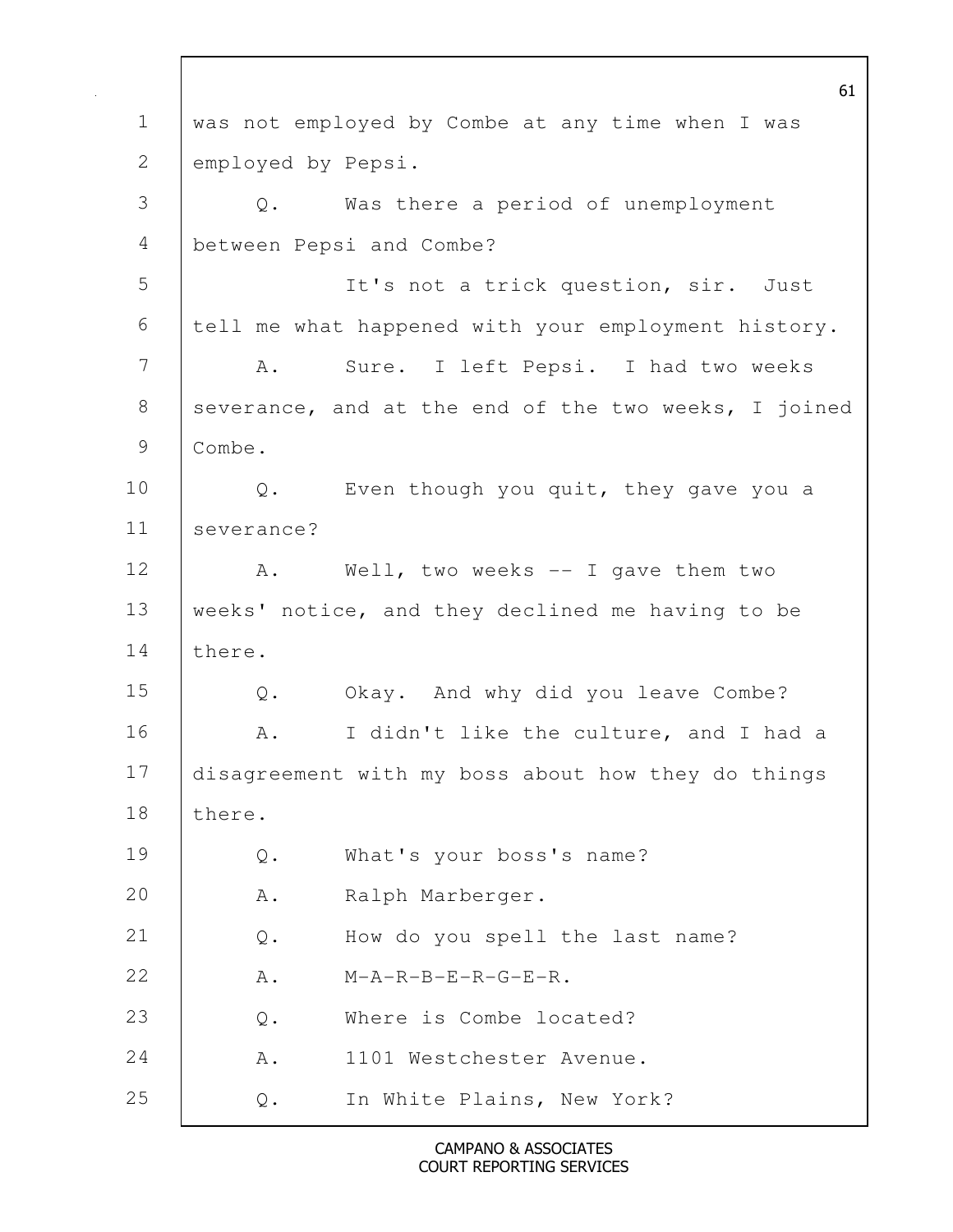was not employed by Combe at any time when I was employed by Pepsi.

Q. Was there a period of unemployment between Pepsi and Combe?

It's not a trick question, sir. Just tell me what happened with your employment history.

A. Sure. I left Pepsi. I had two weeks severance, and at the end of the two weeks, I joined Combe.

Q. Even though you quit, they gave you a severance?

A. Well, two weeks -- I gave them two weeks' notice, and they declined me having to be there.

Q. Okay. And why did you leave Combe?

A. I didn't like the culture, and I had a disagreement with my boss about how they do things there.

Q. What's your boss's name?

A. Ralph Marberger.

Q. How do you spell the last name?

A. M-A-R-B-E-R-G-E-R.

Q. Where is Combe located?

A. 1101 Westchester Avenue.

Q. In White Plains, New York?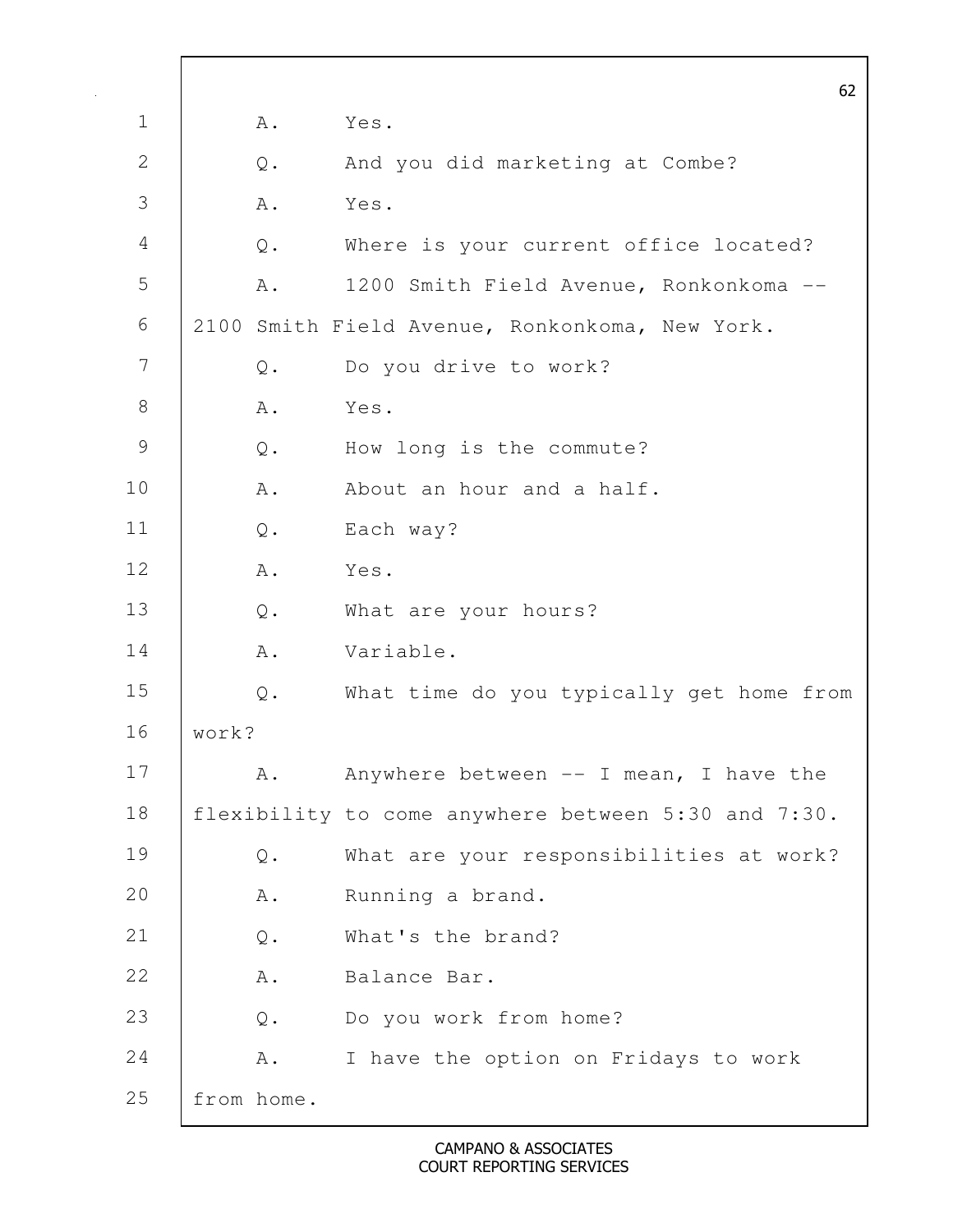A. Yes.

Q. And you did marketing at Combe?

A. Yes.

Q. Where is your current office located?

A. 1200 Smith Field Avenue, Ronkonkoma -- 2100 Smith Field Avenue, Ronkonkoma, New York.

Q. Do you drive to work?

A. Yes.

Q. How long is the commute?

A. About an hour and a half.

Q. Each way?

A. Yes.

Q. What are your hours?

A. Variable.

Q. What time do you typically get home from work?

A. Anywhere between -- I mean, I have the flexibility to come anywhere between 5:30 and 7:30.

Q. What are your responsibilities at work?

A. Running a brand.

Q. What's the brand?

A. Balance Bar.

Q. Do you work from home?

A. I have the option on Fridays to work from home.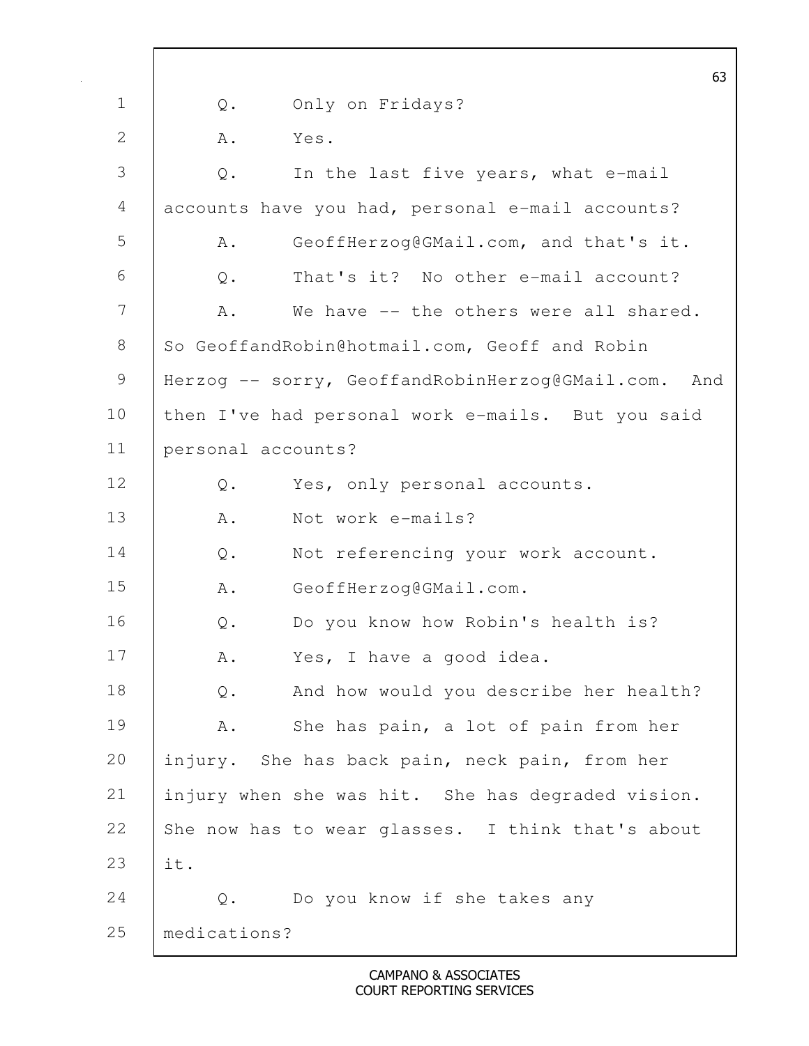Q. Only on Fridays?

A. Yes.

Q. In the last five years, what e-mail accounts have you had, personal e-mail accounts?

A. GeoffHerzog@GMail.com, and that's it.

Q. That's it? No other e-mail account?

A. We have -- the others were all shared. So GeoffandRobin@hotmail.com, Geoff and Robin Herzog -- sorry, GeoffandRobinHerzog@GMail.com. And then I've had personal work e-mails. But you said personal accounts?

Q. Yes, only personal accounts.

A. Not work e-mails?

Q. Not referencing your work account.

A. GeoffHerzog@GMail.com.

Q. Do you know how Robin's health is?

A. Yes, I have a good idea.

Q. And how would you describe her health?

A. She has pain, a lot of pain from her injury. She has back pain, neck pain, from her injury when she was hit. She has degraded vision. She now has to wear glasses. I think that's about it.

Q. Do you know if she takes any medications?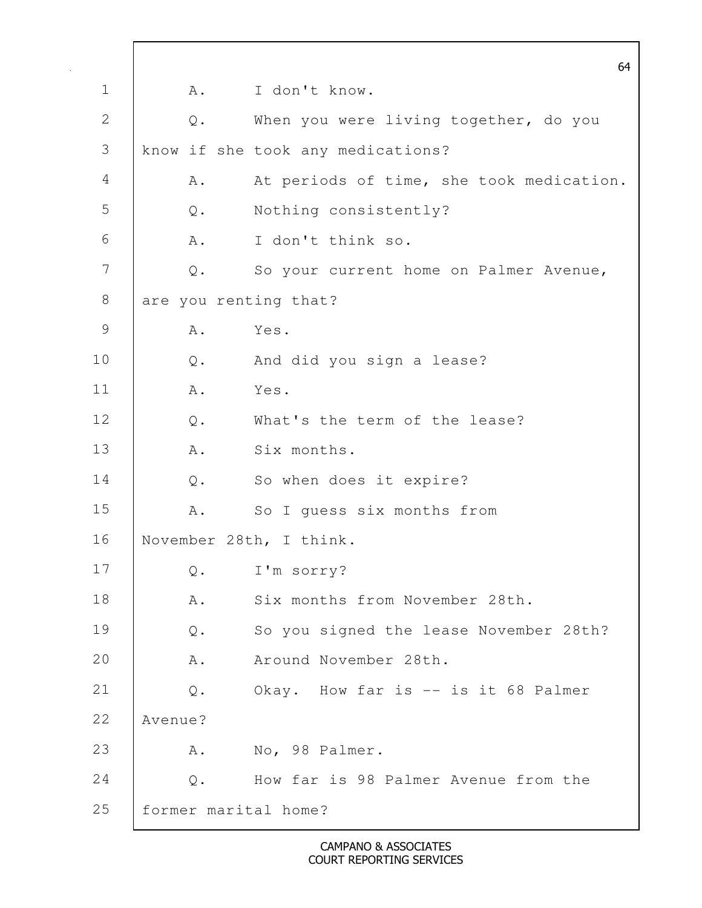1 A. I don't know.

2 Q. When you were living together, do you

3 know if she took any medications?

4 A. At periods of time, she took medication.

5 Q. Nothing consistently?

6 A. I don't think so.

7 Q. So your current home on Palmer Avenue,

8 are you renting that?

9 A. Yes.

10 Q. And did you sign a lease?

11 A. Yes.

12 Q. What's the term of the lease?

13 A. Six months.

14 Q. So when does it expire?

15 A. So I guess six months from

16 November 28th, I think.

17 Q. I'm sorry?

18 A. Six months from November 28th.

19 Q. So you signed the lease November 28th?

20 A. Around November 28th.

21 Q. Okay. How far is -- is it 68 Palmer

22 Avenue?

23 A. No, 98 Palmer.

24 Q. How far is 98 Palmer Avenue from the

25 former marital home?

CAMPANO & ASSOCIATES
COURT REPORTING SERVICES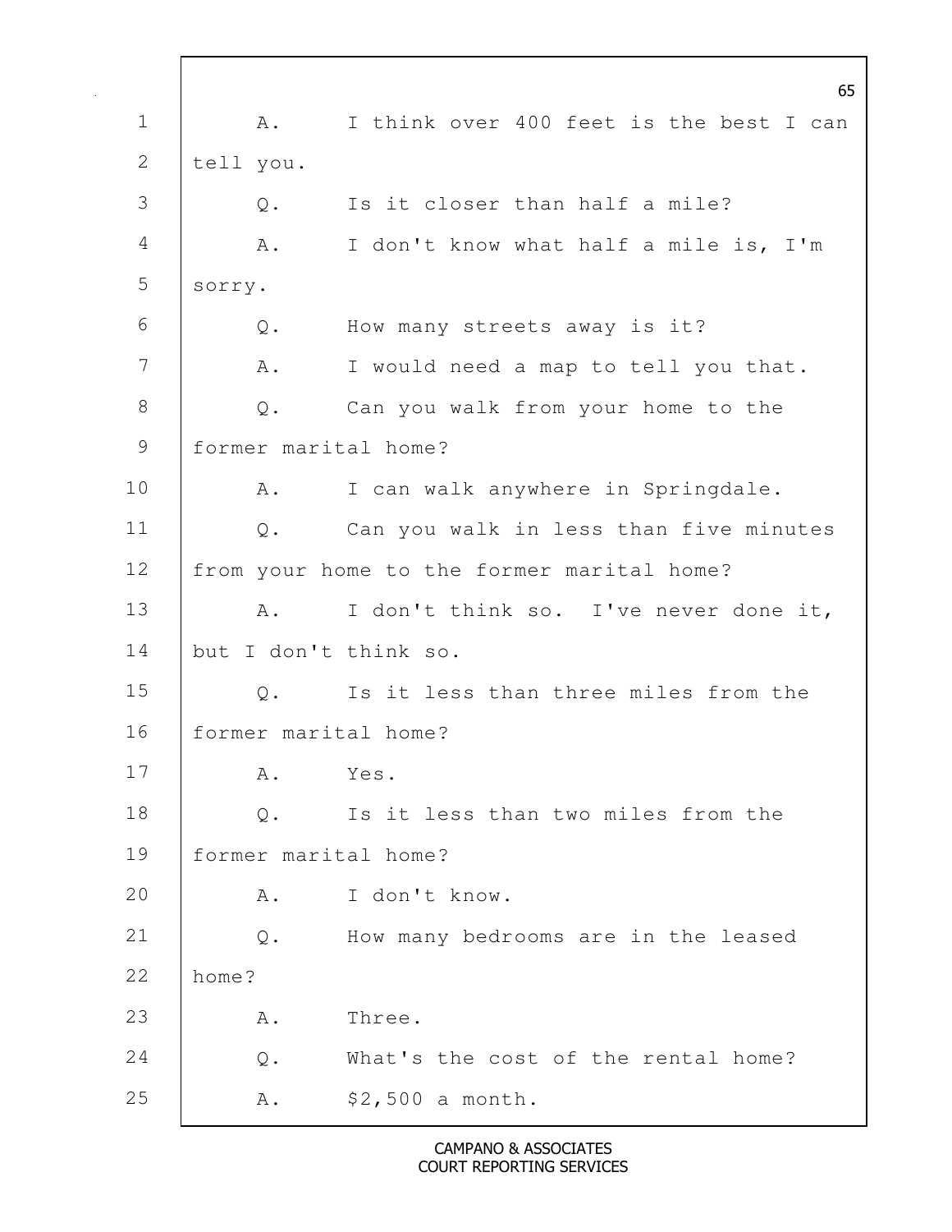A. I think over 400 feet is the best I can tell you.

Q. Is it closer than half a mile?

A. I don't know what half a mile is, I'm sorry.

Q. How many streets away is it?

A. I would need a map to tell you that.

Q. Can you walk from your home to the former marital home?

A. I can walk anywhere in Springdale.

Q. Can you walk in less than five minutes from your home to the former marital home?

A. I don't think so. I've never done it, but I don't think so.

Q. Is it less than three miles from the former marital home?

A. Yes.

Q. Is it less than two miles from the former marital home?

A. I don't know.

Q. How many bedrooms are in the leased home?

A. Three.

Q. What's the cost of the rental home?

A. $2,500 a month.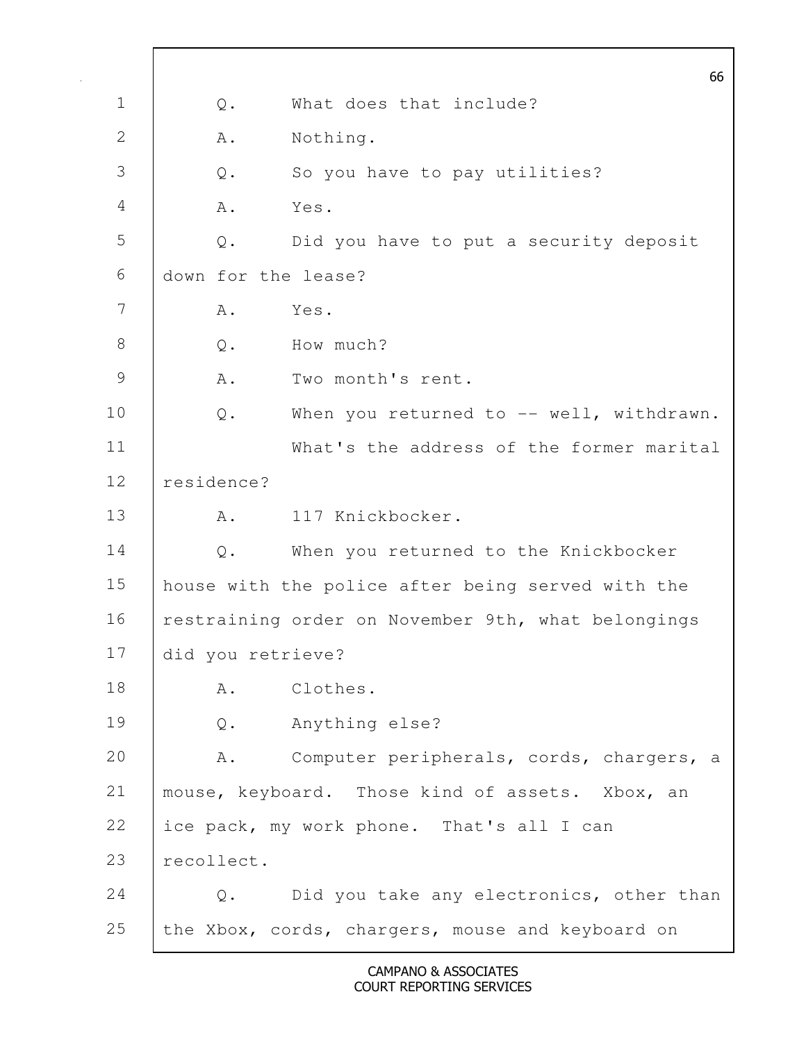Q. What does that include?

A. Nothing.

Q. So you have to pay utilities?

A. Yes.

Q. Did you have to put a security deposit down for the lease?

A. Yes.

Q. How much?

A. Two month's rent.

Q. When you returned to -- well, withdrawn.

What's the address of the former marital residence?

A. 117 Knickbocker.

Q. When you returned to the Knickbocker house with the police after being served with the restraining order on November 9th, what belongings did you retrieve?

A. Clothes.

Q. Anything else?

A. Computer peripherals, cords, chargers, a mouse, keyboard. Those kind of assets. Xbox, an ice pack, my work phone. That's all I can recollect.

Q. Did you take any electronics, other than the Xbox, cords, chargers, mouse and keyboard on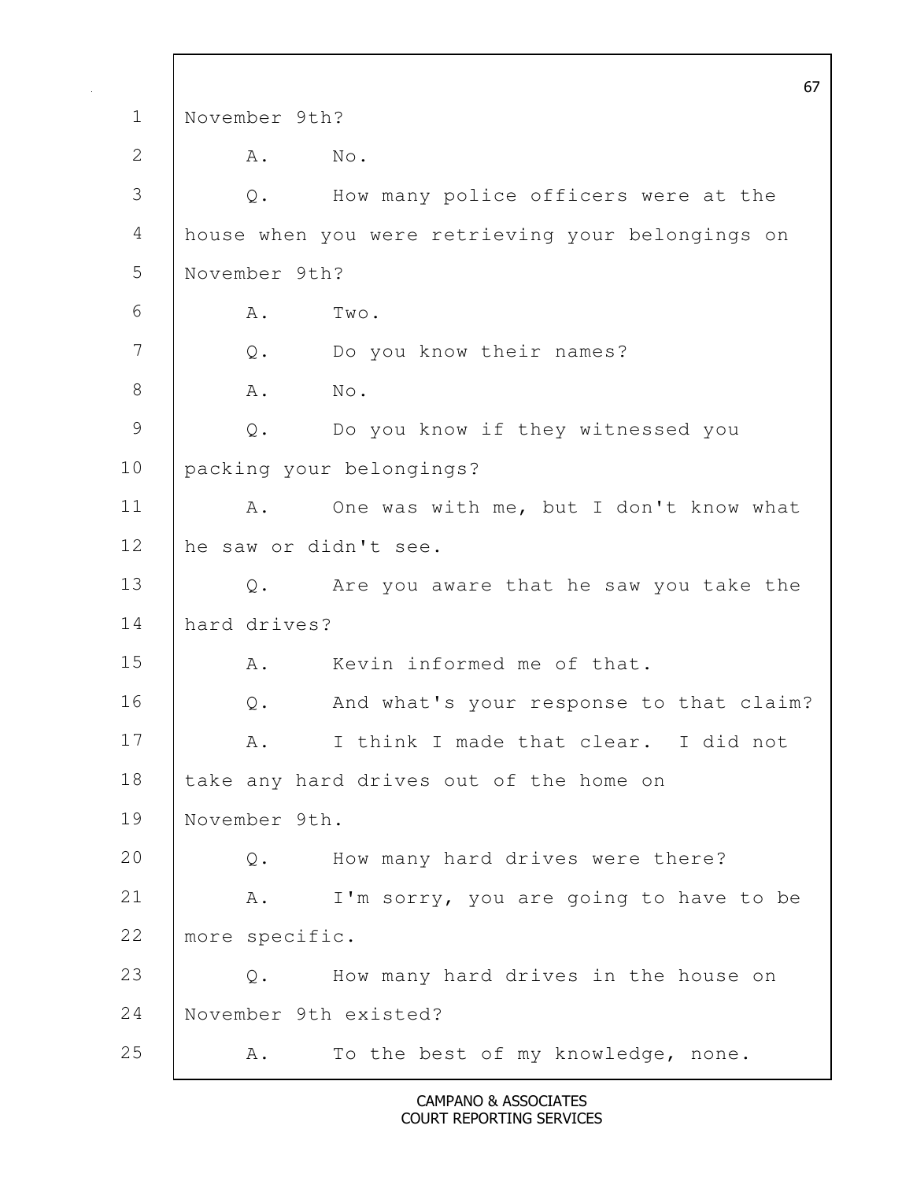November 9th?

A. No.

Q. How many police officers were at the house when you were retrieving your belongings on November 9th?

A. Two.

Q. Do you know their names?

A. No.

Q. Do you know if they witnessed you packing your belongings?

A. One was with me, but I don't know what he saw or didn't see.

Q. Are you aware that he saw you take the hard drives?

A. Kevin informed me of that.

Q. And what's your response to that claim?

A. I think I made that clear. I did not take any hard drives out of the home on November 9th.

Q. How many hard drives were there?

A. I'm sorry, you are going to have to be more specific.

Q. How many hard drives in the house on November 9th existed?

A. To the best of my knowledge, none.

CAMPANO & ASSOCIATES
COURT REPORTING SERVICES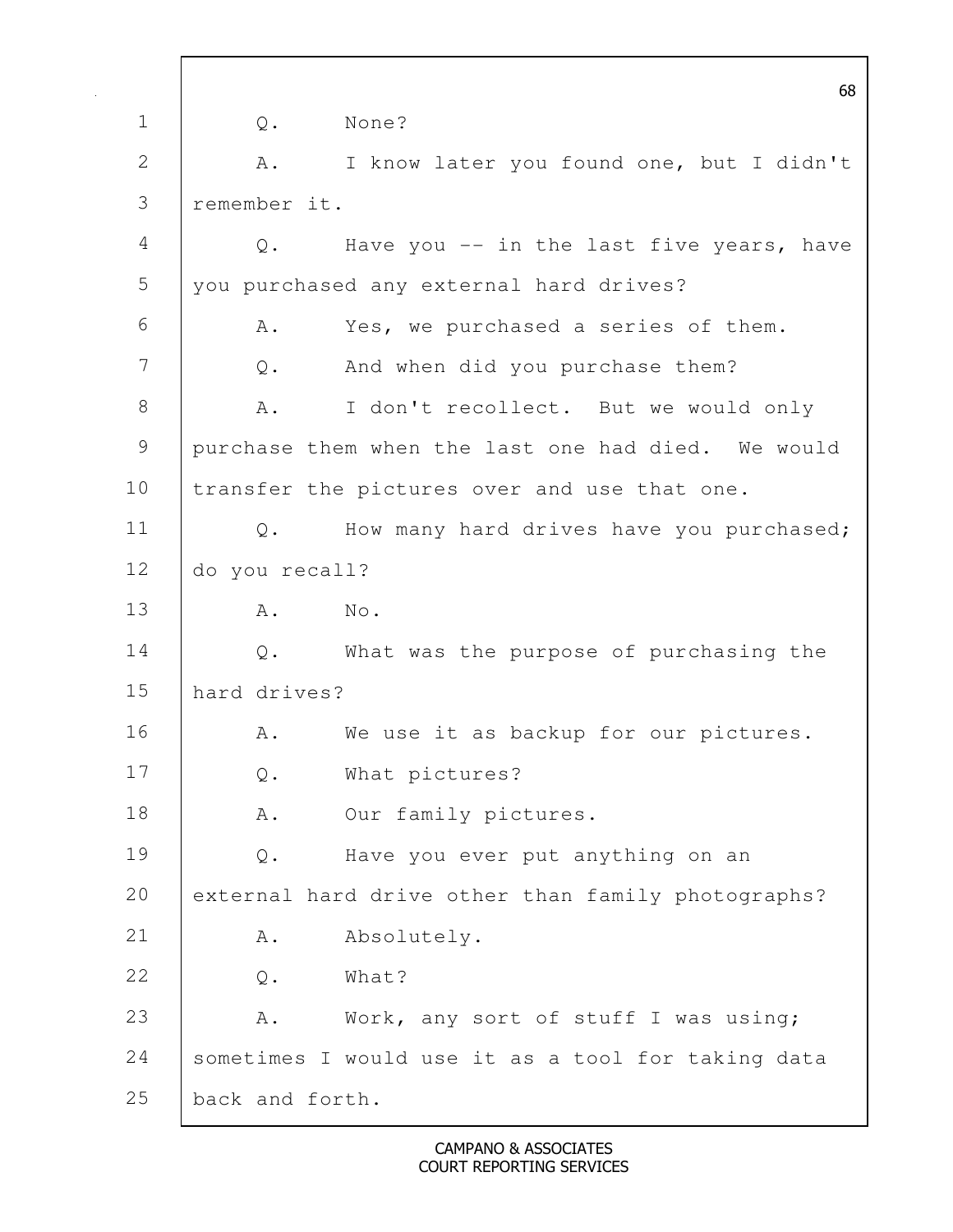Q. None?

A. I know later you found one, but I didn't remember it.

Q. Have you -- in the last five years, have you purchased any external hard drives?

A. Yes, we purchased a series of them.

Q. And when did you purchase them?

A. I don't recollect. But we would only purchase them when the last one had died. We would transfer the pictures over and use that one.

Q. How many hard drives have you purchased; do you recall?

A. No.

Q. What was the purpose of purchasing the hard drives?

A. We use it as backup for our pictures.

Q. What pictures?

A. Our family pictures.

Q. Have you ever put anything on an external hard drive other than family photographs?

A. Absolutely.

Q. What?

A. Work, any sort of stuff I was using; sometimes I would use it as a tool for taking data back and forth.

CAMPANO & ASSOCIATES
COURT REPORTING SERVICES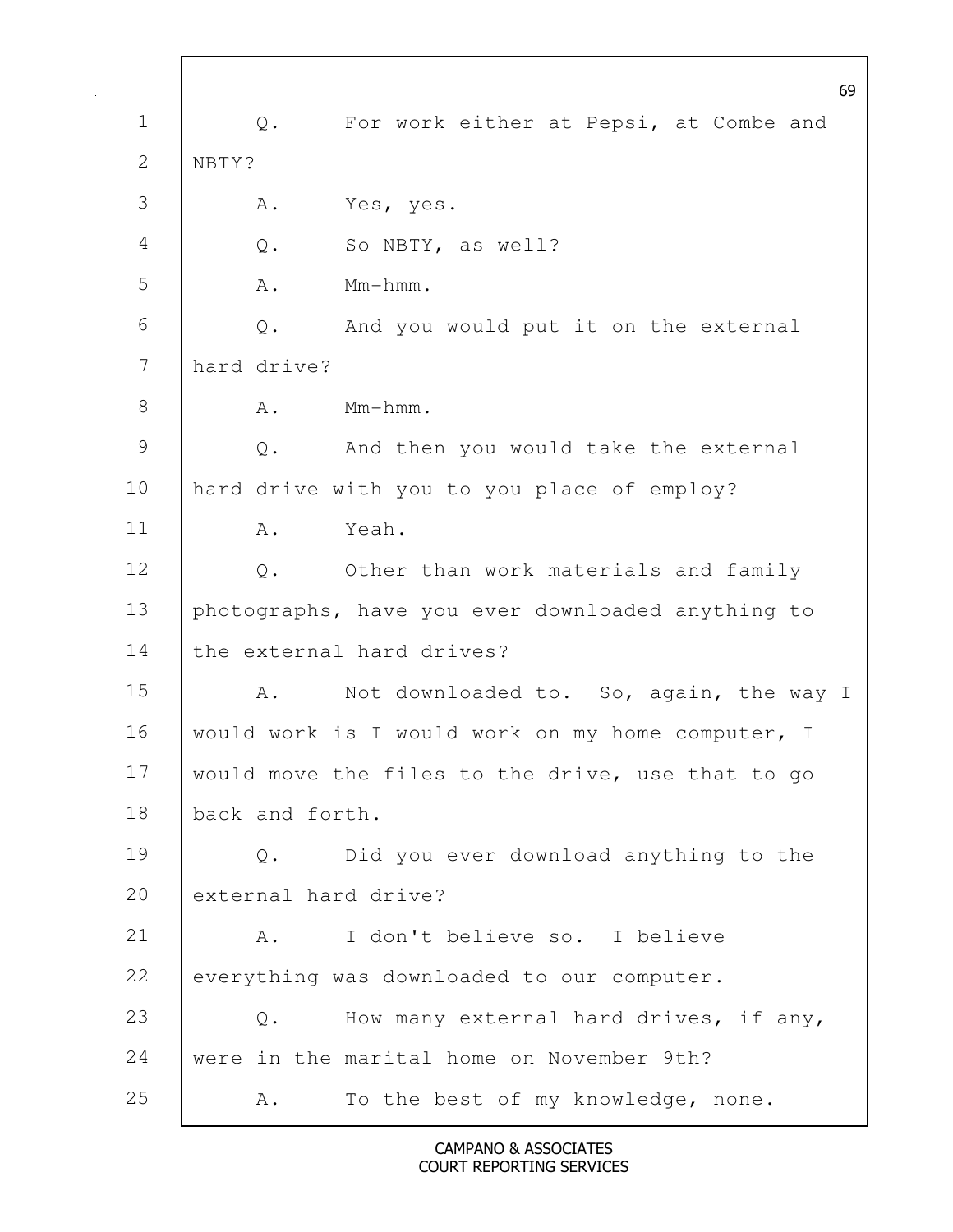Q. For work either at Pepsi, at Combe and NBTY?

A. Yes, yes.

Q. So NBTY, as well?

A. Mm-hmm.

Q. And you would put it on the external hard drive?

A. Mm-hmm.

Q. And then you would take the external hard drive with you to you place of employ?

A. Yeah.

Q. Other than work materials and family photographs, have you ever downloaded anything to the external hard drives?

A. Not downloaded to. So, again, the way I would work is I would work on my home computer, I would move the files to the drive, use that to go back and forth.

Q. Did you ever download anything to the external hard drive?

A. I don't believe so. I believe everything was downloaded to our computer.

Q. How many external hard drives, if any, were in the marital home on November 9th?

A. To the best of my knowledge, none.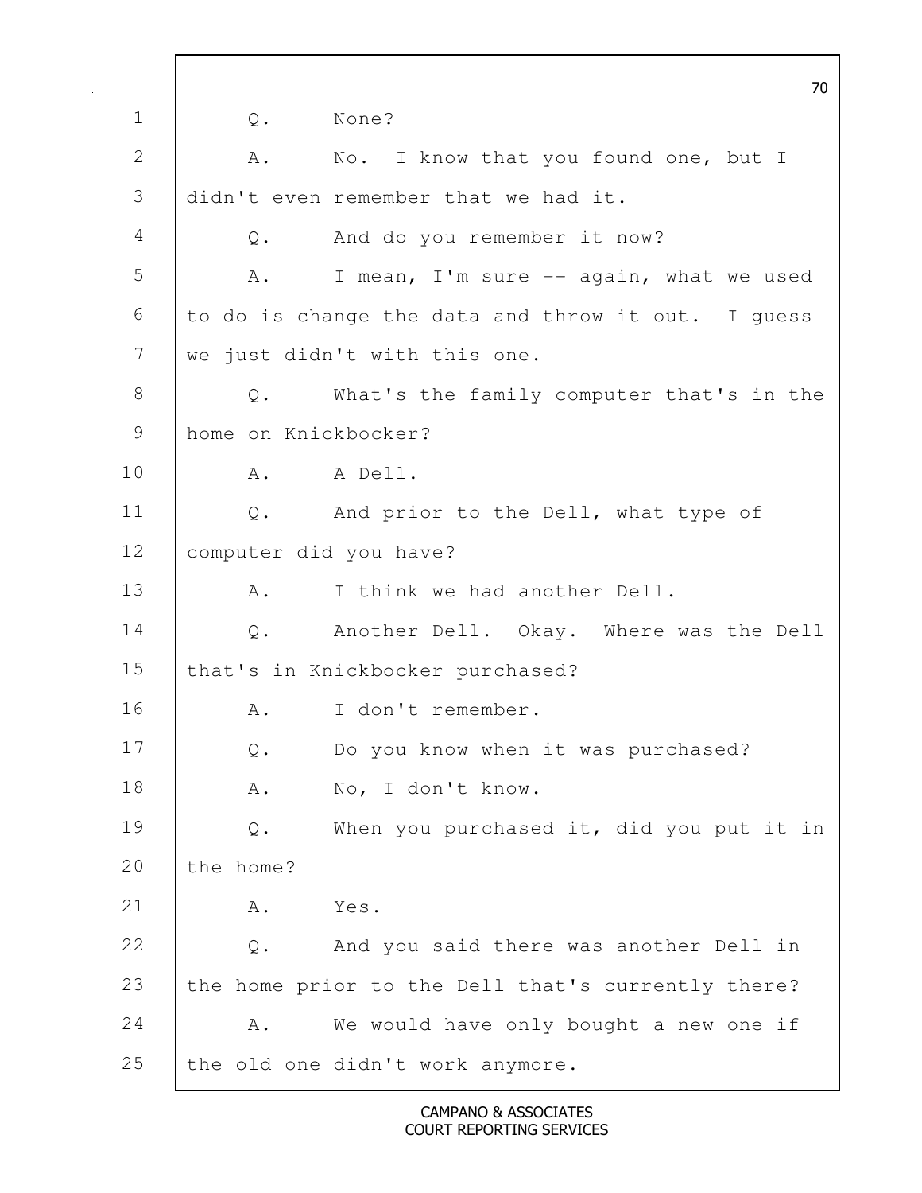1 Q. None?

2 A. No. I know that you found one, but I

3 didn't even remember that we had it.

4 Q. And do you remember it now?

5 A. I mean, I'm sure -- again, what we used

6 to do is change the data and throw it out. I guess

7 we just didn't with this one.

8 Q. What's the family computer that's in the

9 home on Knickbocker?

10 A. A Dell.

11 Q. And prior to the Dell, what type of

12 computer did you have?

13 A. I think we had another Dell.

14 Q. Another Dell. Okay. Where was the Dell

15 that's in Knickbocker purchased?

16 A. I don't remember.

17 Q. Do you know when it was purchased?

18 A. No, I don't know.

19 Q. When you purchased it, did you put it in

20 the home?

21 A. Yes.

22 Q. And you said there was another Dell in

23 the home prior to the Dell that's currently there?

24 A. We would have only bought a new one if

25 the old one didn't work anymore.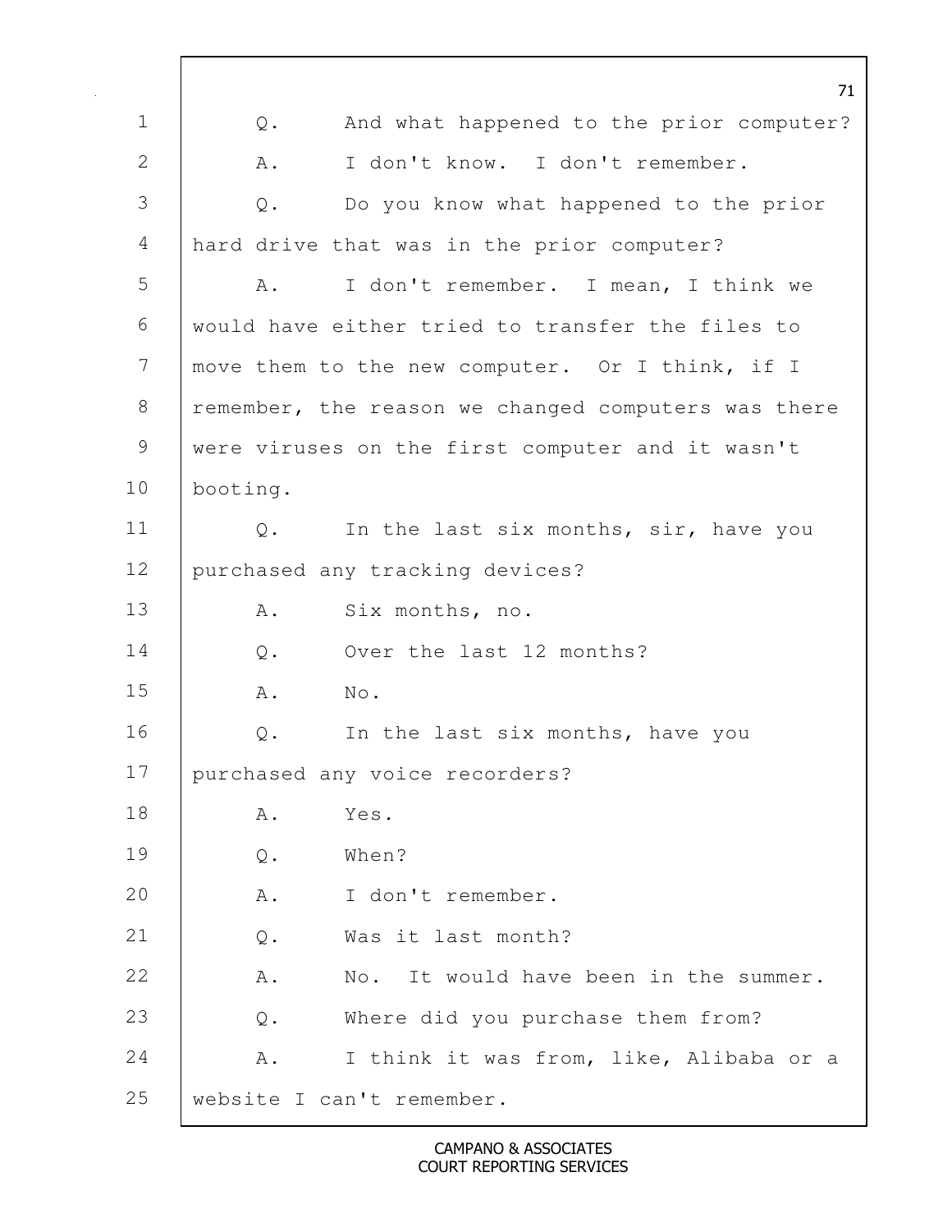Q. And what happened to the prior computer?

A. I don't know. I don't remember.

Q. Do you know what happened to the prior hard drive that was in the prior computer?

A. I don't remember. I mean, I think we would have either tried to transfer the files to move them to the new computer. Or I think, if I remember, the reason we changed computers was there were viruses on the first computer and it wasn't booting.

Q. In the last six months, sir, have you purchased any tracking devices?

A. Six months, no.

Q. Over the last 12 months?

A. No.

Q. In the last six months, have you purchased any voice recorders?

A. Yes.

Q. When?

A. I don't remember.

Q. Was it last month?

A. No. It would have been in the summer.

Q. Where did you purchase them from?

A. I think it was from, like, Alibaba or a website I can't remember.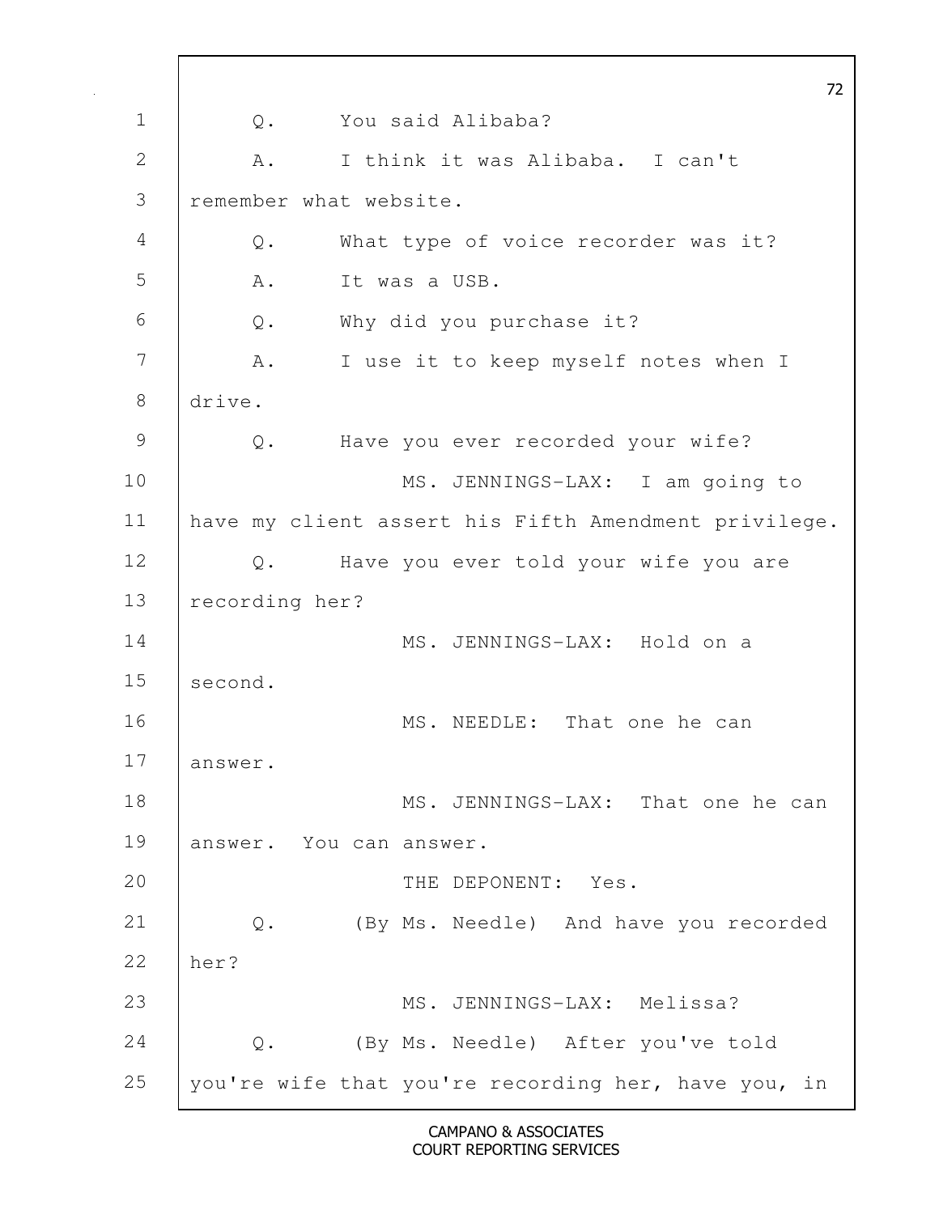Q. You said Alibaba?

A. I think it was Alibaba. I can't remember what website.

Q. What type of voice recorder was it?

A. It was a USB.

Q. Why did you purchase it?

A. I use it to keep myself notes when I drive.

Q. Have you ever recorded your wife?

MS. JENNINGS-LAX: I am going to have my client assert his Fifth Amendment privilege.

Q. Have you ever told your wife you are recording her?

MS. JENNINGS-LAX: Hold on a second.

MS. NEEDLE: That one he can answer.

MS. JENNINGS-LAX: That one he can answer. You can answer.

THE DEPONENT: Yes.

Q. (By Ms. Needle) And have you recorded her?

MS. JENNINGS-LAX: Melissa?

Q. (By Ms. Needle) After you've told you're wife that you're recording her, have you, in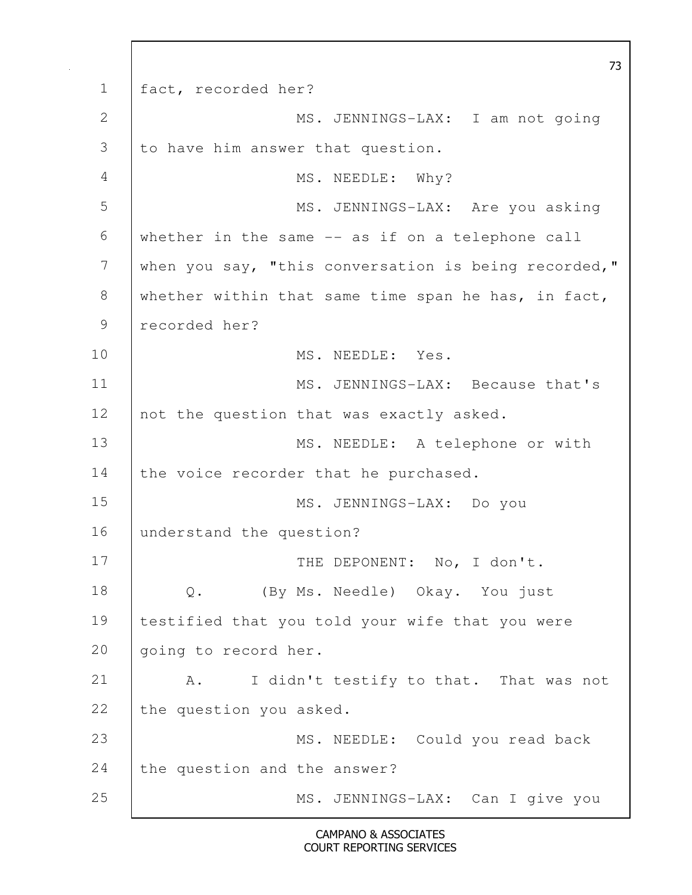1 fact, recorded her?

2 MS. JENNINGS-LAX: I am not going

3 to have him answer that question.

4 MS. NEEDLE: Why?

5 MS. JENNINGS-LAX: Are you asking

6 whether in the same -- as if on a telephone call

7 when you say, "this conversation is being recorded,"

8 whether within that same time span he has, in fact,

9 recorded her?

10 MS. NEEDLE: Yes.

11 MS. JENNINGS-LAX: Because that's

12 not the question that was exactly asked.

13 MS. NEEDLE: A telephone or with

14 the voice recorder that he purchased.

15 MS. JENNINGS-LAX: Do you

16 understand the question?

17 THE DEPONENT: No, I don't.

18 Q. (By Ms. Needle) Okay. You just

19 testified that you told your wife that you were

20 going to record her.

21 A. I didn't testify to that. That was not

22 the question you asked.

23 MS. NEEDLE: Could you read back

24 the question and the answer?

25 MS. JENNINGS-LAX: Can I give you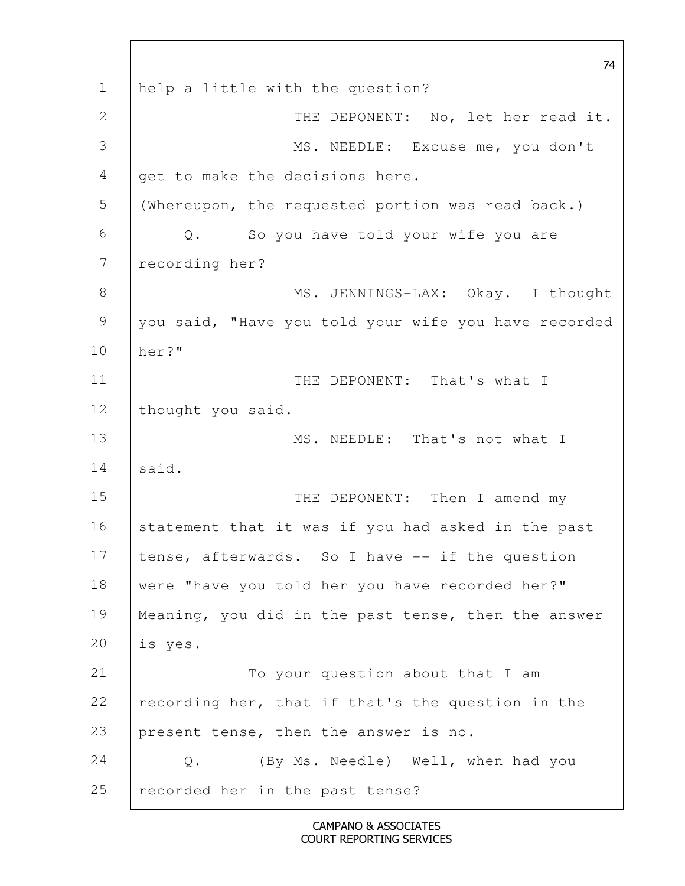help a little with the question?

THE DEPONENT: No, let her read it.

MS. NEEDLE: Excuse me, you don't get to make the decisions here.

(Whereupon, the requested portion was read back.)

Q. So you have told your wife you are recording her?

MS. JENNINGS-LAX: Okay. I thought you said, "Have you told your wife you have recorded her?"

THE DEPONENT: That's what I thought you said.

MS. NEEDLE: That's not what I said.

THE DEPONENT: Then I amend my statement that it was if you had asked in the past tense, afterwards. So I have -- if the question were "have you told her you have recorded her?" Meaning, you did in the past tense, then the answer is yes.

To your question about that I am recording her, that if that's the question in the present tense, then the answer is no.

Q. (By Ms. Needle) Well, when had you recorded her in the past tense?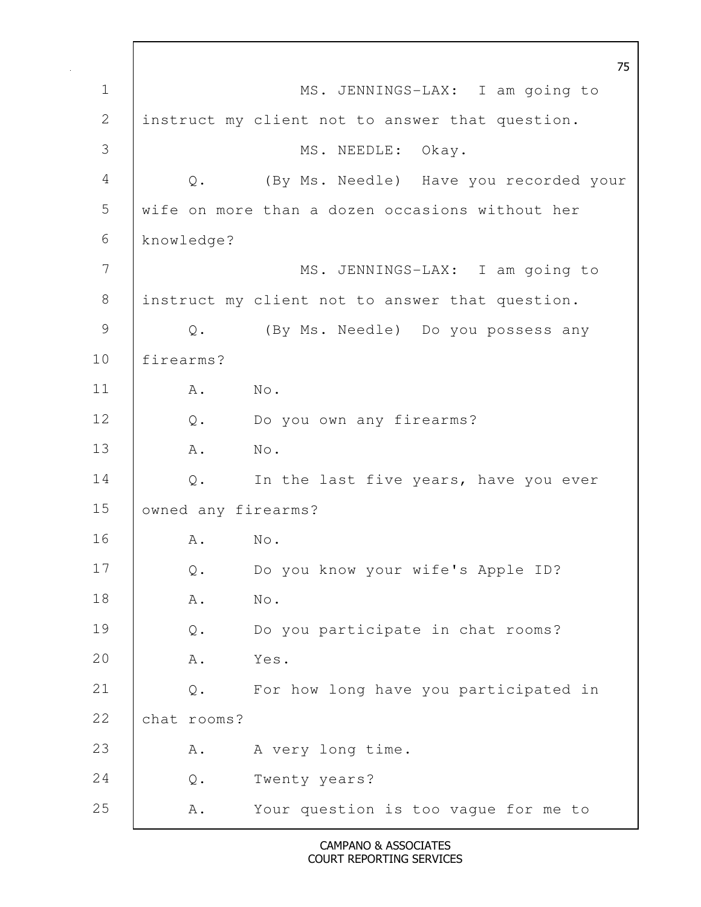MS. JENNINGS-LAX: I am going to instruct my client not to answer that question.

MS. NEEDLE: Okay.

Q. (By Ms. Needle) Have you recorded your wife on more than a dozen occasions without her knowledge?

MS. JENNINGS-LAX: I am going to instruct my client not to answer that question.

Q. (By Ms. Needle) Do you possess any firearms?

A. No.

Q. Do you own any firearms?

A. No.

Q. In the last five years, have you ever owned any firearms?

A. No.

Q. Do you know your wife's Apple ID?

A. No.

Q. Do you participate in chat rooms?

A. Yes.

Q. For how long have you participated in chat rooms?

A. A very long time.

Q. Twenty years?

A. Your question is too vague for me to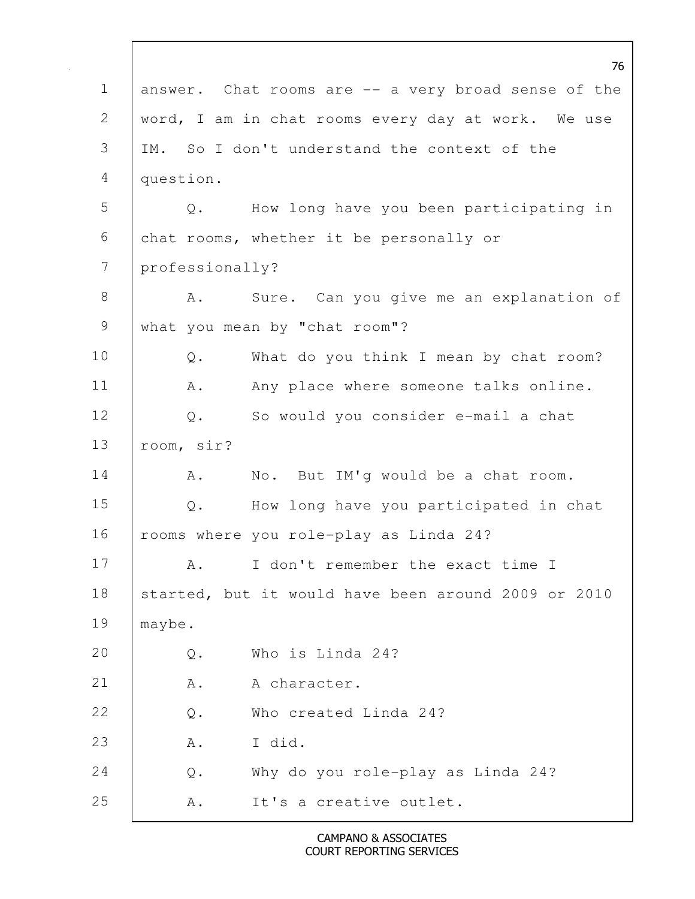1 answer. Chat rooms are -- a very broad sense of the
2 word, I am in chat rooms every day at work. We use
3 IM. So I don't understand the context of the
4 question.

5 Q. How long have you been participating in
6 chat rooms, whether it be personally or
7 professionally?

8 A. Sure. Can you give me an explanation of
9 what you mean by "chat room"?

10 Q. What do you think I mean by chat room?

11 A. Any place where someone talks online.

12 Q. So would you consider e-mail a chat
13 room, sir?

14 A. No. But IM'g would be a chat room.

15 Q. How long have you participated in chat
16 rooms where you role-play as Linda 24?

17 A. I don't remember the exact time I
18 started, but it would have been around 2009 or 2010
19 maybe.

20 Q. Who is Linda 24?

21 A. A character.

22 Q. Who created Linda 24?

23 A. I did.

24 Q. Why do you role-play as Linda 24?

25 A. It's a creative outlet.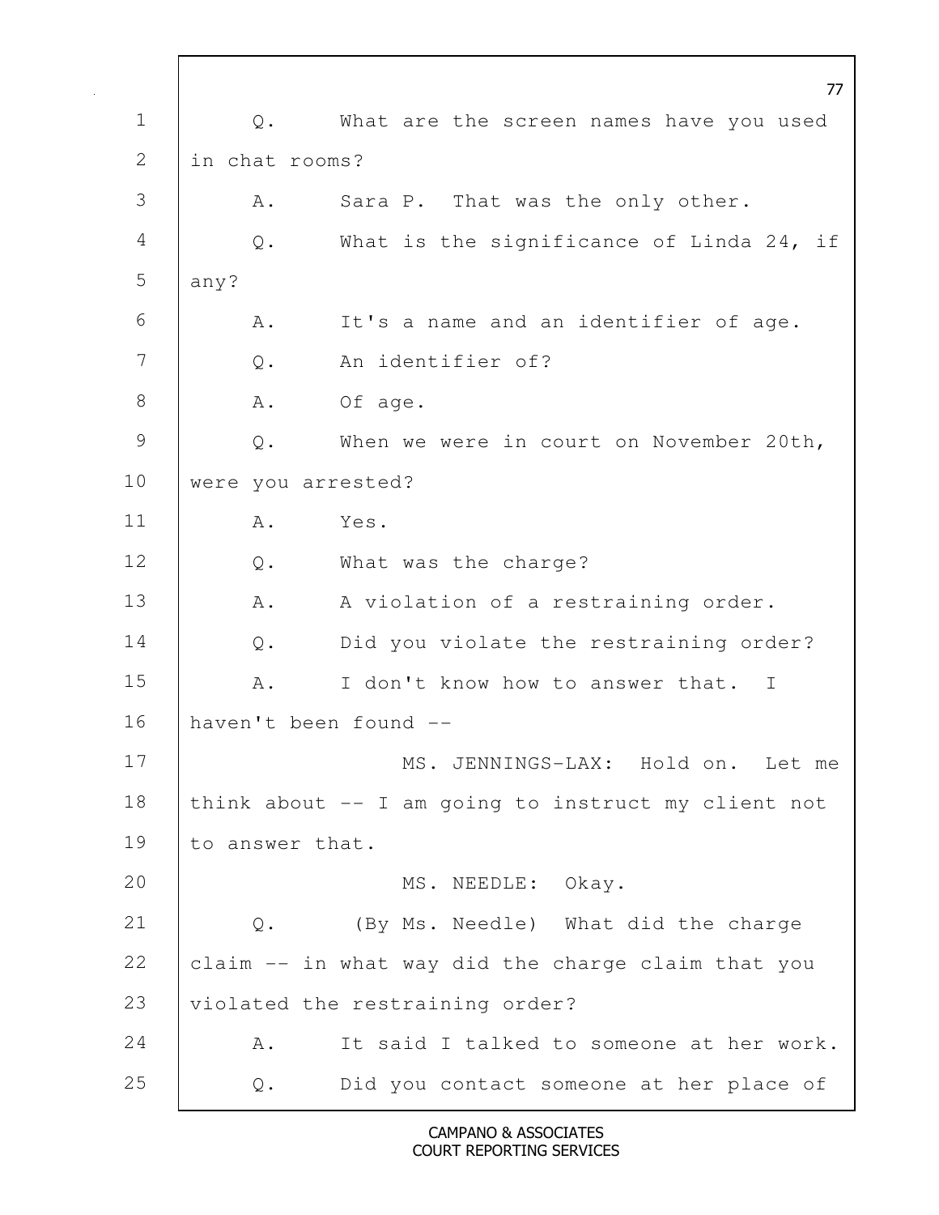1 Q. What are the screen names have you used
2 in chat rooms?
3 A. Sara P. That was the only other.
4 Q. What is the significance of Linda 24, if
5 any?
6 A. It's a name and an identifier of age.
7 Q. An identifier of?
8 A. Of age.
9 Q. When we were in court on November 20th,
10 were you arrested?
11 A. Yes.
12 Q. What was the charge?
13 A. A violation of a restraining order.
14 Q. Did you violate the restraining order?
15 A. I don't know how to answer that. I
16 haven't been found --
17 MS. JENNINGS-LAX: Hold on. Let me
18 think about -- I am going to instruct my client not
19 to answer that.
20 MS. NEEDLE: Okay.
21 Q. (By Ms. Needle) What did the charge
22 claim -- in what way did the charge claim that you
23 violated the restraining order?
24 A. It said I talked to someone at her work.
25 Q. Did you contact someone at her place of

CAMPANO & ASSOCIATES
COURT REPORTING SERVICES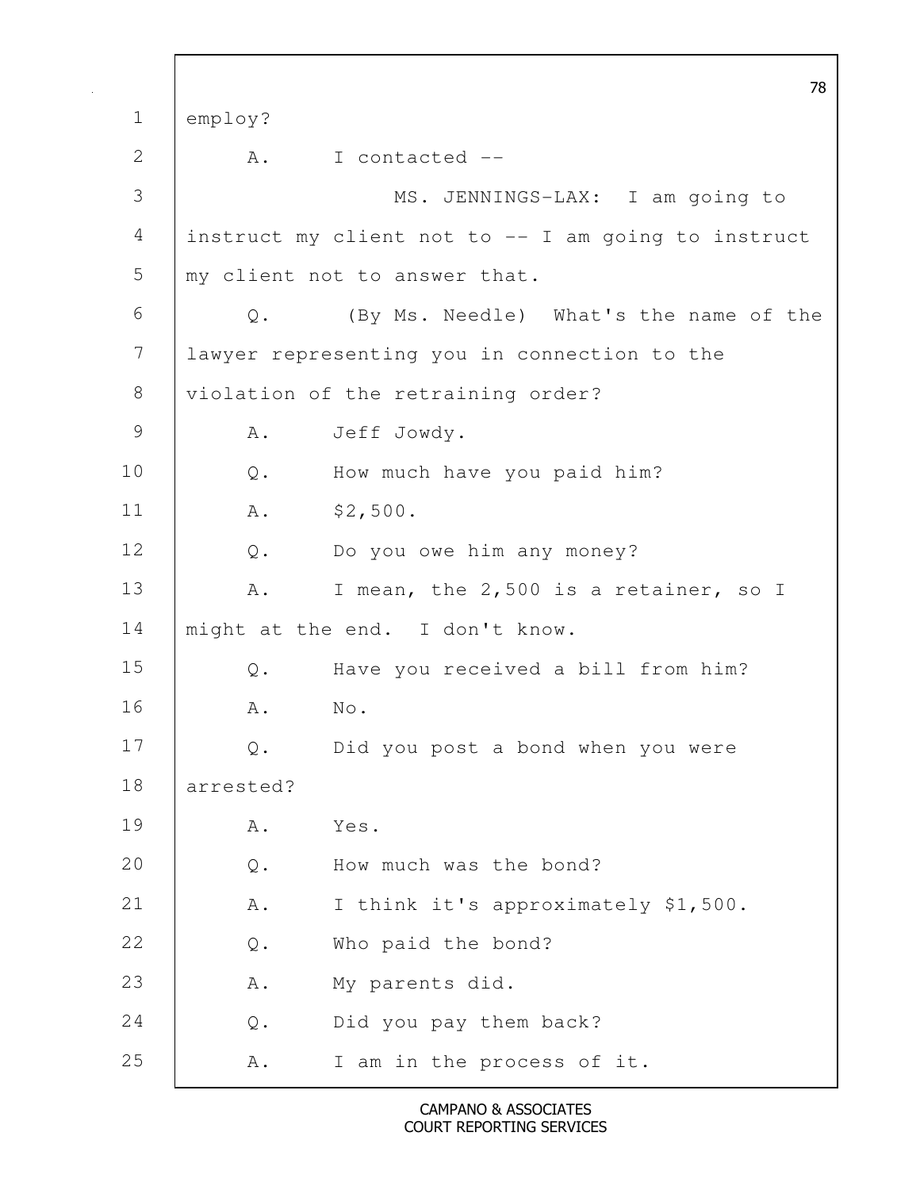employ?

A. I contacted --

MS. JENNINGS-LAX: I am going to instruct my client not to -- I am going to instruct my client not to answer that.

Q. (By Ms. Needle) What's the name of the lawyer representing you in connection to the violation of the retraining order?

A. Jeff Jowdy.

Q. How much have you paid him?

A. $2,500.

Q. Do you owe him any money?

A. I mean, the 2,500 is a retainer, so I might at the end. I don't know.

Q. Have you received a bill from him?

A. No.

Q. Did you post a bond when you were arrested?

A. Yes.

Q. How much was the bond?

A. I think it's approximately $1,500.

Q. Who paid the bond?

A. My parents did.

Q. Did you pay them back?

A. I am in the process of it.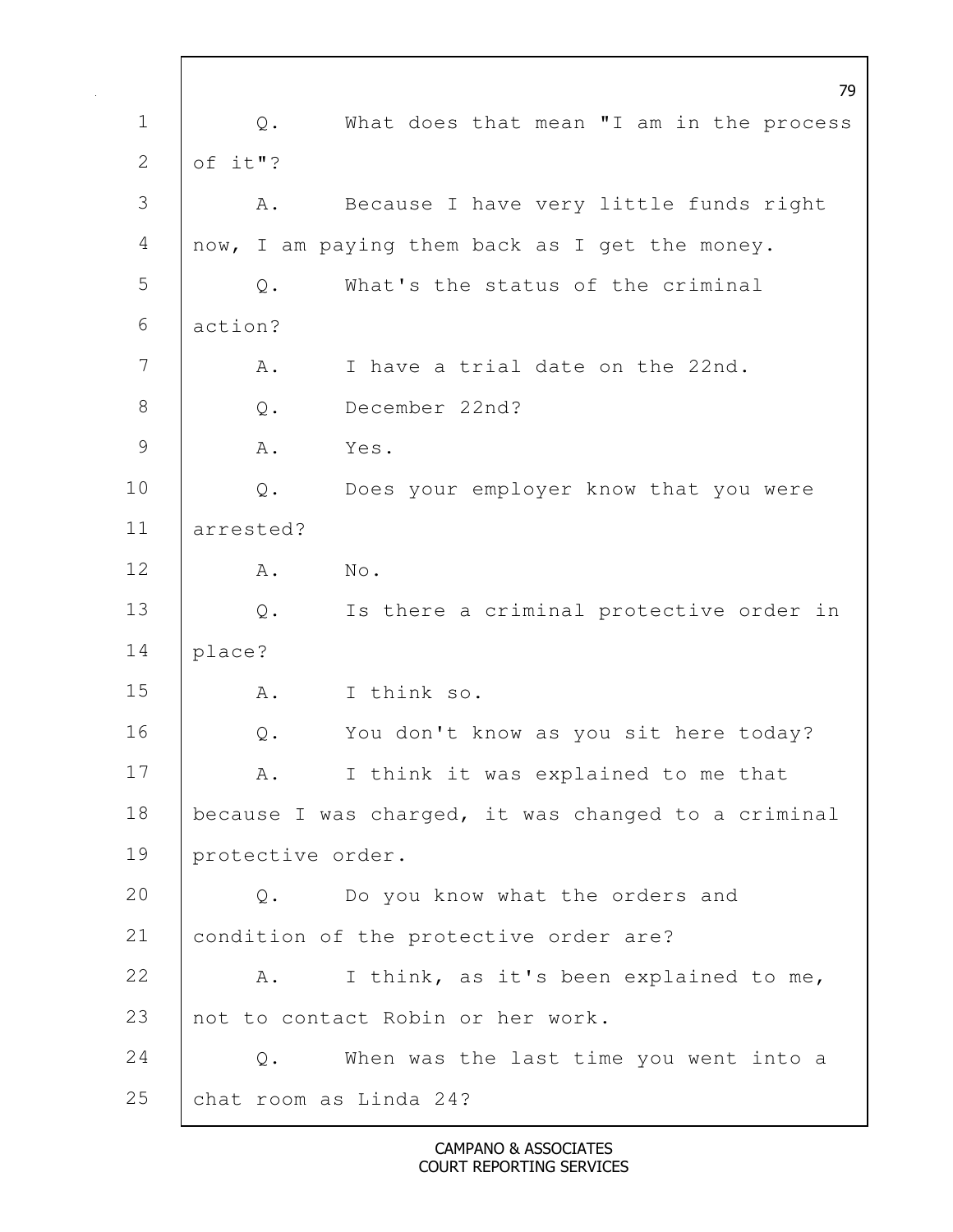Q. What does that mean "I am in the process of it"?

A. Because I have very little funds right now, I am paying them back as I get the money.

Q. What's the status of the criminal action?

A. I have a trial date on the 22nd.

Q. December 22nd?

A. Yes.

Q. Does your employer know that you were arrested?

A. No.

Q. Is there a criminal protective order in place?

A. I think so.

Q. You don't know as you sit here today?

A. I think it was explained to me that because I was charged, it was changed to a criminal protective order.

Q. Do you know what the orders and condition of the protective order are?

A. I think, as it's been explained to me, not to contact Robin or her work.

Q. When was the last time you went into a chat room as Linda 24?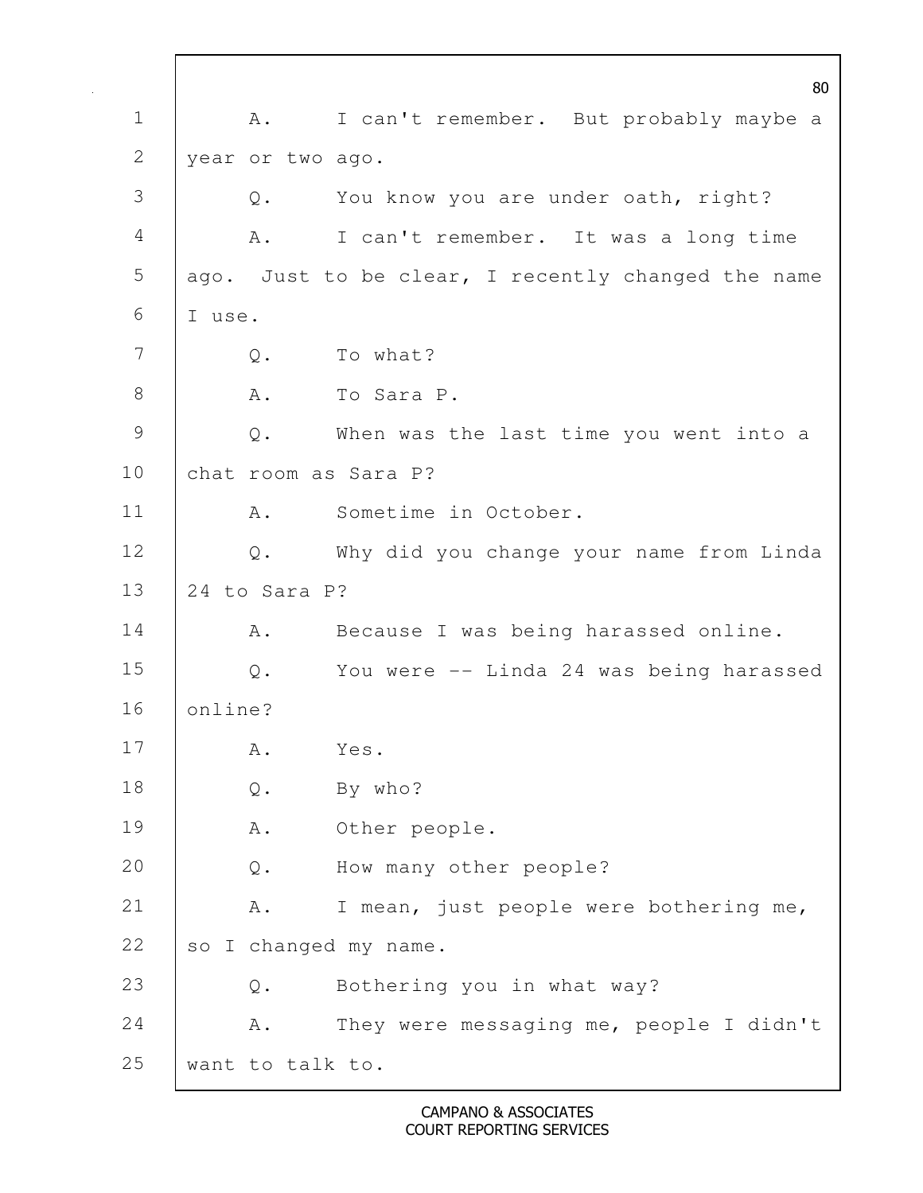1 A. I can't remember. But probably maybe a
2 year or two ago.
3 Q. You know you are under oath, right?
4 A. I can't remember. It was a long time
5 ago. Just to be clear, I recently changed the name
6 I use.
7 Q. To what?
8 A. To Sara P.
9 Q. When was the last time you went into a
10 chat room as Sara P?
11 A. Sometime in October.
12 Q. Why did you change your name from Linda
13 24 to Sara P?
14 A. Because I was being harassed online.
15 Q. You were -- Linda 24 was being harassed
16 online?
17 A. Yes.
18 Q. By who?
19 A. Other people.
20 Q. How many other people?
21 A. I mean, just people were bothering me,
22 so I changed my name.
23 Q. Bothering you in what way?
24 A. They were messaging me, people I didn't
25 want to talk to.

CAMPANO & ASSOCIATES
COURT REPORTING SERVICES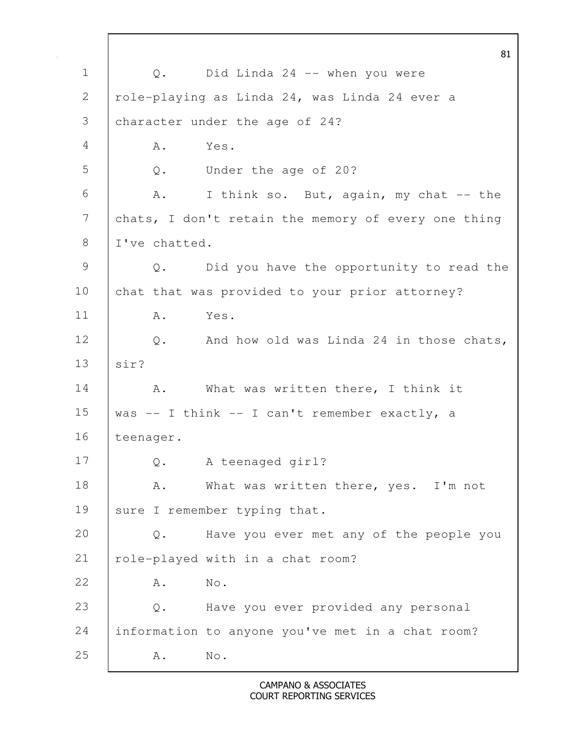1 Q. Did Linda 24 -- when you were
2 role-playing as Linda 24, was Linda 24 ever a
3 character under the age of 24?
4 A. Yes.
5 Q. Under the age of 20?
6 A. I think so. But, again, my chat -- the
7 chats, I don't retain the memory of every one thing
8 I've chatted.
9 Q. Did you have the opportunity to read the
10 chat that was provided to your prior attorney?
11 A. Yes.
12 Q. And how old was Linda 24 in those chats,
13 sir?
14 A. What was written there, I think it
15 was -- I think -- I can't remember exactly, a
16 teenager.
17 Q. A teenaged girl?
18 A. What was written there, yes. I'm not
19 sure I remember typing that.
20 Q. Have you ever met any of the people you
21 role-played with in a chat room?
22 A. No.
23 Q. Have you ever provided any personal
24 information to anyone you've met in a chat room?
25 A. No.

CAMPANO & ASSOCIATES
COURT REPORTING SERVICES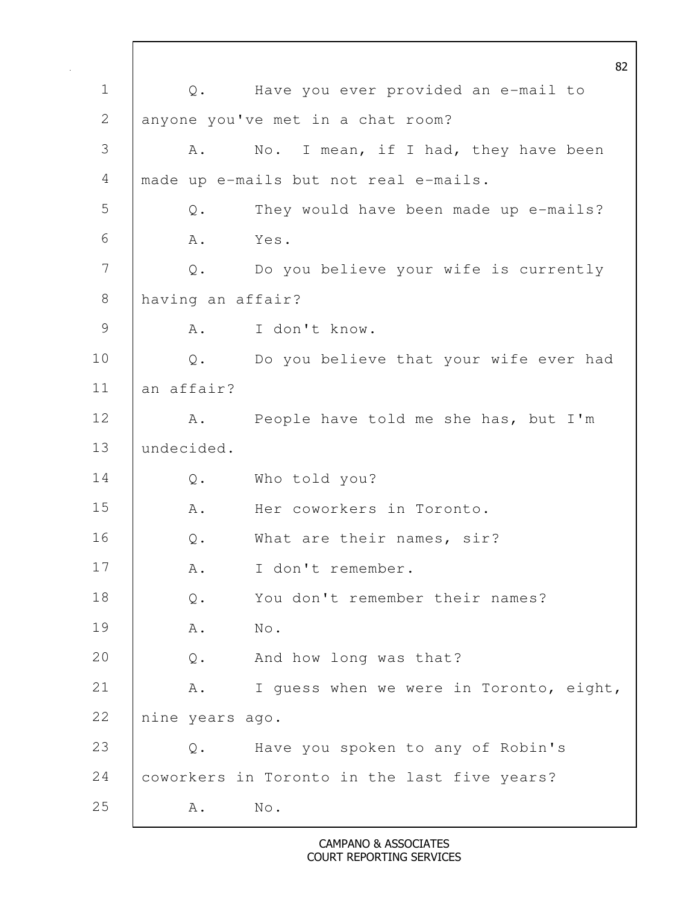Q. Have you ever provided an e-mail to anyone you've met in a chat room?

A. No. I mean, if I had, they have been made up e-mails but not real e-mails.

Q. They would have been made up e-mails?

A. Yes.

Q. Do you believe your wife is currently having an affair?

A. I don't know.

Q. Do you believe that your wife ever had an affair?

A. People have told me she has, but I'm undecided.

Q. Who told you?

A. Her coworkers in Toronto.

Q. What are their names, sir?

A. I don't remember.

Q. You don't remember their names?

A. No.

Q. And how long was that?

A. I guess when we were in Toronto, eight, nine years ago.

Q. Have you spoken to any of Robin's coworkers in Toronto in the last five years?

A. No.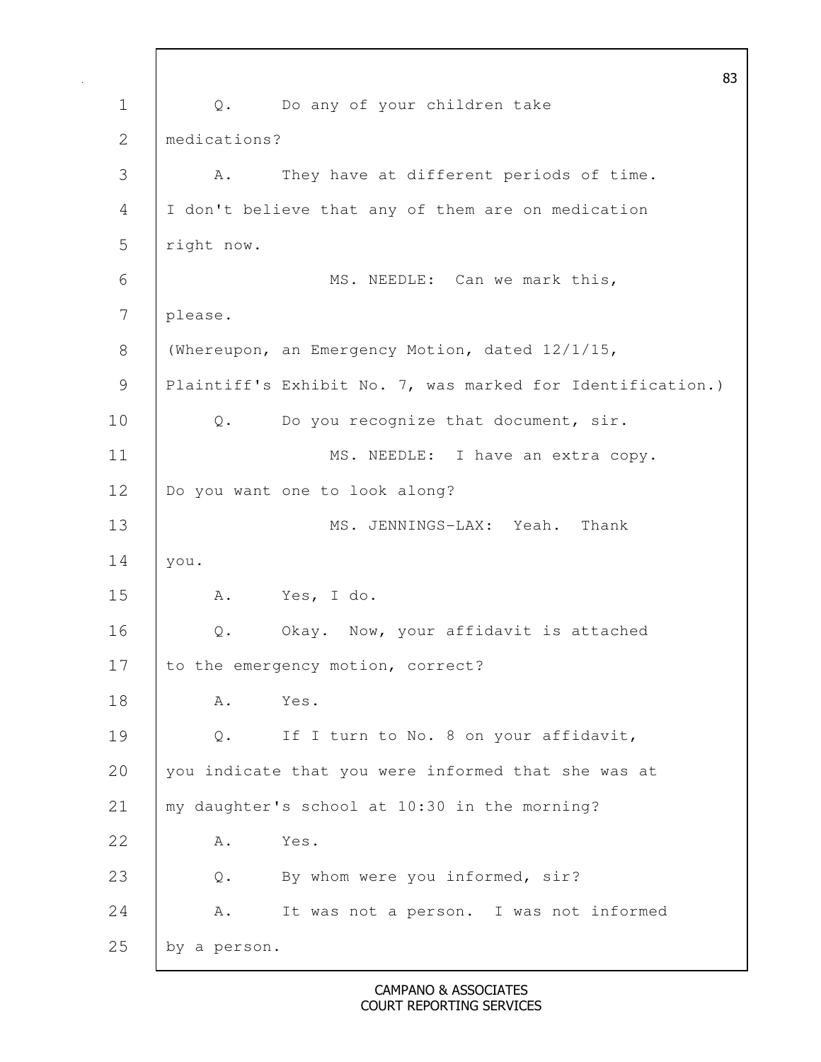1 Q. Do any of your children take
2 medications?
3 A. They have at different periods of time.
4 I don't believe that any of them are on medication
5 right now.
6 MS. NEEDLE: Can we mark this,
7 please.
8 (Whereupon, an Emergency Motion, dated 12/1/15,
9 Plaintiff's Exhibit No. 7, was marked for Identification.)
10 Q. Do you recognize that document, sir.
11 MS. NEEDLE: I have an extra copy.
12 Do you want one to look along?
13 MS. JENNINGS-LAX: Yeah. Thank
14 you.
15 A. Yes, I do.
16 Q. Okay. Now, your affidavit is attached
17 to the emergency motion, correct?
18 A. Yes.
19 Q. If I turn to No. 8 on your affidavit,
20 you indicate that you were informed that she was at
21 my daughter's school at 10:30 in the morning?
22 A. Yes.
23 Q. By whom were you informed, sir?
24 A. It was not a person. I was not informed
25 by a person.

CAMPANO & ASSOCIATES
COURT REPORTING SERVICES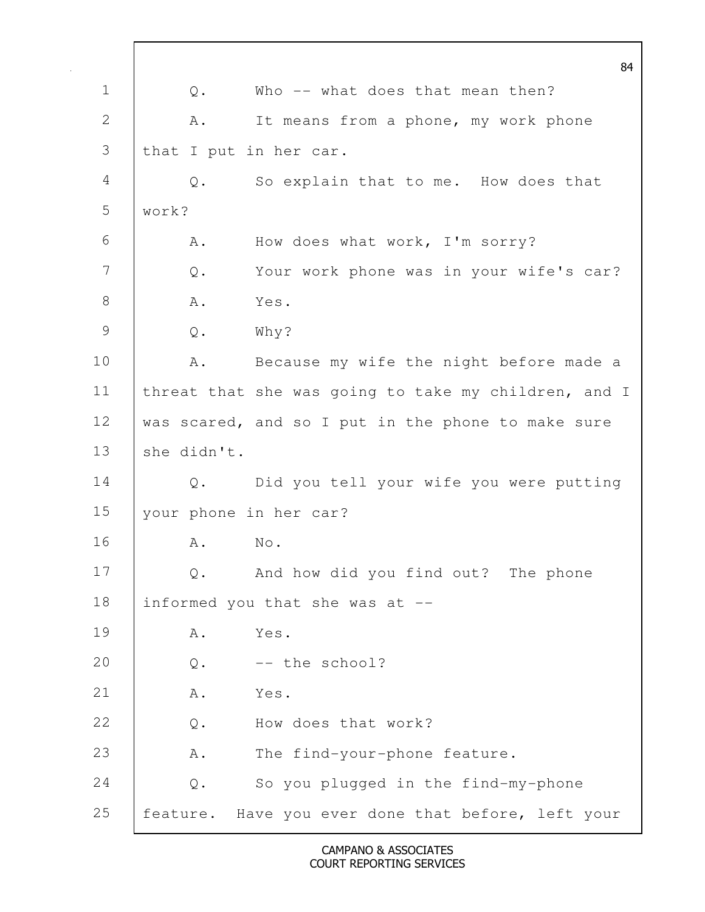1 Q. Who -- what does that mean then?

2 A. It means from a phone, my work phone

3 that I put in her car.

4 Q. So explain that to me. How does that

5 work?

6 A. How does what work, I'm sorry?

7 Q. Your work phone was in your wife's car?

8 A. Yes.

9 Q. Why?

10 A. Because my wife the night before made a

11 threat that she was going to take my children, and I

12 was scared, and so I put in the phone to make sure

13 she didn't.

14 Q. Did you tell your wife you were putting

15 your phone in her car?

16 A. No.

17 Q. And how did you find out? The phone

18 informed you that she was at --

19 A. Yes.

20 Q. -- the school?

21 A. Yes.

22 Q. How does that work?

23 A. The find-your-phone feature.

24 Q. So you plugged in the find-my-phone

25 feature. Have you ever done that before, left your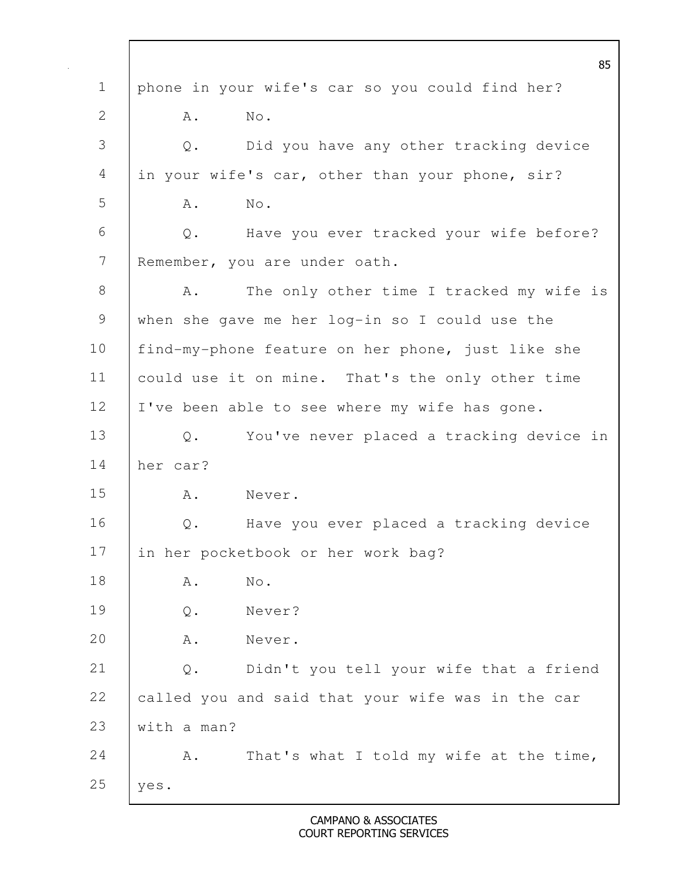phone in your wife's car so you could find her?

A. No.

Q. Did you have any other tracking device in your wife's car, other than your phone, sir?

A. No.

Q. Have you ever tracked your wife before? Remember, you are under oath.

A. The only other time I tracked my wife is when she gave me her log-in so I could use the find-my-phone feature on her phone, just like she could use it on mine. That's the only other time I've been able to see where my wife has gone.

Q. You've never placed a tracking device in her car?

A. Never.

Q. Have you ever placed a tracking device in her pocketbook or her work bag?

A. No.

Q. Never?

A. Never.

Q. Didn't you tell your wife that a friend called you and said that your wife was in the car with a man?

A. That's what I told my wife at the time, yes.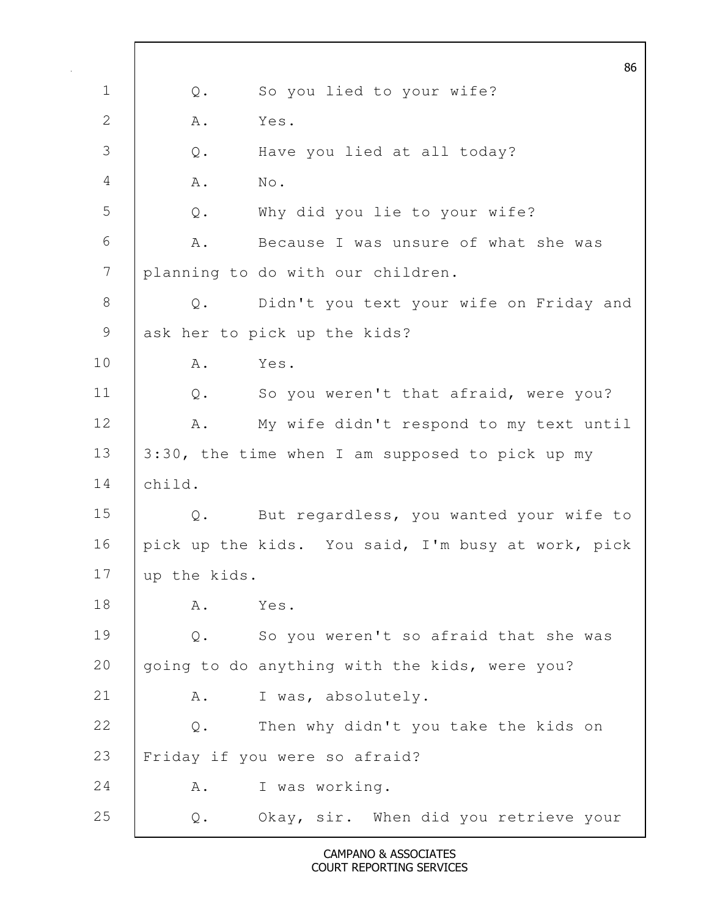Q. So you lied to your wife?

A. Yes.

Q. Have you lied at all today?

A. No.

Q. Why did you lie to your wife?

A. Because I was unsure of what she was planning to do with our children.

Q. Didn't you text your wife on Friday and ask her to pick up the kids?

A. Yes.

Q. So you weren't that afraid, were you?

A. My wife didn't respond to my text until 3:30, the time when I am supposed to pick up my child.

Q. But regardless, you wanted your wife to pick up the kids. You said, I'm busy at work, pick up the kids.

A. Yes.

Q. So you weren't so afraid that she was going to do anything with the kids, were you?

A. I was, absolutely.

Q. Then why didn't you take the kids on Friday if you were so afraid?

A. I was working.

Q. Okay, sir. When did you retrieve your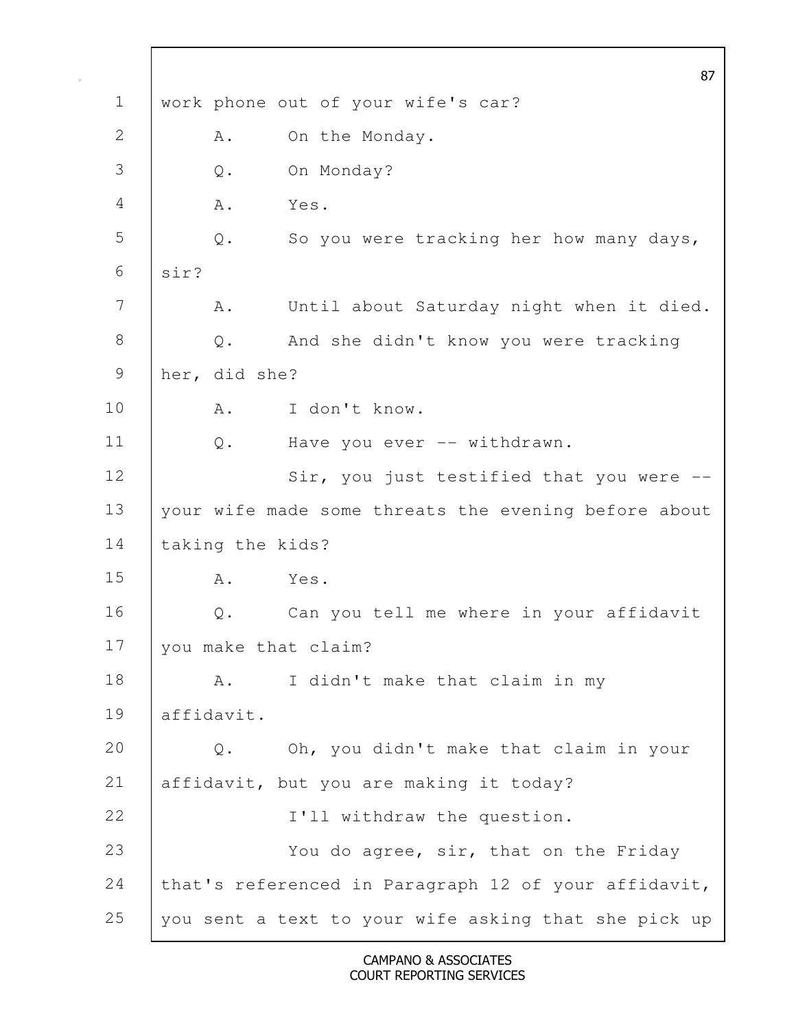work phone out of your wife's car?

A. On the Monday.

Q. On Monday?

A. Yes.

Q. So you were tracking her how many days, sir?

A. Until about Saturday night when it died.

Q. And she didn't know you were tracking her, did she?

A. I don't know.

Q. Have you ever -- withdrawn.

Sir, you just testified that you were -- your wife made some threats the evening before about taking the kids?

A. Yes.

Q. Can you tell me where in your affidavit you make that claim?

A. I didn't make that claim in my affidavit.

Q. Oh, you didn't make that claim in your affidavit, but you are making it today?

I'll withdraw the question.

You do agree, sir, that on the Friday that's referenced in Paragraph 12 of your affidavit, you sent a text to your wife asking that she pick up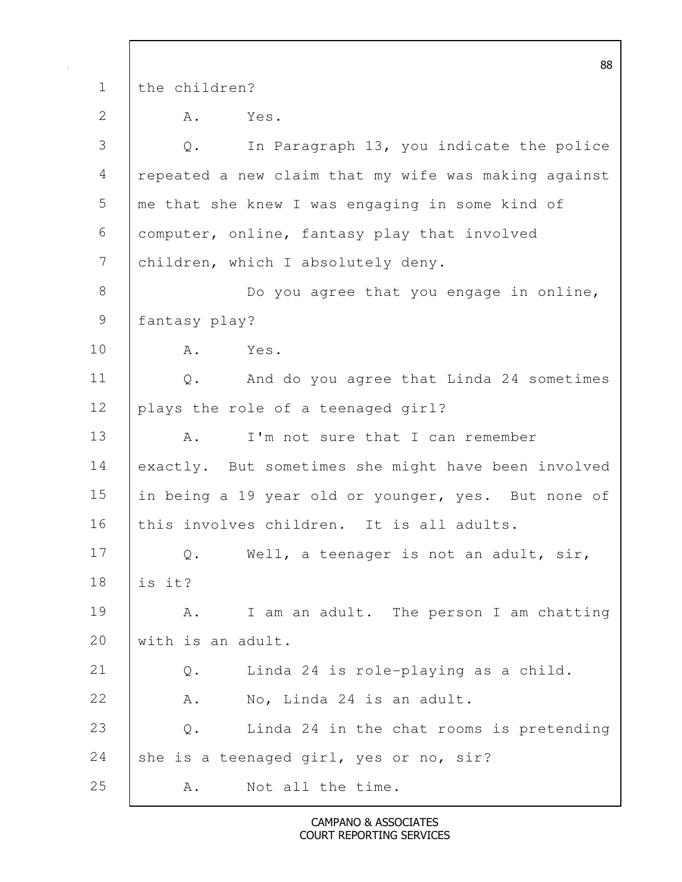1 the children?

2 A. Yes.

3 Q. In Paragraph 13, you indicate the police

4 repeated a new claim that my wife was making against

5 me that she knew I was engaging in some kind of

6 computer, online, fantasy play that involved

7 children, which I absolutely deny.

8 Do you agree that you engage in online,

9 fantasy play?

10 A. Yes.

11 Q. And do you agree that Linda 24 sometimes

12 plays the role of a teenaged girl?

13 A. I'm not sure that I can remember

14 exactly. But sometimes she might have been involved

15 in being a 19 year old or younger, yes. But none of

16 this involves children. It is all adults.

17 Q. Well, a teenager is not an adult, sir,

18 is it?

19 A. I am an adult. The person I am chatting

20 with is an adult.

21 Q. Linda 24 is role-playing as a child.

22 A. No, Linda 24 is an adult.

23 Q. Linda 24 in the chat rooms is pretending

24 she is a teenaged girl, yes or no, sir?

25 A. Not all the time.

CAMPANO & ASSOCIATES
COURT REPORTING SERVICES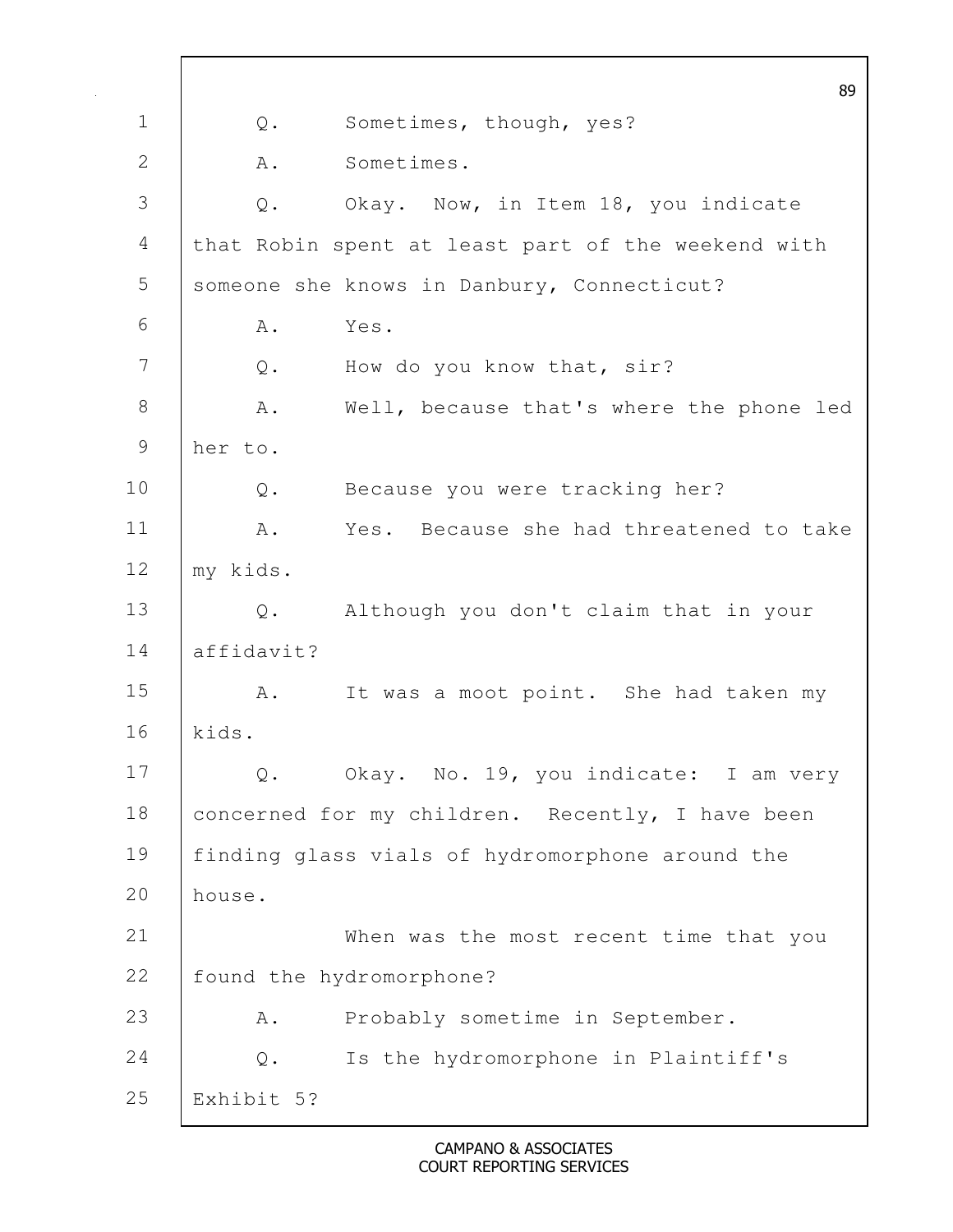1 Q. Sometimes, though, yes?

2 A. Sometimes.

3 Q. Okay. Now, in Item 18, you indicate

4 that Robin spent at least part of the weekend with

5 someone she knows in Danbury, Connecticut?

6 A. Yes.

7 Q. How do you know that, sir?

8 A. Well, because that's where the phone led

9 her to.

10 Q. Because you were tracking her?

11 A. Yes. Because she had threatened to take

12 my kids.

13 Q. Although you don't claim that in your

14 affidavit?

15 A. It was a moot point. She had taken my

16 kids.

17 Q. Okay. No. 19, you indicate: I am very

18 concerned for my children. Recently, I have been

19 finding glass vials of hydromorphone around the

20 house.

21 When was the most recent time that you

22 found the hydromorphone?

23 A. Probably sometime in September.

24 Q. Is the hydromorphone in Plaintiff's

25 Exhibit 5?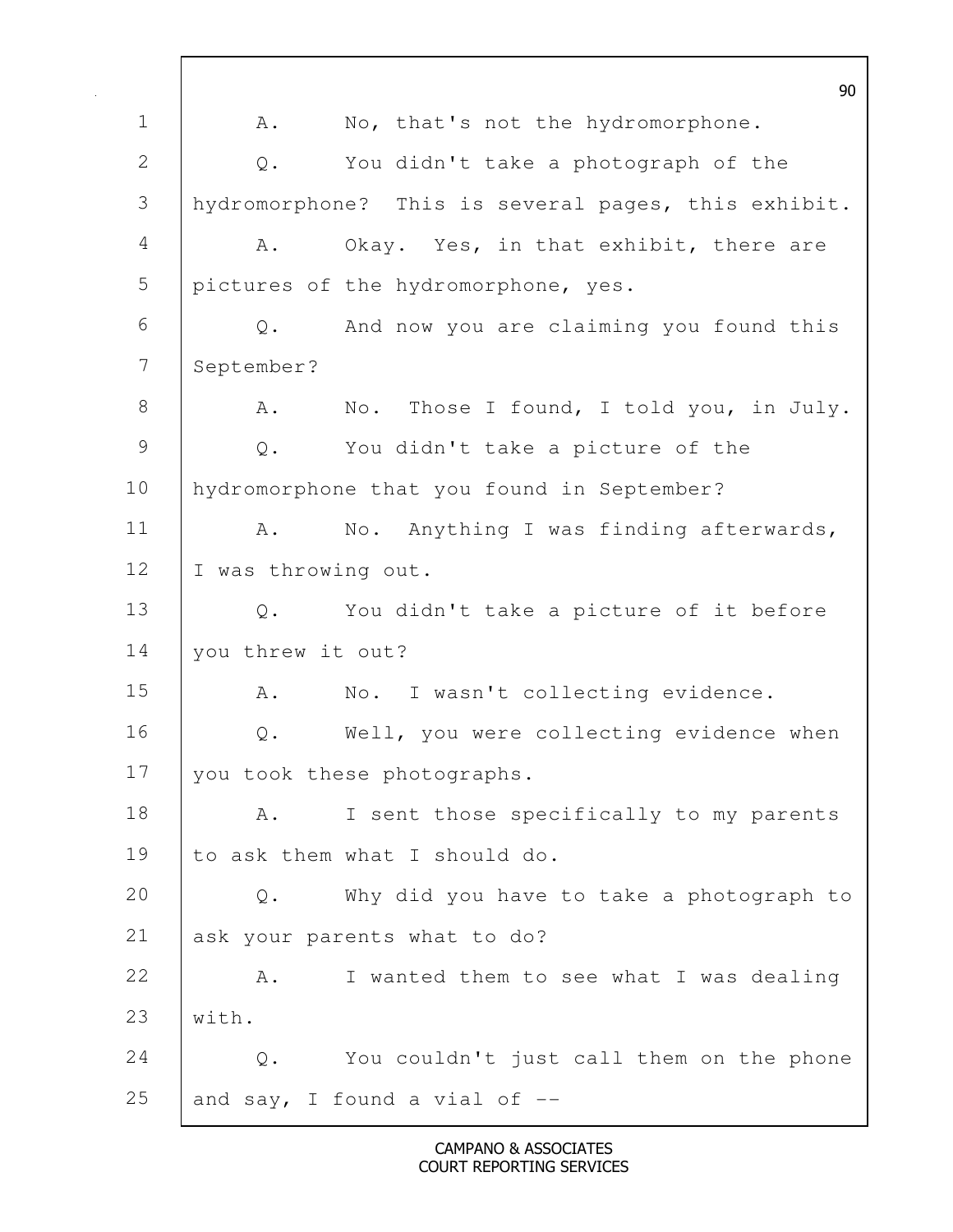A. No, that's not the hydromorphone.

Q. You didn't take a photograph of the hydromorphone? This is several pages, this exhibit.

A. Okay. Yes, in that exhibit, there are pictures of the hydromorphone, yes.

Q. And now you are claiming you found this September?

A. No. Those I found, I told you, in July.

Q. You didn't take a picture of the hydromorphone that you found in September?

A. No. Anything I was finding afterwards, I was throwing out.

Q. You didn't take a picture of it before you threw it out?

A. No. I wasn't collecting evidence.

Q. Well, you were collecting evidence when you took these photographs.

A. I sent those specifically to my parents to ask them what I should do.

Q. Why did you have to take a photograph to ask your parents what to do?

A. I wanted them to see what I was dealing with.

Q. You couldn't just call them on the phone and say, I found a vial of --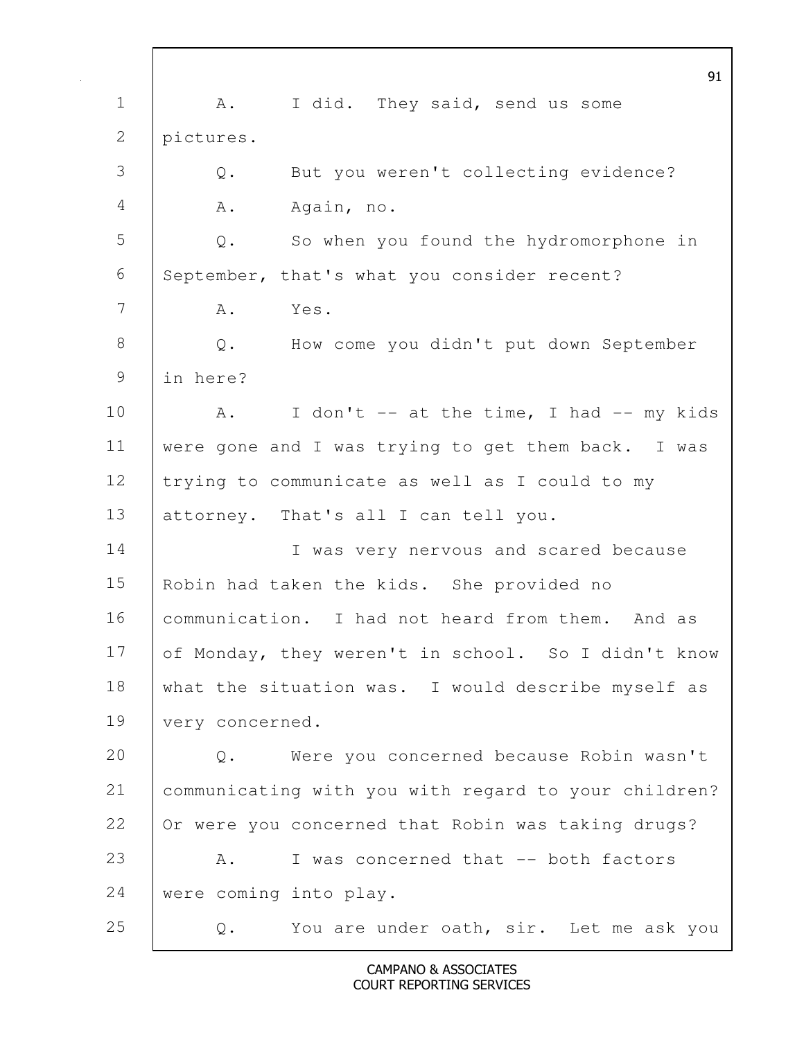1 A. I did. They said, send us some
2 pictures.
3 Q. But you weren't collecting evidence?
4 A. Again, no.
5 Q. So when you found the hydromorphone in
6 September, that's what you consider recent?
7 A. Yes.
8 Q. How come you didn't put down September
9 in here?
10 A. I don't -- at the time, I had -- my kids
11 were gone and I was trying to get them back. I was
12 trying to communicate as well as I could to my
13 attorney. That's all I can tell you.
14 I was very nervous and scared because
15 Robin had taken the kids. She provided no
16 communication. I had not heard from them. And as
17 of Monday, they weren't in school. So I didn't know
18 what the situation was. I would describe myself as
19 very concerned.
20 Q. Were you concerned because Robin wasn't
21 communicating with you with regard to your children?
22 Or were you concerned that Robin was taking drugs?
23 A. I was concerned that -- both factors
24 were coming into play.
25 Q. You are under oath, sir. Let me ask you

CAMPANO & ASSOCIATES
COURT REPORTING SERVICES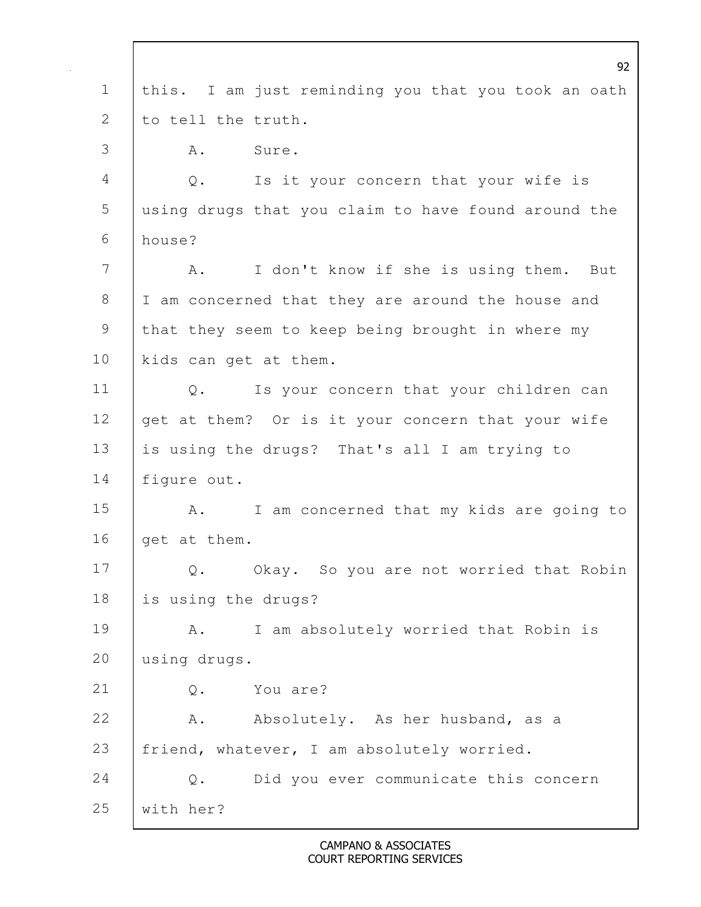this. I am just reminding you that you took an oath to tell the truth.

A. Sure.

Q. Is it your concern that your wife is using drugs that you claim to have found around the house?

A. I don't know if she is using them. But I am concerned that they are around the house and that they seem to keep being brought in where my kids can get at them.

Q. Is your concern that your children can get at them? Or is it your concern that your wife is using the drugs? That's all I am trying to figure out.

A. I am concerned that my kids are going to get at them.

Q. Okay. So you are not worried that Robin is using the drugs?

A. I am absolutely worried that Robin is using drugs.

Q. You are?

A. Absolutely. As her husband, as a friend, whatever, I am absolutely worried.

Q. Did you ever communicate this concern with her?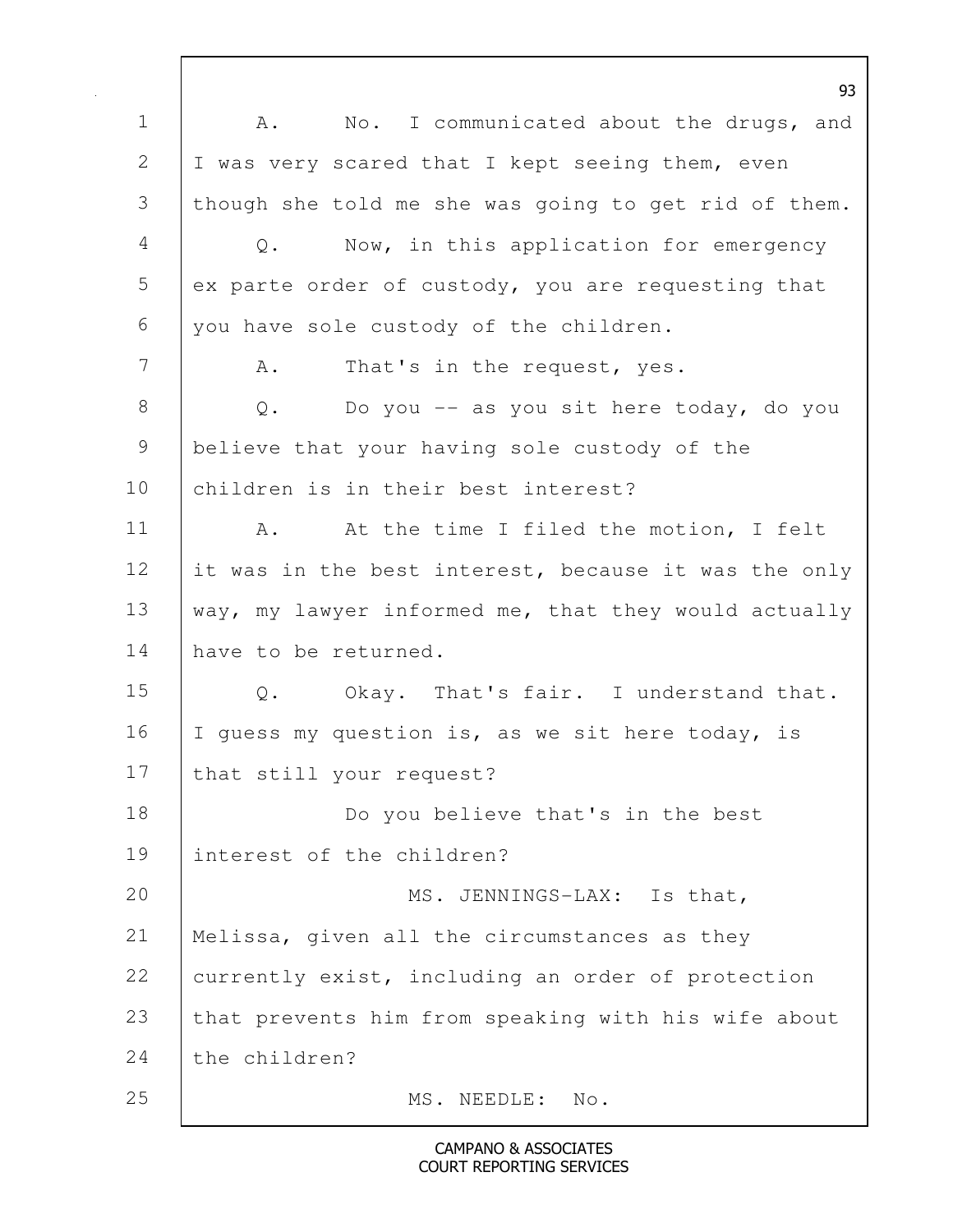A. No. I communicated about the drugs, and I was very scared that I kept seeing them, even though she told me she was going to get rid of them.

Q. Now, in this application for emergency ex parte order of custody, you are requesting that you have sole custody of the children.

A. That's in the request, yes.

Q. Do you -- as you sit here today, do you believe that your having sole custody of the children is in their best interest?

A. At the time I filed the motion, I felt it was in the best interest, because it was the only way, my lawyer informed me, that they would actually have to be returned.

Q. Okay. That's fair. I understand that. I guess my question is, as we sit here today, is that still your request?

Do you believe that's in the best interest of the children?

MS. JENNINGS-LAX: Is that, Melissa, given all the circumstances as they currently exist, including an order of protection that prevents him from speaking with his wife about the children?

MS. NEEDLE: No.

CAMPANO & ASSOCIATES
COURT REPORTING SERVICES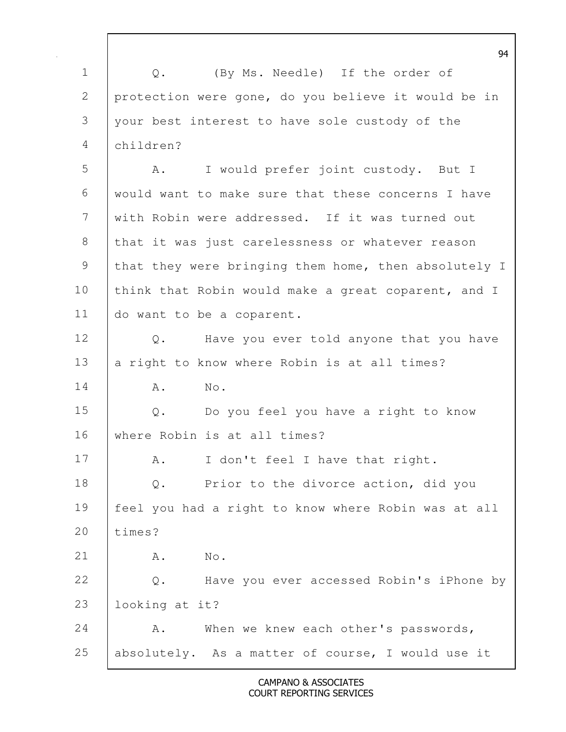Q. (By Ms. Needle) If the order of protection were gone, do you believe it would be in your best interest to have sole custody of the children?

A. I would prefer joint custody. But I would want to make sure that these concerns I have with Robin were addressed. If it was turned out that it was just carelessness or whatever reason that they were bringing them home, then absolutely I think that Robin would make a great coparent, and I do want to be a coparent.

Q. Have you ever told anyone that you have a right to know where Robin is at all times?

A. No.

Q. Do you feel you have a right to know where Robin is at all times?

A. I don't feel I have that right.

Q. Prior to the divorce action, did you feel you had a right to know where Robin was at all times?

A. No.

Q. Have you ever accessed Robin's iPhone by looking at it?

A. When we knew each other's passwords, absolutely. As a matter of course, I would use it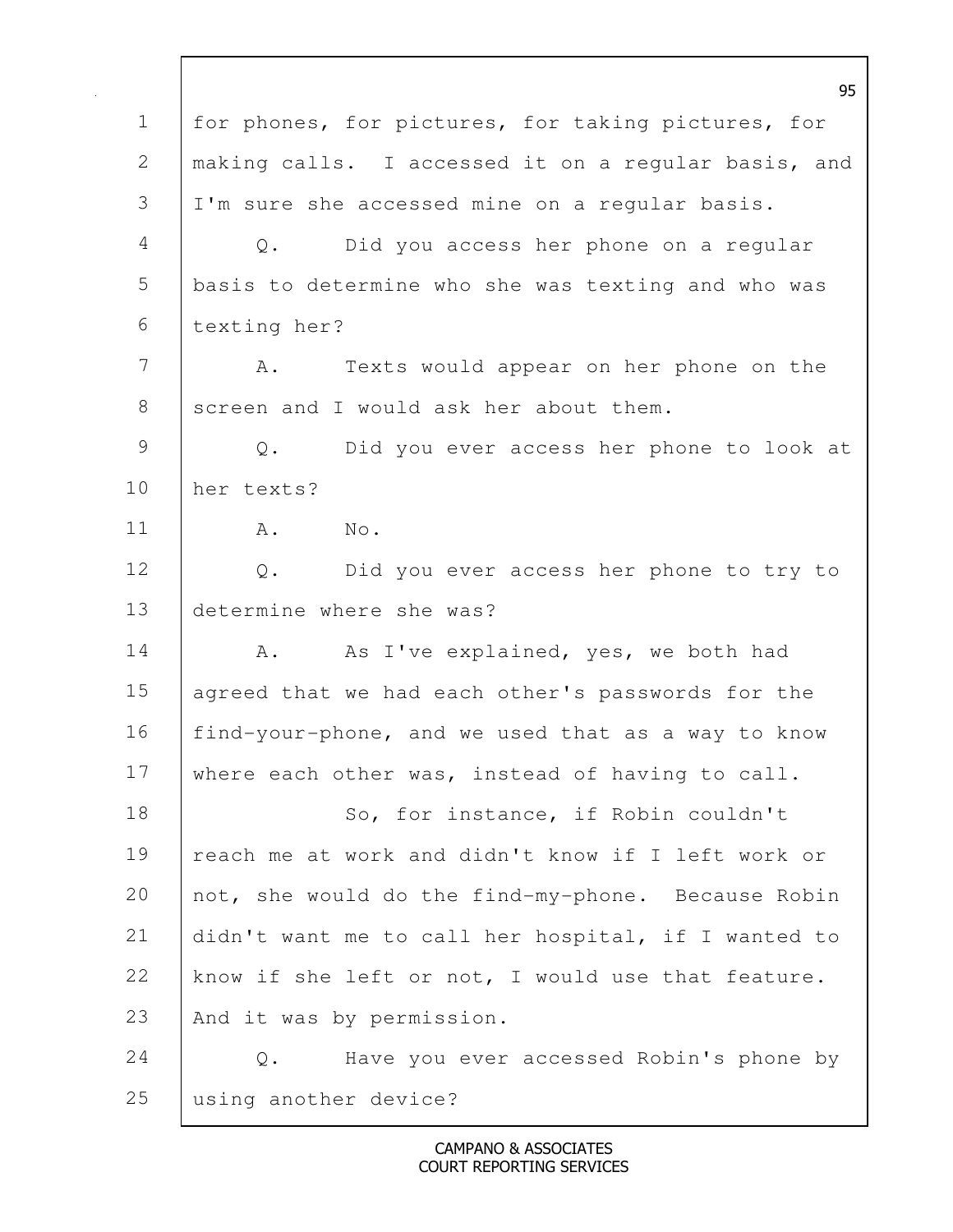for phones, for pictures, for taking pictures, for making calls. I accessed it on a regular basis, and I'm sure she accessed mine on a regular basis.

Q. Did you access her phone on a regular basis to determine who she was texting and who was texting her?

A. Texts would appear on her phone on the screen and I would ask her about them.

Q. Did you ever access her phone to look at her texts?

A. No.

Q. Did you ever access her phone to try to determine where she was?

A. As I've explained, yes, we both had agreed that we had each other's passwords for the find-your-phone, and we used that as a way to know where each other was, instead of having to call.

So, for instance, if Robin couldn't reach me at work and didn't know if I left work or not, she would do the find-my-phone. Because Robin didn't want me to call her hospital, if I wanted to know if she left or not, I would use that feature. And it was by permission.

Q. Have you ever accessed Robin's phone by using another device?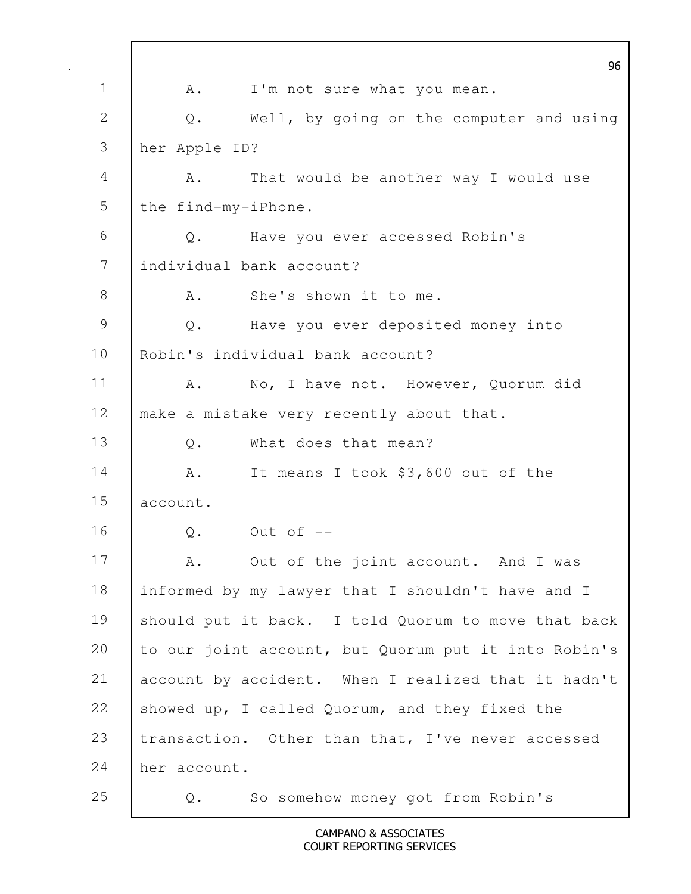A. I'm not sure what you mean.

Q. Well, by going on the computer and using her Apple ID?

A. That would be another way I would use the find-my-iPhone.

Q. Have you ever accessed Robin's individual bank account?

A. She's shown it to me.

Q. Have you ever deposited money into Robin's individual bank account?

A. No, I have not. However, Quorum did make a mistake very recently about that.

Q. What does that mean?

A. It means I took $3,600 out of the account.

Q. Out of --

A. Out of the joint account. And I was informed by my lawyer that I shouldn't have and I should put it back. I told Quorum to move that back to our joint account, but Quorum put it into Robin's account by accident. When I realized that it hadn't showed up, I called Quorum, and they fixed the transaction. Other than that, I've never accessed her account.

Q. So somehow money got from Robin's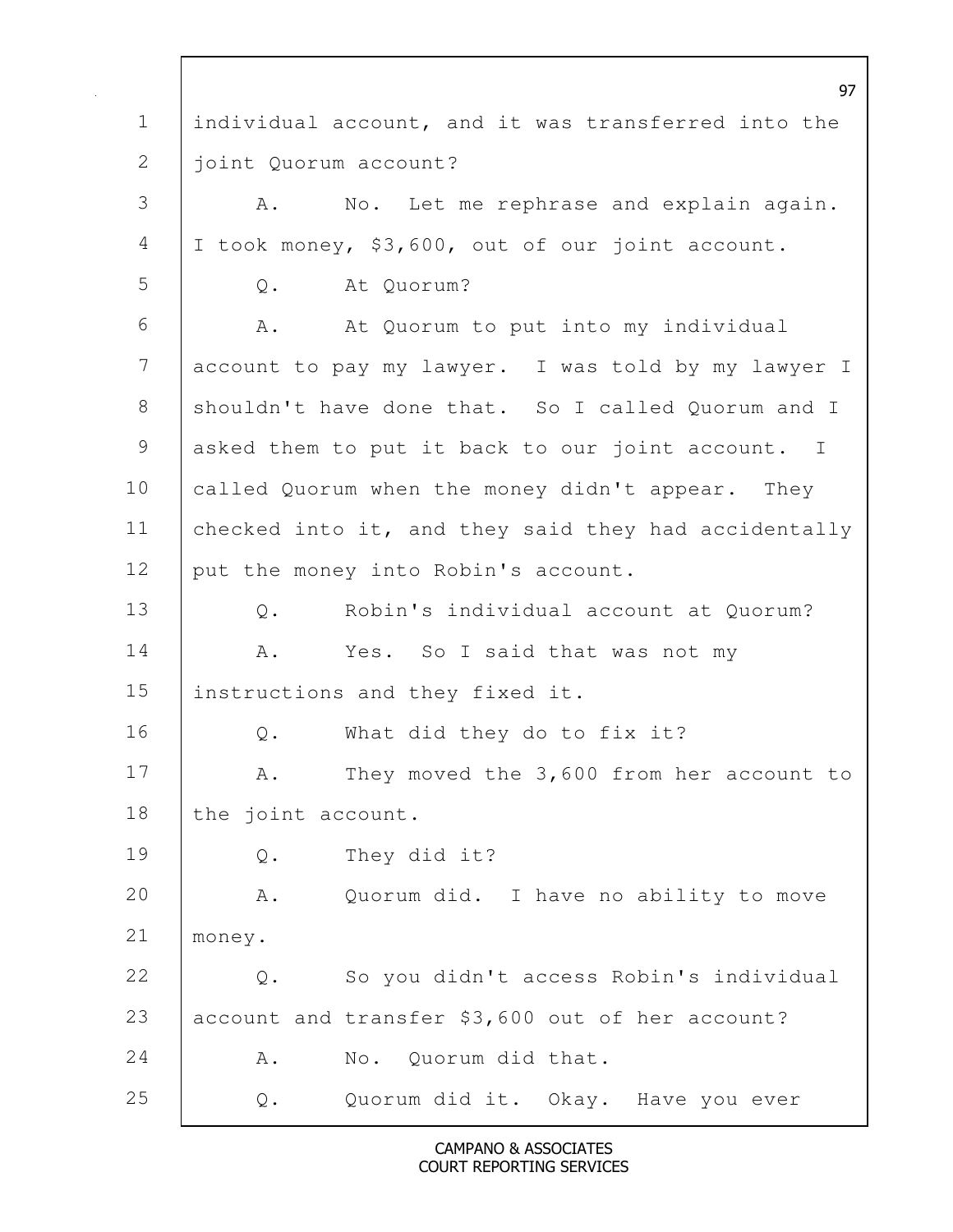1 individual account, and it was transferred into the
2 joint Quorum account?

3 A. No. Let me rephrase and explain again.
4 I took money, $3,600, out of our joint account.

5 Q. At Quorum?

6 A. At Quorum to put into my individual
7 account to pay my lawyer. I was told by my lawyer I
8 shouldn't have done that. So I called Quorum and I
9 asked them to put it back to our joint account. I
10 called Quorum when the money didn't appear. They
11 checked into it, and they said they had accidentally
12 put the money into Robin's account.

13 Q. Robin's individual account at Quorum?

14 A. Yes. So I said that was not my
15 instructions and they fixed it.

16 Q. What did they do to fix it?

17 A. They moved the 3,600 from her account to
18 the joint account.

19 Q. They did it?

20 A. Quorum did. I have no ability to move
21 money.

22 Q. So you didn't access Robin's individual
23 account and transfer $3,600 out of her account?

24 A. No. Quorum did that.

25 Q. Quorum did it. Okay. Have you ever

CAMPANO & ASSOCIATES
COURT REPORTING SERVICES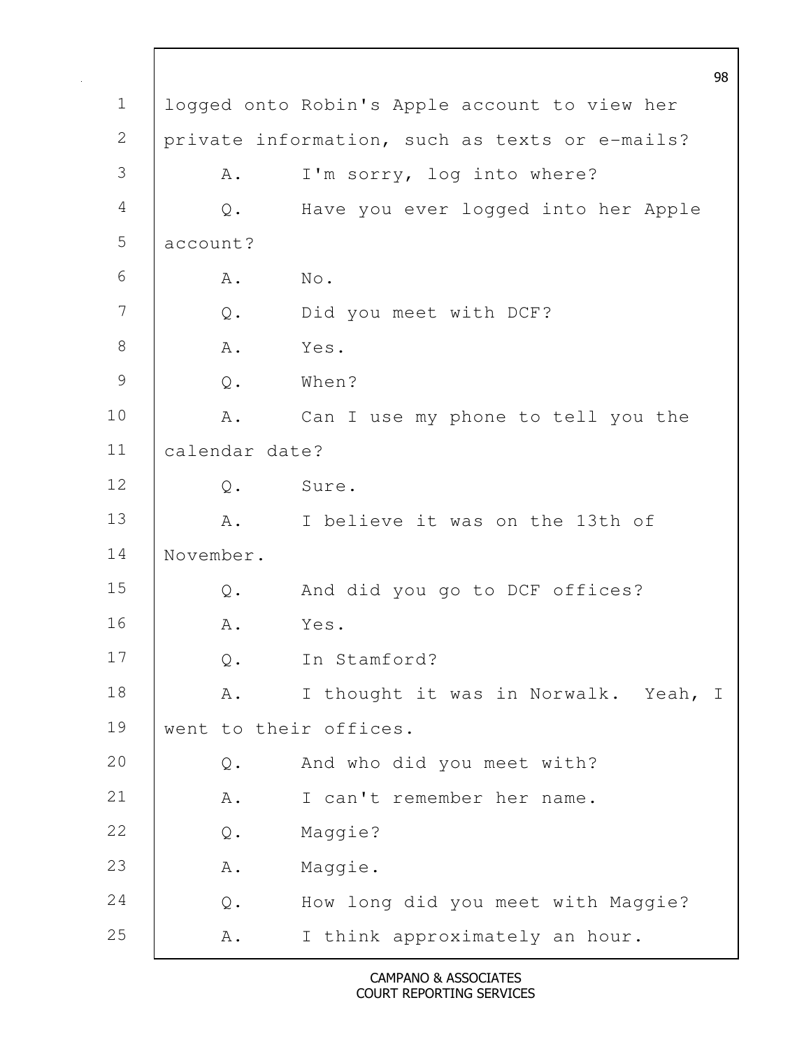logged onto Robin's Apple account to view her private information, such as texts or e-mails?

A. I'm sorry, log into where?

Q. Have you ever logged into her Apple account?

A. No.

Q. Did you meet with DCF?

A. Yes.

Q. When?

A. Can I use my phone to tell you the calendar date?

Q. Sure.

A. I believe it was on the 13th of November.

Q. And did you go to DCF offices?

A. Yes.

Q. In Stamford?

A. I thought it was in Norwalk. Yeah, I went to their offices.

Q. And who did you meet with?

A. I can't remember her name.

Q. Maggie?

A. Maggie.

Q. How long did you meet with Maggie?

A. I think approximately an hour.

CAMPANO & ASSOCIATES
COURT REPORTING SERVICES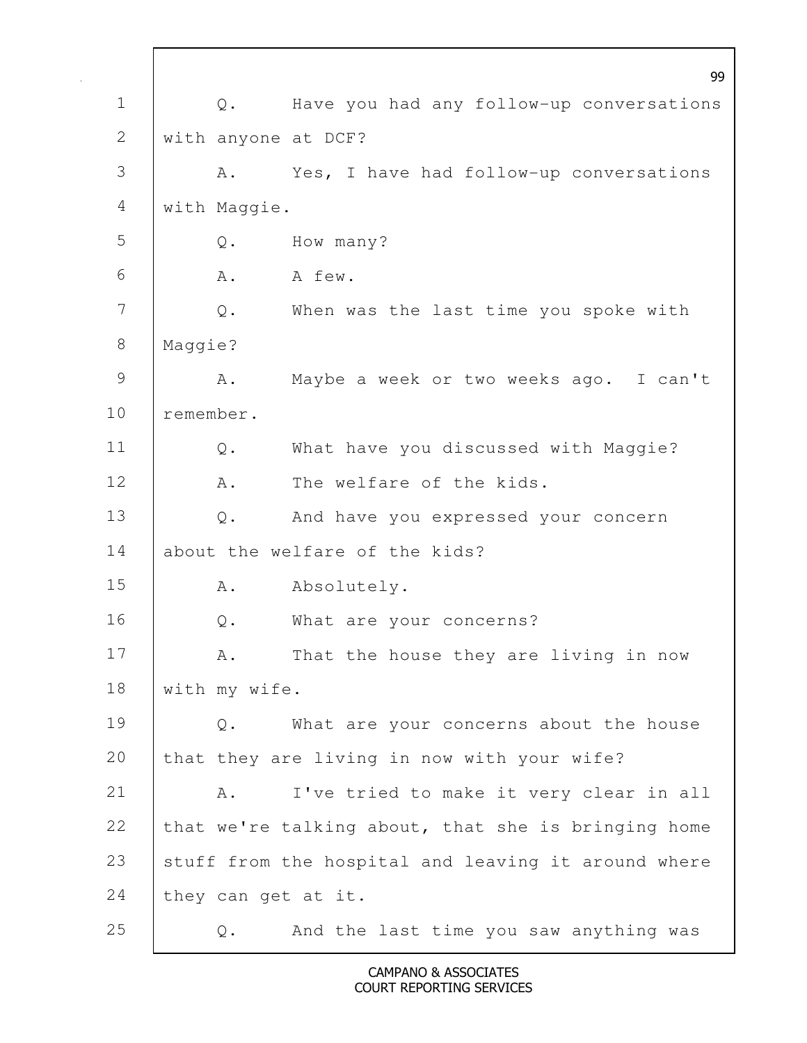Q. Have you had any follow-up conversations with anyone at DCF?

A. Yes, I have had follow-up conversations with Maggie.

Q. How many?

A. A few.

Q. When was the last time you spoke with Maggie?

A. Maybe a week or two weeks ago. I can't remember.

Q. What have you discussed with Maggie?

A. The welfare of the kids.

Q. And have you expressed your concern about the welfare of the kids?

A. Absolutely.

Q. What are your concerns?

A. That the house they are living in now with my wife.

Q. What are your concerns about the house that they are living in now with your wife?

A. I've tried to make it very clear in all that we're talking about, that she is bringing home stuff from the hospital and leaving it around where they can get at it.

Q. And the last time you saw anything was

CAMPANO & ASSOCIATES
COURT REPORTING SERVICES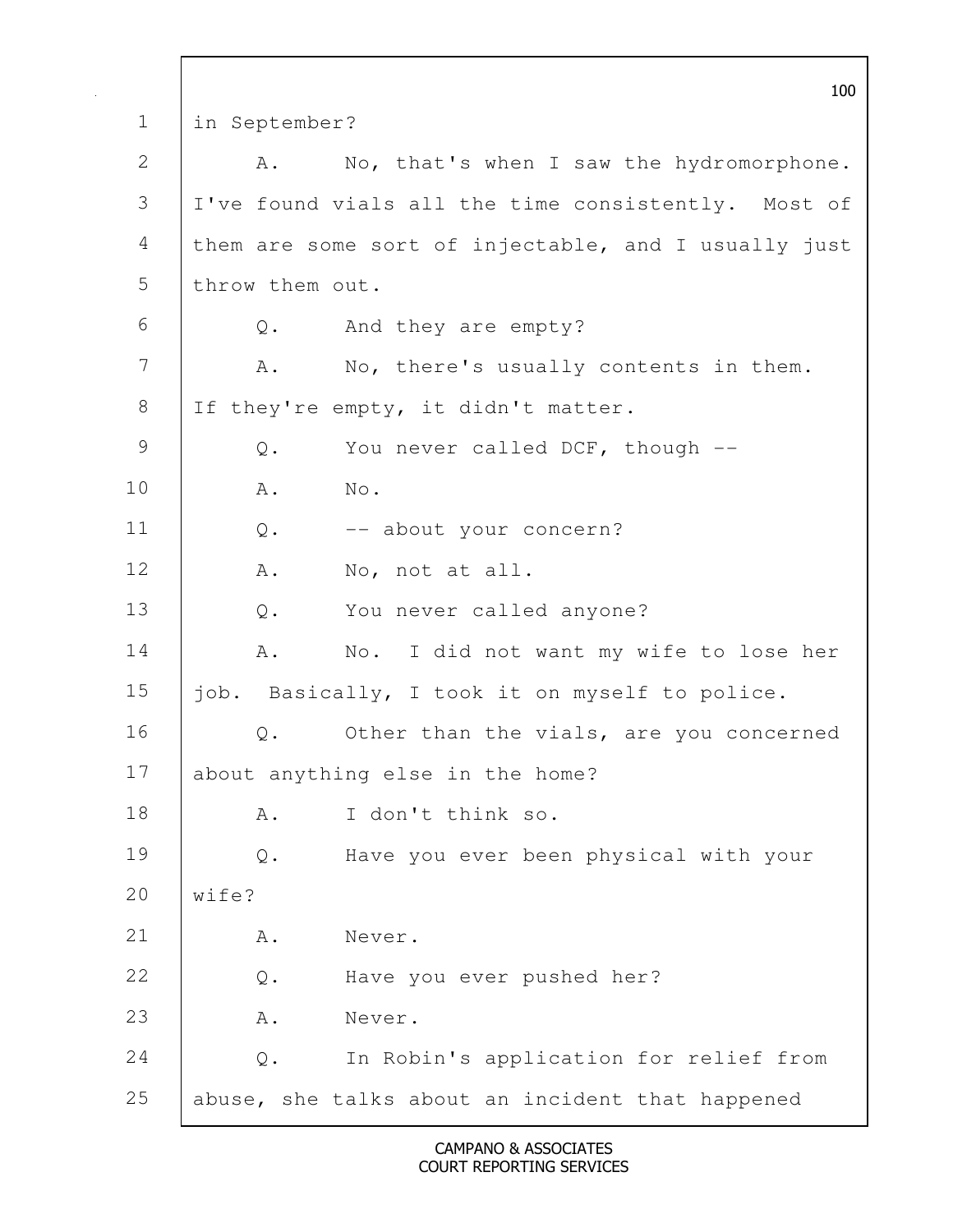1 in September?

2 A. No, that's when I saw the hydromorphone.

3 I've found vials all the time consistently. Most of

4 them are some sort of injectable, and I usually just

5 throw them out.

6 Q. And they are empty?

7 A. No, there's usually contents in them.

8 If they're empty, it didn't matter.

9 Q. You never called DCF, though --

10 A. No.

11 Q. -- about your concern?

12 A. No, not at all.

13 Q. You never called anyone?

14 A. No. I did not want my wife to lose her

15 job. Basically, I took it on myself to police.

16 Q. Other than the vials, are you concerned

17 about anything else in the home?

18 A. I don't think so.

19 Q. Have you ever been physical with your

20 wife?

21 A. Never.

22 Q. Have you ever pushed her?

23 A. Never.

24 Q. In Robin's application for relief from

25 abuse, she talks about an incident that happened

CAMPANO & ASSOCIATES
COURT REPORTING SERVICES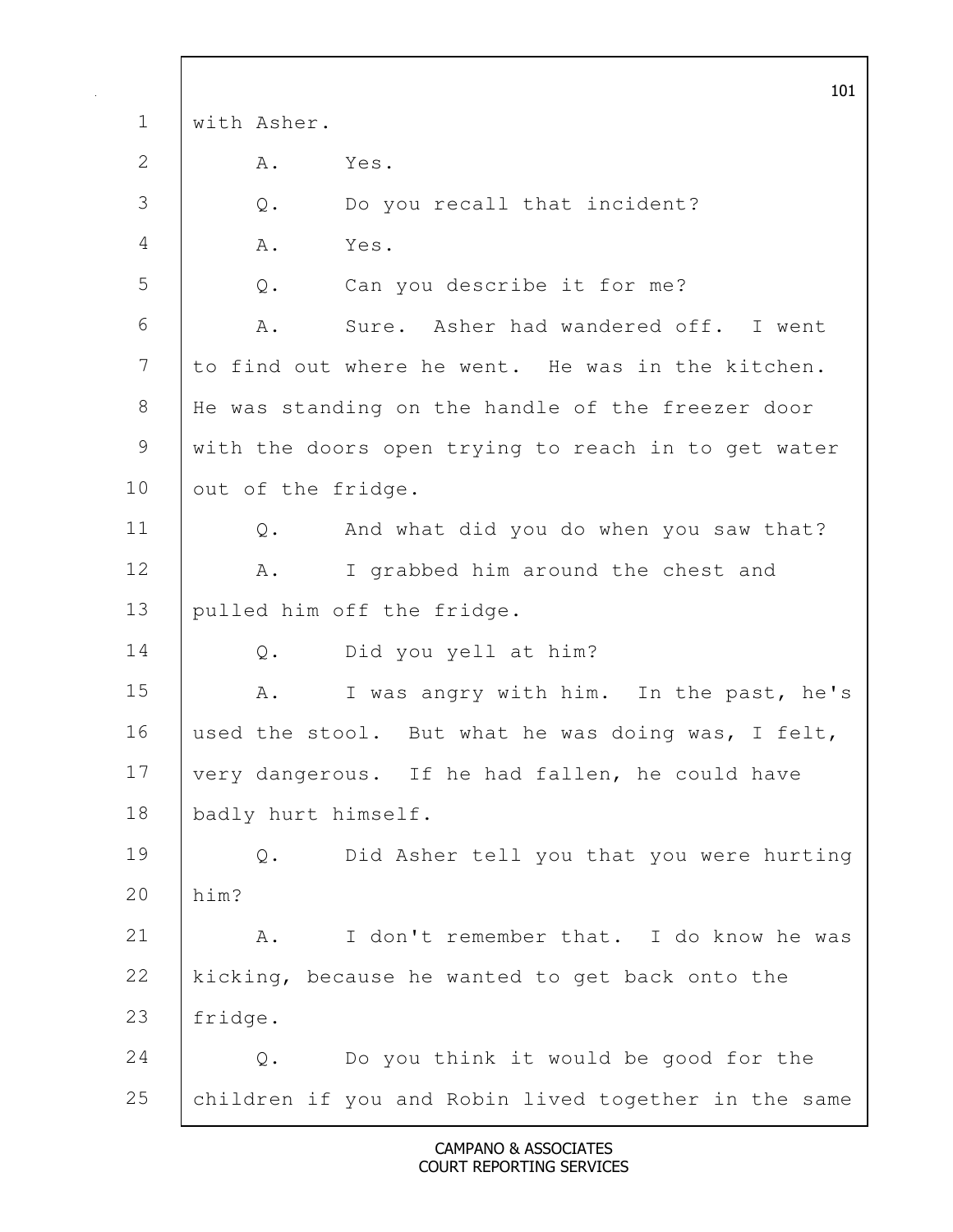1 with Asher.

2 A. Yes.

3 Q. Do you recall that incident?

4 A. Yes.

5 Q. Can you describe it for me?

6 A. Sure. Asher had wandered off. I went

7 to find out where he went. He was in the kitchen.

8 He was standing on the handle of the freezer door

9 with the doors open trying to reach in to get water

10 out of the fridge.

11 Q. And what did you do when you saw that?

12 A. I grabbed him around the chest and

13 pulled him off the fridge.

14 Q. Did you yell at him?

15 A. I was angry with him. In the past, he's

16 used the stool. But what he was doing was, I felt,

17 very dangerous. If he had fallen, he could have

18 badly hurt himself.

19 Q. Did Asher tell you that you were hurting

20 him?

21 A. I don't remember that. I do know he was

22 kicking, because he wanted to get back onto the

23 fridge.

24 Q. Do you think it would be good for the

25 children if you and Robin lived together in the same

CAMPANO & ASSOCIATES
COURT REPORTING SERVICES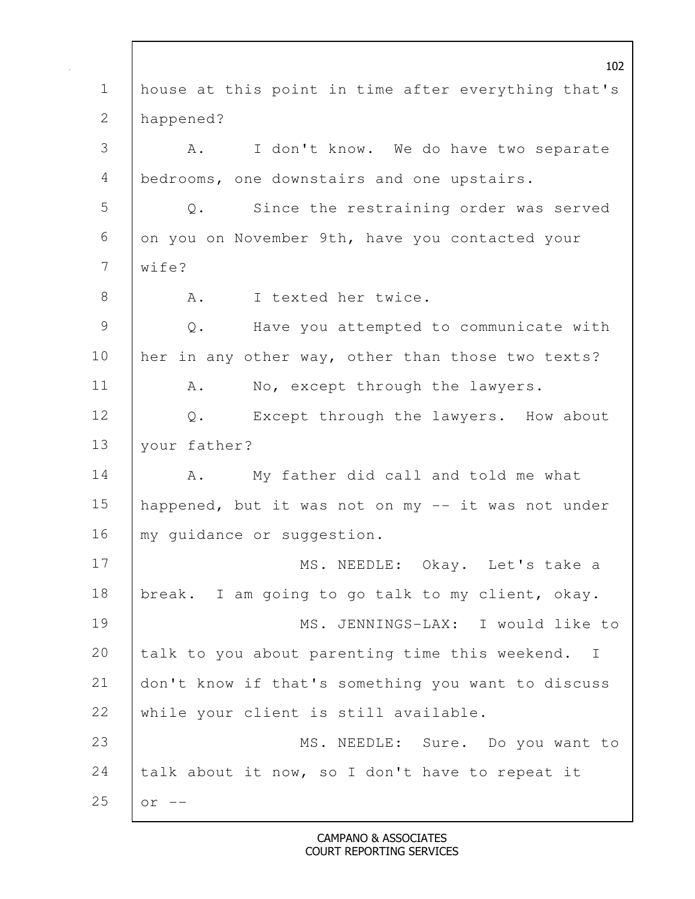house at this point in time after everything that's happened?

A. I don't know. We do have two separate bedrooms, one downstairs and one upstairs.

Q. Since the restraining order was served on you on November 9th, have you contacted your wife?

A. I texted her twice.

Q. Have you attempted to communicate with her in any other way, other than those two texts?

A. No, except through the lawyers.

Q. Except through the lawyers. How about your father?

A. My father did call and told me what happened, but it was not on my -- it was not under my guidance or suggestion.

MS. NEEDLE: Okay. Let's take a break. I am going to go talk to my client, okay.

MS. JENNINGS-LAX: I would like to talk to you about parenting time this weekend. I don't know if that's something you want to discuss while your client is still available.

MS. NEEDLE: Sure. Do you want to talk about it now, so I don't have to repeat it or --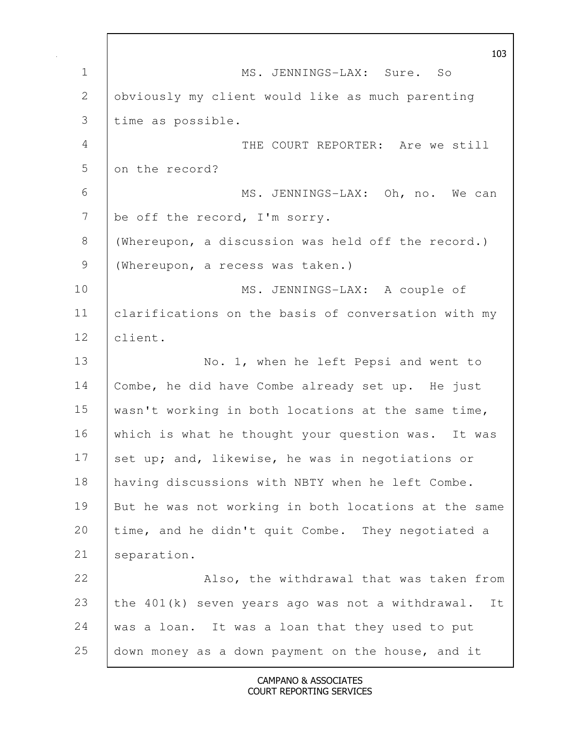MS. JENNINGS-LAX: Sure. So obviously my client would like as much parenting time as possible.

THE COURT REPORTER: Are we still on the record?

MS. JENNINGS-LAX: Oh, no. We can be off the record, I'm sorry.

(Whereupon, a discussion was held off the record.)

(Whereupon, a recess was taken.)

MS. JENNINGS-LAX: A couple of clarifications on the basis of conversation with my client.

No. 1, when he left Pepsi and went to Combe, he did have Combe already set up. He just wasn't working in both locations at the same time, which is what he thought your question was. It was set up; and, likewise, he was in negotiations or having discussions with NBTY when he left Combe. But he was not working in both locations at the same time, and he didn't quit Combe. They negotiated a separation.

Also, the withdrawal that was taken from the 401(k) seven years ago was not a withdrawal. It was a loan. It was a loan that they used to put down money as a down payment on the house, and it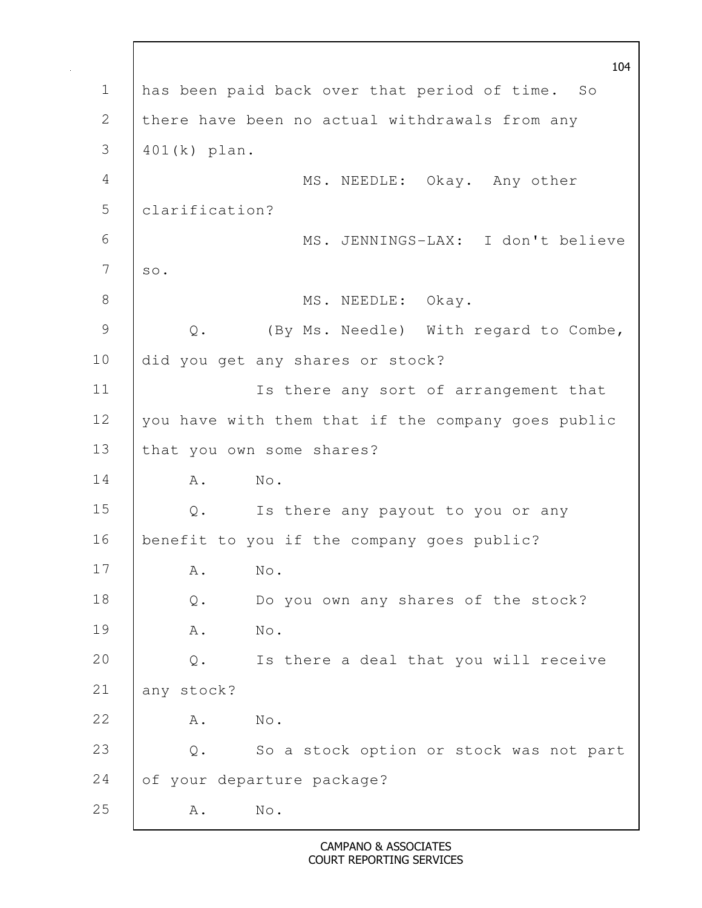has been paid back over that period of time. So there have been no actual withdrawals from any 401(k) plan.

MS. NEEDLE: Okay. Any other clarification?

MS. JENNINGS-LAX: I don't believe so.

MS. NEEDLE: Okay.

Q. (By Ms. Needle) With regard to Combe, did you get any shares or stock?

Is there any sort of arrangement that you have with them that if the company goes public that you own some shares?

A. No.

Q. Is there any payout to you or any benefit to you if the company goes public?

A. No.

Q. Do you own any shares of the stock?

A. No.

Q. Is there a deal that you will receive any stock?

A. No.

Q. So a stock option or stock was not part of your departure package?

A. No.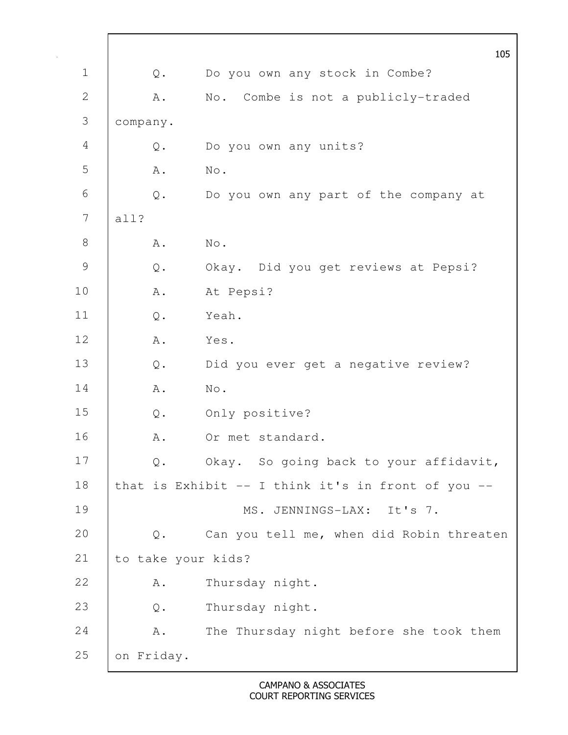1 Q. Do you own any stock in Combe?

2 A. No. Combe is not a publicly-traded

3 company.

4 Q. Do you own any units?

5 A. No.

6 Q. Do you own any part of the company at

7 all?

8 A. No.

9 Q. Okay. Did you get reviews at Pepsi?

10 A. At Pepsi?

11 Q. Yeah.

12 A. Yes.

13 Q. Did you ever get a negative review?

14 A. No.

15 Q. Only positive?

16 A. Or met standard.

17 Q. Okay. So going back to your affidavit,

18 that is Exhibit -- I think it's in front of you --

19 MS. JENNINGS-LAX: It's 7.

20 Q. Can you tell me, when did Robin threaten

21 to take your kids?

22 A. Thursday night.

23 Q. Thursday night.

24 A. The Thursday night before she took them

25 on Friday.

CAMPANO & ASSOCIATES
COURT REPORTING SERVICES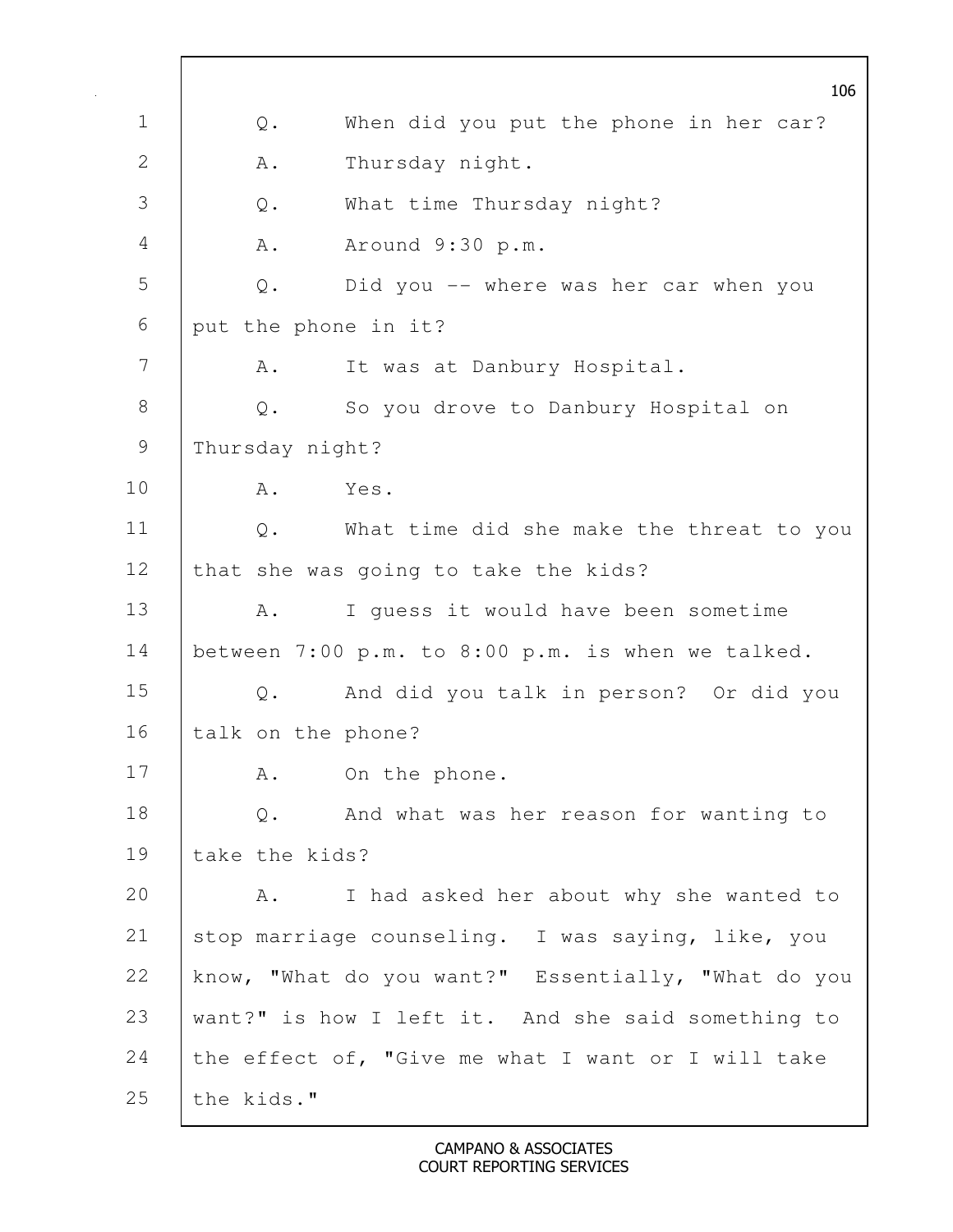Q. When did you put the phone in her car?

A. Thursday night.

Q. What time Thursday night?

A. Around 9:30 p.m.

Q. Did you -- where was her car when you put the phone in it?

A. It was at Danbury Hospital.

Q. So you drove to Danbury Hospital on Thursday night?

A. Yes.

Q. What time did she make the threat to you that she was going to take the kids?

A. I guess it would have been sometime between 7:00 p.m. to 8:00 p.m. is when we talked.

Q. And did you talk in person? Or did you talk on the phone?

A. On the phone.

Q. And what was her reason for wanting to take the kids?

A. I had asked her about why she wanted to stop marriage counseling. I was saying, like, you know, "What do you want?" Essentially, "What do you want?" is how I left it. And she said something to the effect of, "Give me what I want or I will take the kids."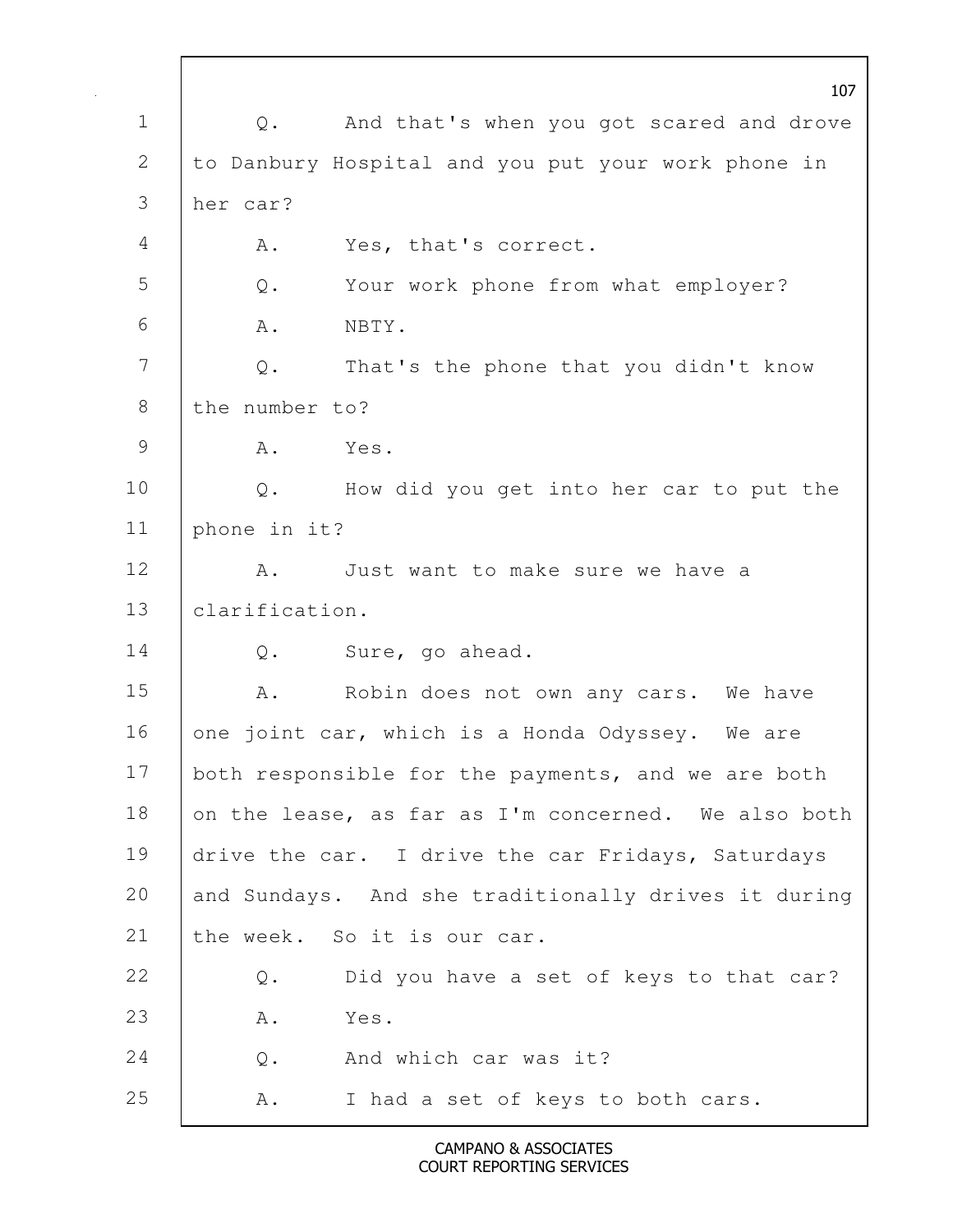Q. And that's when you got scared and drove to Danbury Hospital and you put your work phone in her car?

A. Yes, that's correct.

Q. Your work phone from what employer?

A. NBTY.

Q. That's the phone that you didn't know the number to?

A. Yes.

Q. How did you get into her car to put the phone in it?

A. Just want to make sure we have a clarification.

Q. Sure, go ahead.

A. Robin does not own any cars. We have one joint car, which is a Honda Odyssey. We are both responsible for the payments, and we are both on the lease, as far as I'm concerned. We also both drive the car. I drive the car Fridays, Saturdays and Sundays. And she traditionally drives it during the week. So it is our car.

Q. Did you have a set of keys to that car?

A. Yes.

Q. And which car was it?

A. I had a set of keys to both cars.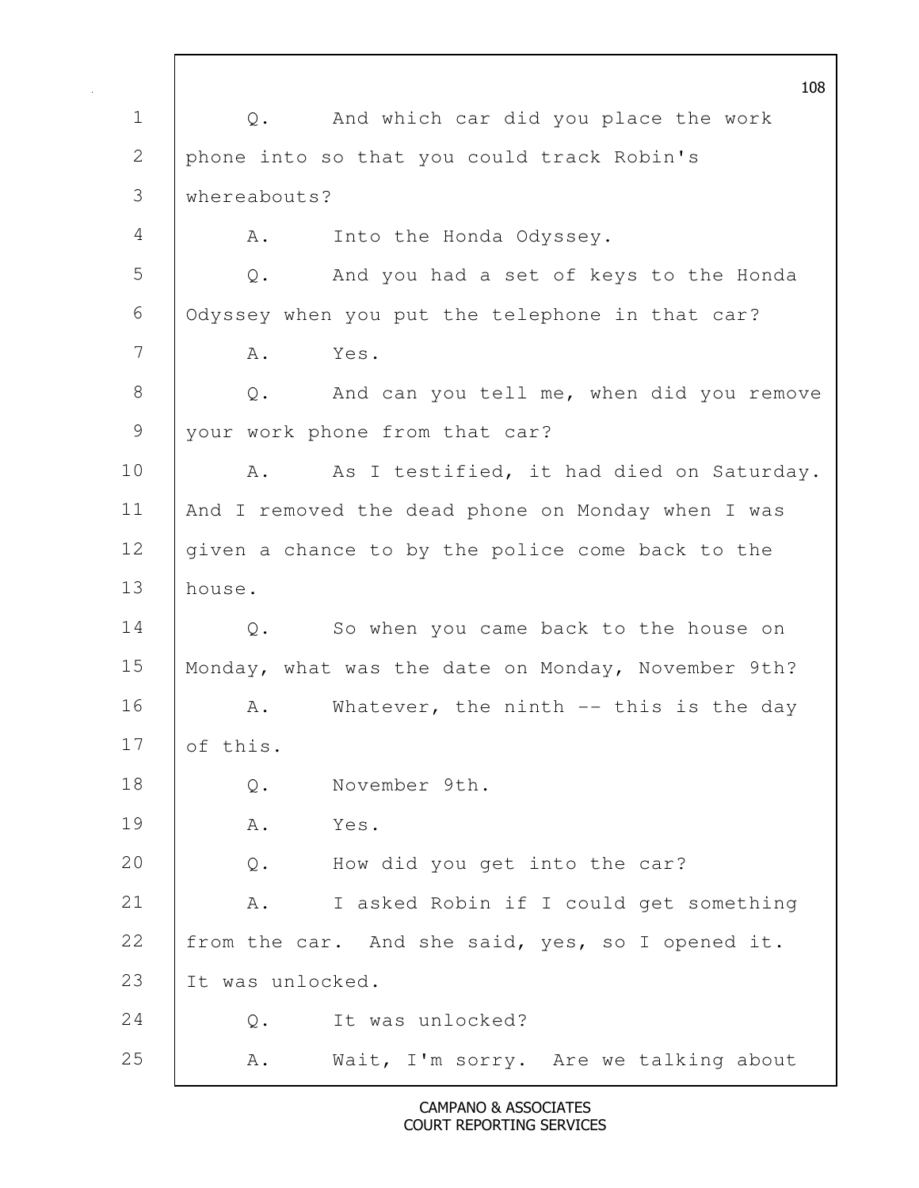Q. And which car did you place the work phone into so that you could track Robin's whereabouts?

A. Into the Honda Odyssey.

Q. And you had a set of keys to the Honda Odyssey when you put the telephone in that car?

A. Yes.

Q. And can you tell me, when did you remove your work phone from that car?

A. As I testified, it had died on Saturday. And I removed the dead phone on Monday when I was given a chance to by the police come back to the house.

Q. So when you came back to the house on Monday, what was the date on Monday, November 9th?

A. Whatever, the ninth -- this is the day of this.

Q. November 9th.

A. Yes.

Q. How did you get into the car?

A. I asked Robin if I could get something from the car. And she said, yes, so I opened it. It was unlocked.

Q. It was unlocked?

A. Wait, I'm sorry. Are we talking about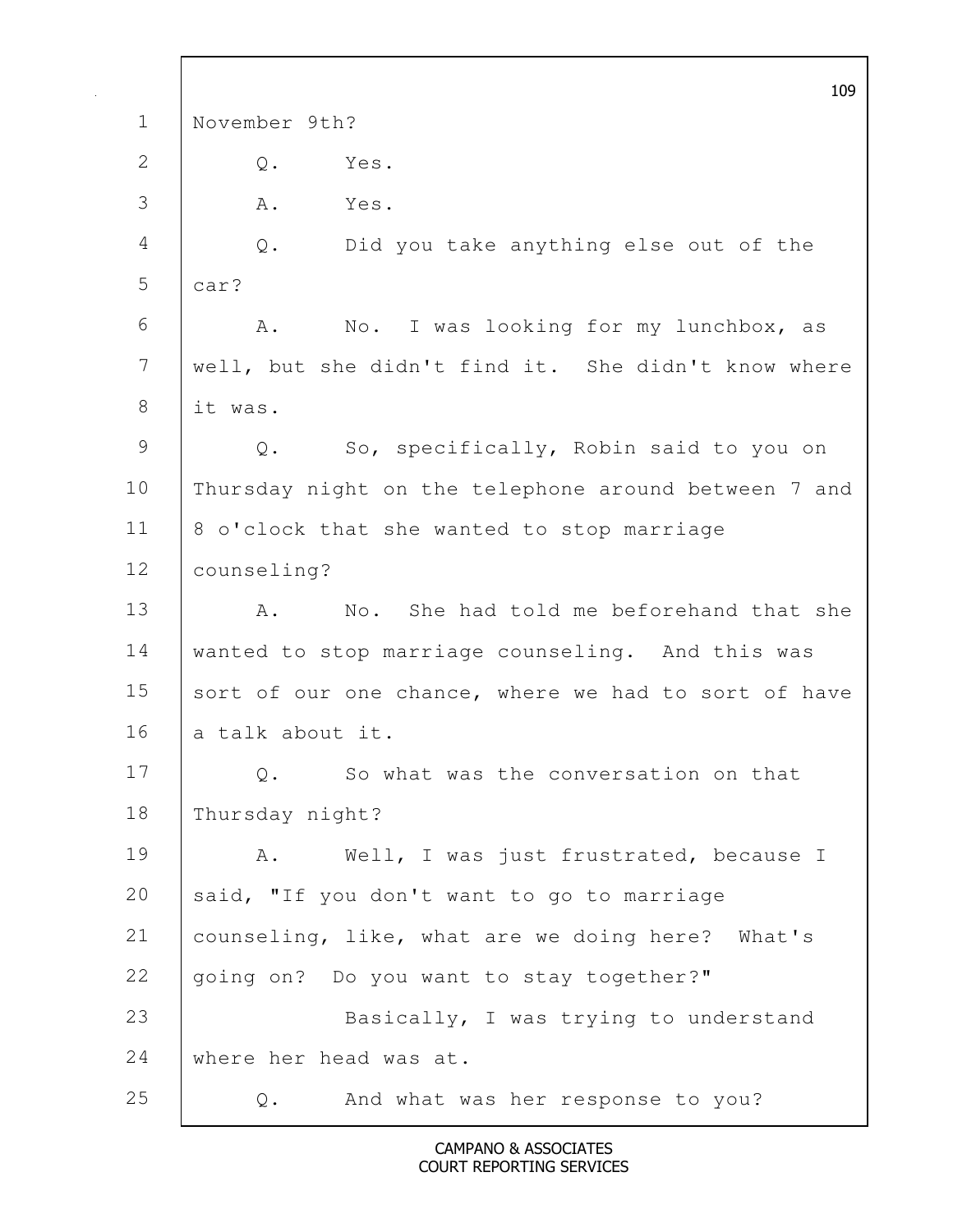November 9th?

Q. Yes.

A. Yes.

Q. Did you take anything else out of the car?

A. No. I was looking for my lunchbox, as well, but she didn't find it. She didn't know where it was.

Q. So, specifically, Robin said to you on Thursday night on the telephone around between 7 and 8 o'clock that she wanted to stop marriage counseling?

A. No. She had told me beforehand that she wanted to stop marriage counseling. And this was sort of our one chance, where we had to sort of have a talk about it.

Q. So what was the conversation on that Thursday night?

A. Well, I was just frustrated, because I said, "If you don't want to go to marriage counseling, like, what are we doing here? What's going on? Do you want to stay together?"

Basically, I was trying to understand where her head was at.

Q. And what was her response to you?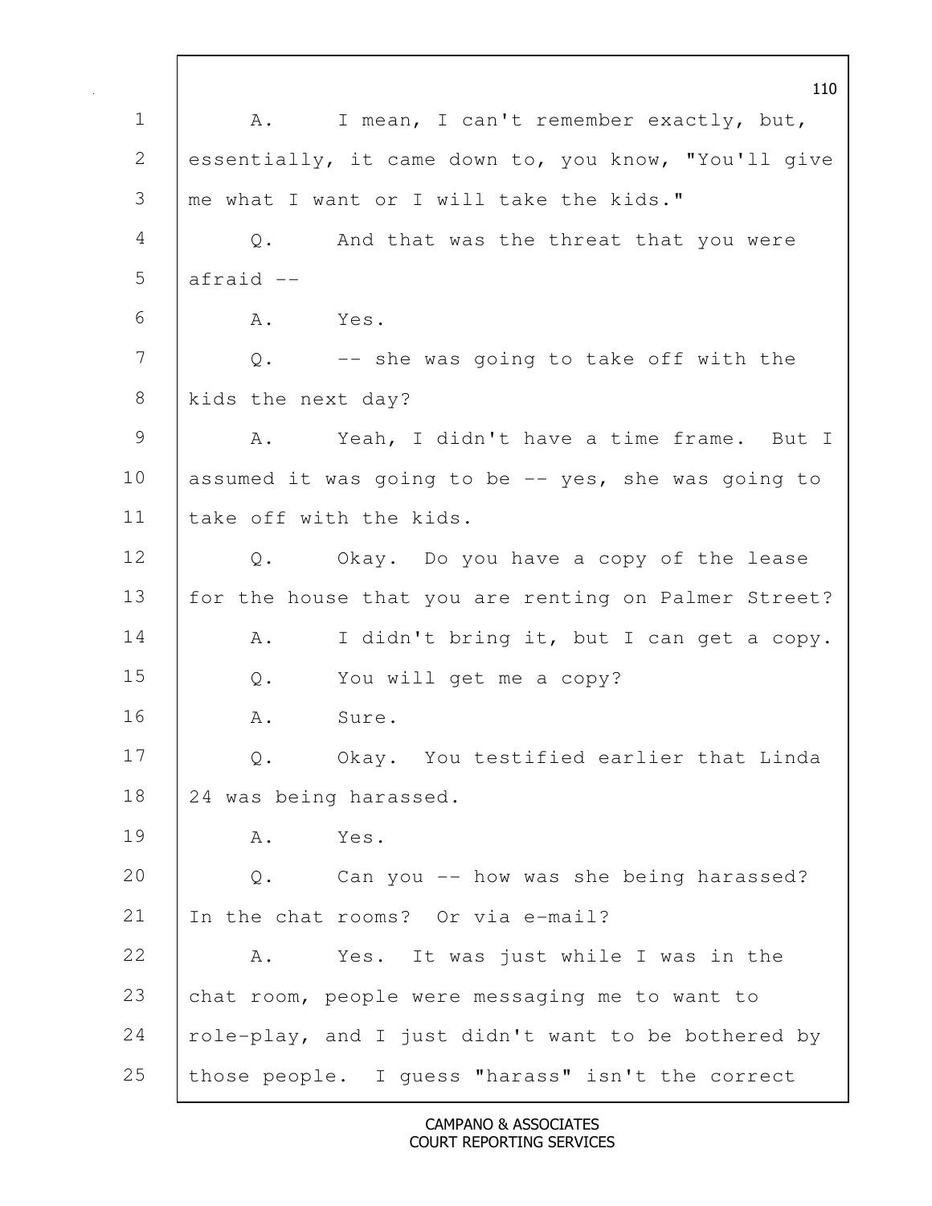1 A. I mean, I can't remember exactly, but,
2 essentially, it came down to, you know, "You'll give
3 me what I want or I will take the kids."
4 Q. And that was the threat that you were
5 afraid --
6 A. Yes.
7 Q. -- she was going to take off with the
8 kids the next day?
9 A. Yeah, I didn't have a time frame. But I
10 assumed it was going to be -- yes, she was going to
11 take off with the kids.
12 Q. Okay. Do you have a copy of the lease
13 for the house that you are renting on Palmer Street?
14 A. I didn't bring it, but I can get a copy.
15 Q. You will get me a copy?
16 A. Sure.
17 Q. Okay. You testified earlier that Linda
18 24 was being harassed.
19 A. Yes.
20 Q. Can you -- how was she being harassed?
21 In the chat rooms? Or via e-mail?
22 A. Yes. It was just while I was in the
23 chat room, people were messaging me to want to
24 role-play, and I just didn't want to be bothered by
25 those people. I guess "harass" isn't the correct

CAMPANO & ASSOCIATES
COURT REPORTING SERVICES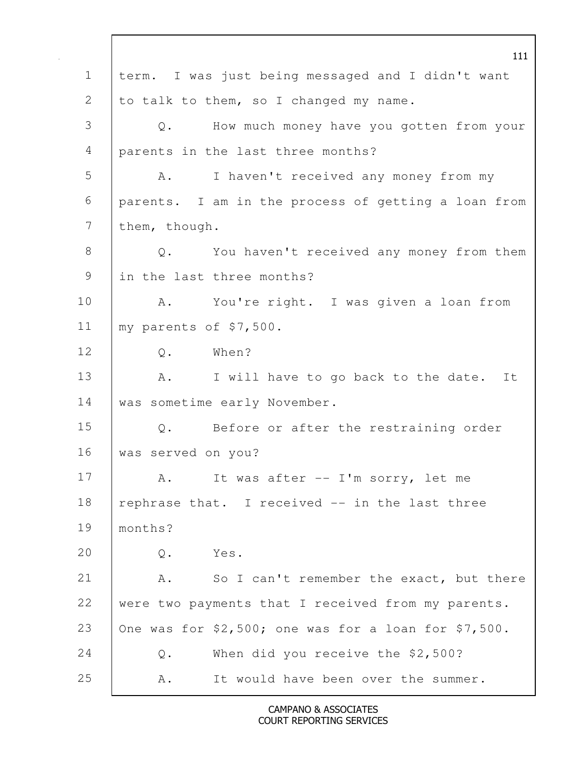1 term. I was just being messaged and I didn't want
2 to talk to them, so I changed my name.
3 Q. How much money have you gotten from your
4 parents in the last three months?
5 A. I haven't received any money from my
6 parents. I am in the process of getting a loan from
7 them, though.
8 Q. You haven't received any money from them
9 in the last three months?
10 A. You're right. I was given a loan from
11 my parents of $7,500.
12 Q. When?
13 A. I will have to go back to the date. It
14 was sometime early November.
15 Q. Before or after the restraining order
16 was served on you?
17 A. It was after -- I'm sorry, let me
18 rephrase that. I received -- in the last three
19 months?
20 Q. Yes.
21 A. So I can't remember the exact, but there
22 were two payments that I received from my parents.
23 One was for $2,500; one was for a loan for $7,500.
24 Q. When did you receive the $2,500?
25 A. It would have been over the summer.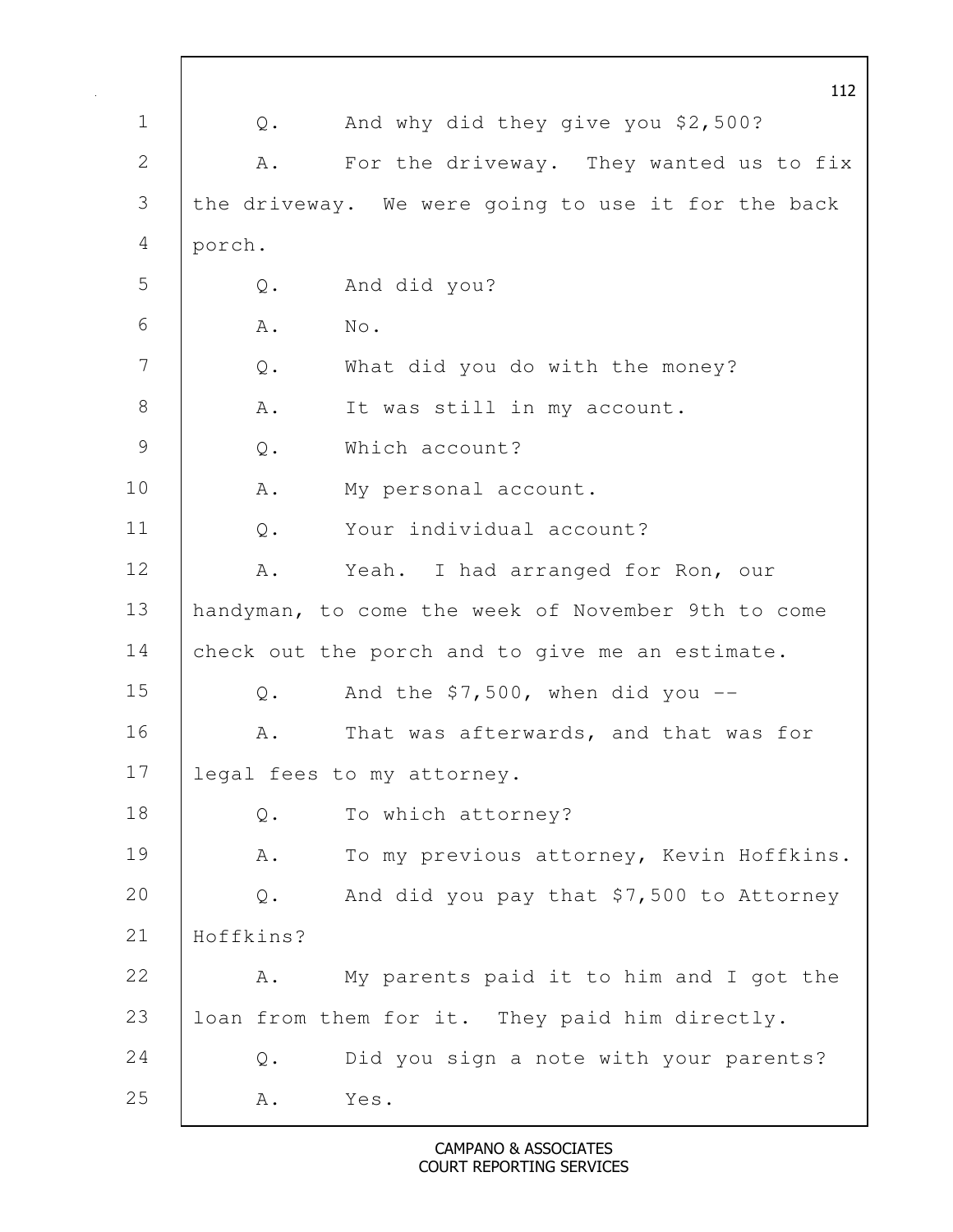Q. And why did they give you $2,500?

A. For the driveway. They wanted us to fix the driveway. We were going to use it for the back porch.

Q. And did you?

A. No.

Q. What did you do with the money?

A. It was still in my account.

Q. Which account?

A. My personal account.

Q. Your individual account?

A. Yeah. I had arranged for Ron, our handyman, to come the week of November 9th to come check out the porch and to give me an estimate.

Q. And the $7,500, when did you --

A. That was afterwards, and that was for legal fees to my attorney.

Q. To which attorney?

A. To my previous attorney, Kevin Hoffkins.

Q. And did you pay that $7,500 to Attorney Hoffkins?

A. My parents paid it to him and I got the loan from them for it. They paid him directly.

Q. Did you sign a note with your parents?

A. Yes.

CAMPANO & ASSOCIATES
COURT REPORTING SERVICES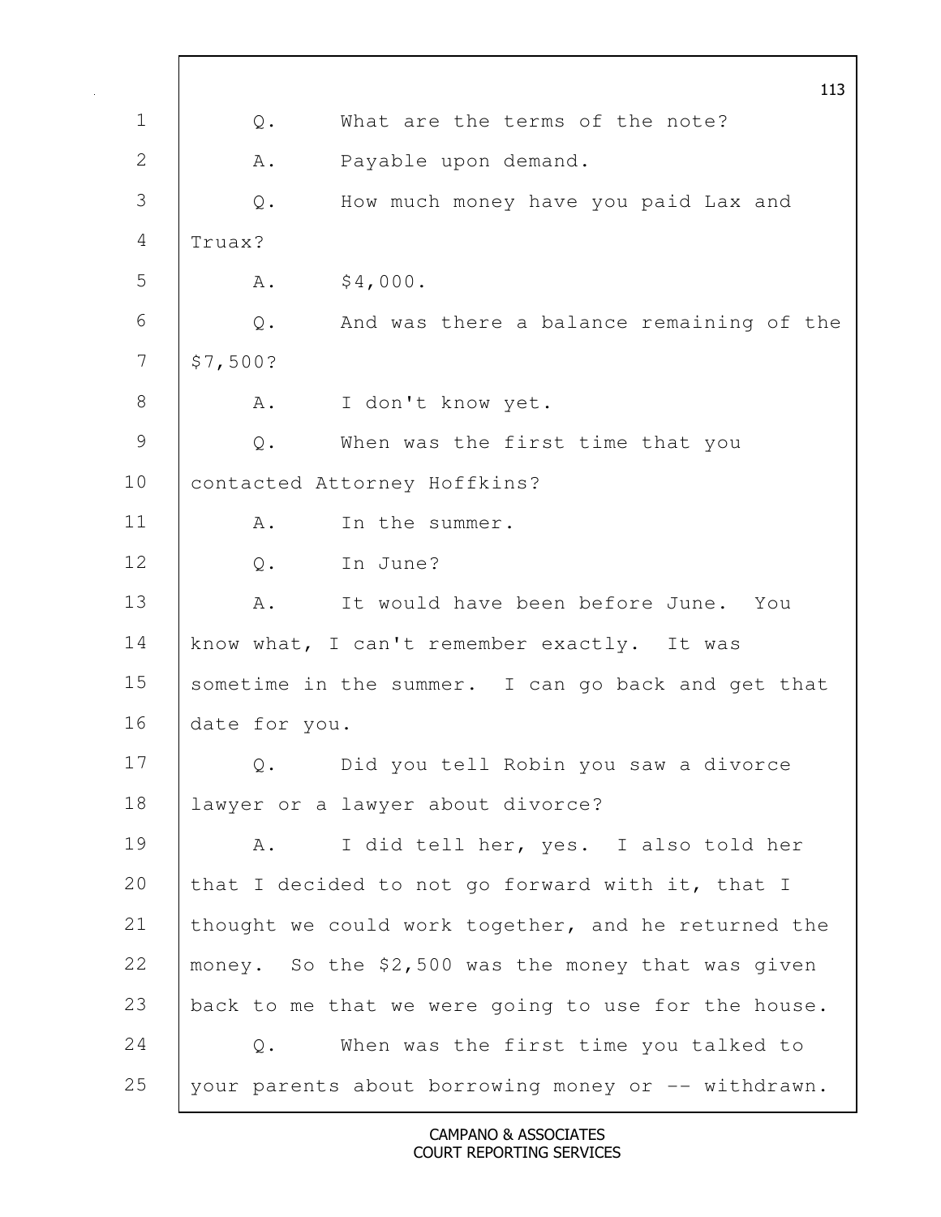Q. What are the terms of the note?

A. Payable upon demand.

Q. How much money have you paid Lax and Truax?

A. $4,000.

Q. And was there a balance remaining of the $7,500?

A. I don't know yet.

Q. When was the first time that you contacted Attorney Hoffkins?

A. In the summer.

Q. In June?

A. It would have been before June. You know what, I can't remember exactly. It was sometime in the summer. I can go back and get that date for you.

Q. Did you tell Robin you saw a divorce lawyer or a lawyer about divorce?

A. I did tell her, yes. I also told her that I decided to not go forward with it, that I thought we could work together, and he returned the money. So the $2,500 was the money that was given back to me that we were going to use for the house.

Q. When was the first time you talked to your parents about borrowing money or -- withdrawn.

CAMPANO & ASSOCIATES
COURT REPORTING SERVICES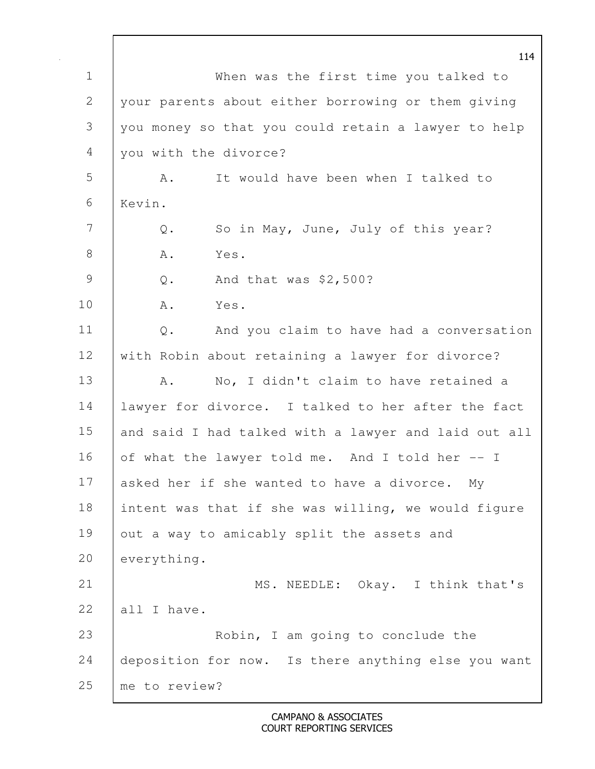When was the first time you talked to your parents about either borrowing or them giving you money so that you could retain a lawyer to help you with the divorce?

A. It would have been when I talked to Kevin.

Q. So in May, June, July of this year?

A. Yes.

Q. And that was $2,500?

A. Yes.

Q. And you claim to have had a conversation with Robin about retaining a lawyer for divorce?

A. No, I didn't claim to have retained a lawyer for divorce. I talked to her after the fact and said I had talked with a lawyer and laid out all of what the lawyer told me. And I told her -- I asked her if she wanted to have a divorce. My intent was that if she was willing, we would figure out a way to amicably split the assets and everything.

MS. NEEDLE: Okay. I think that's all I have.

Robin, I am going to conclude the deposition for now. Is there anything else you want me to review?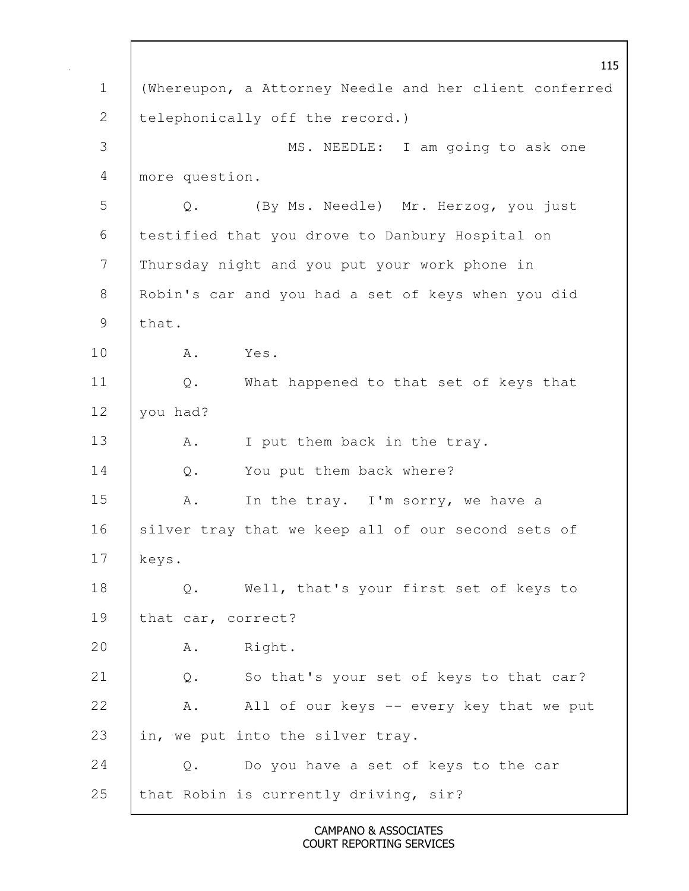(Whereupon, a Attorney Needle and her client conferred telephonically off the record.)

MS. NEEDLE: I am going to ask one more question.

Q. (By Ms. Needle) Mr. Herzog, you just testified that you drove to Danbury Hospital on Thursday night and you put your work phone in Robin's car and you had a set of keys when you did that.

A. Yes.

Q. What happened to that set of keys that you had?

A. I put them back in the tray.

Q. You put them back where?

A. In the tray. I'm sorry, we have a silver tray that we keep all of our second sets of keys.

Q. Well, that's your first set of keys to that car, correct?

A. Right.

Q. So that's your set of keys to that car?

A. All of our keys -- every key that we put in, we put into the silver tray.

Q. Do you have a set of keys to the car that Robin is currently driving, sir?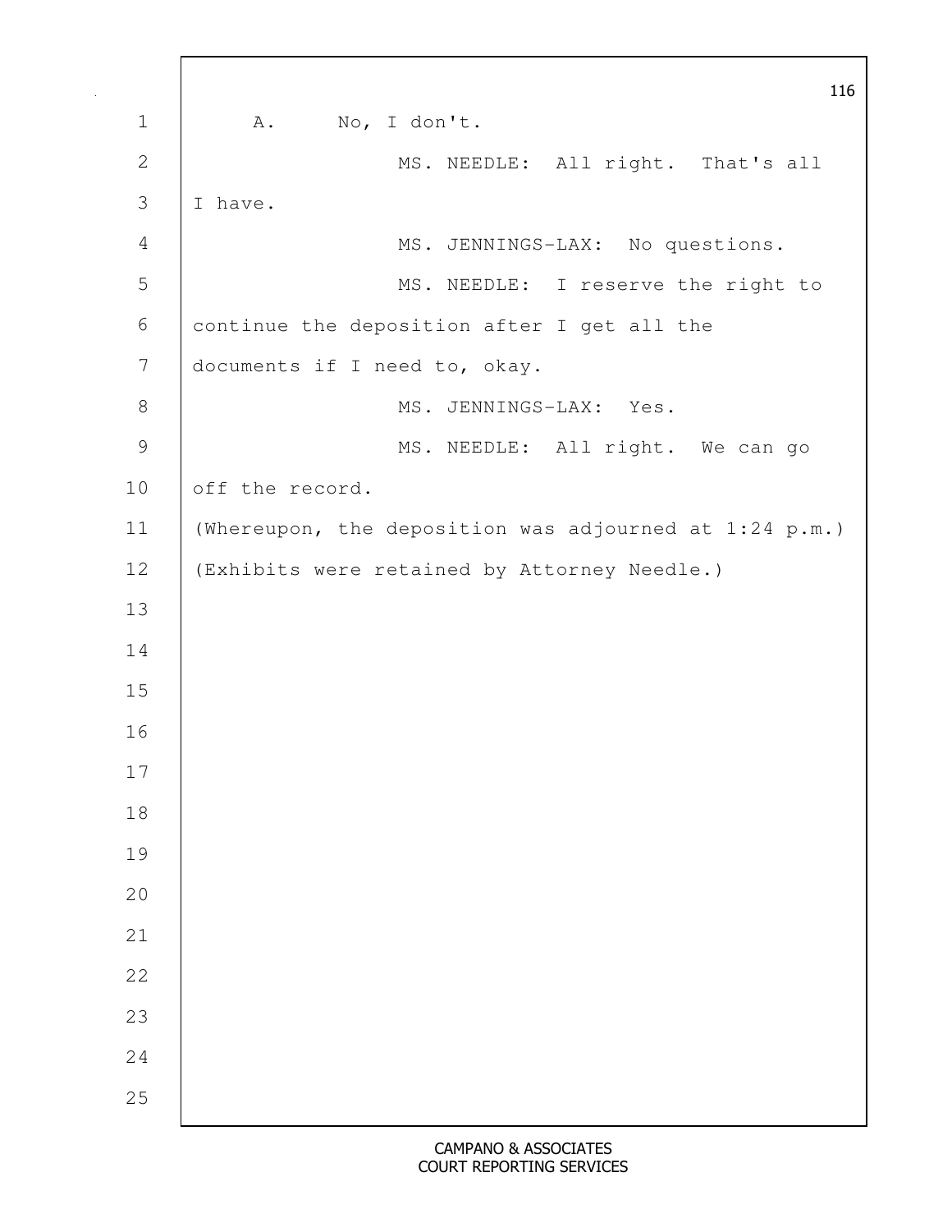A. No, I don't.

MS. NEEDLE: All right. That's all I have.

MS. JENNINGS-LAX: No questions.

MS. NEEDLE: I reserve the right to continue the deposition after I get all the documents if I need to, okay.

MS. JENNINGS-LAX: Yes.

MS. NEEDLE: All right. We can go off the record.

(Whereupon, the deposition was adjourned at 1:24 p.m.)

(Exhibits were retained by Attorney Needle.)

CAMPANO & ASSOCIATES
COURT REPORTING SERVICES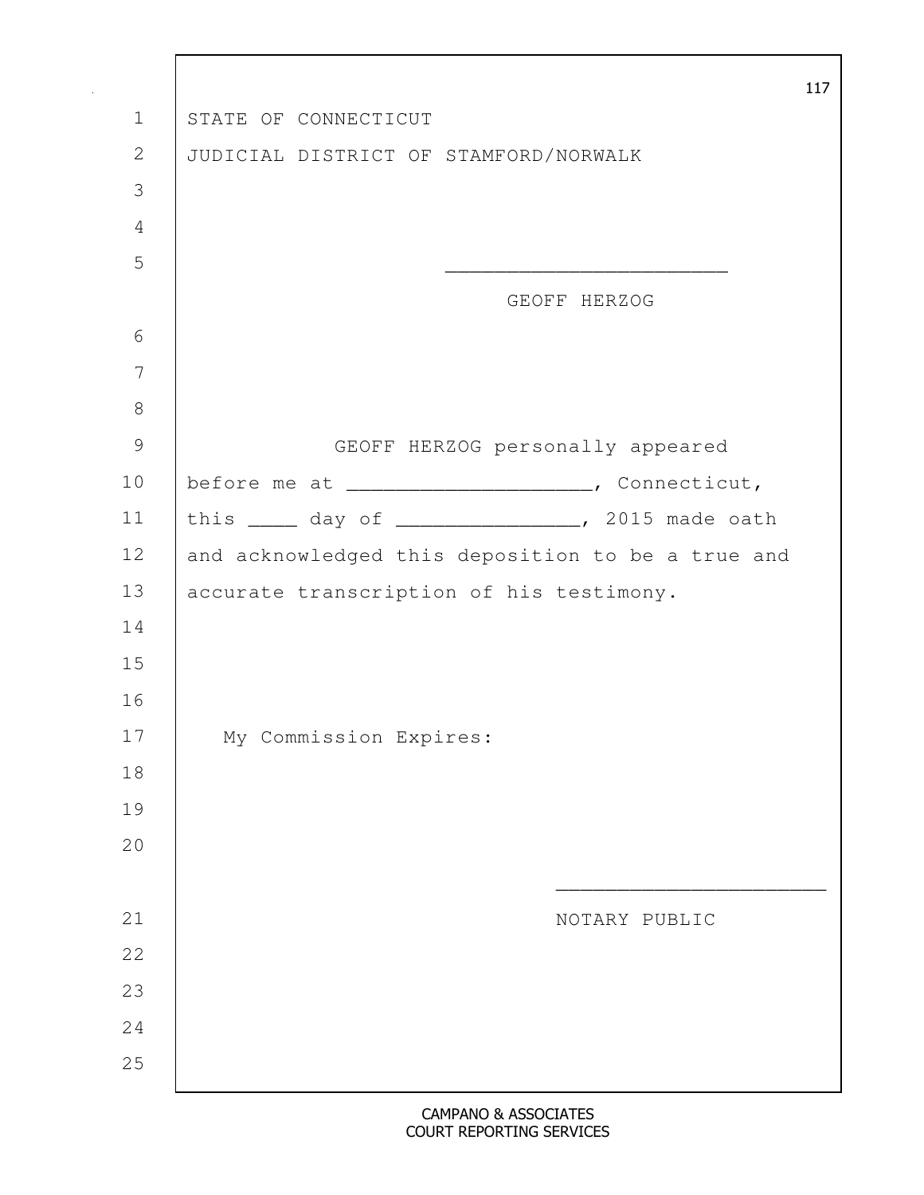STATE OF CONNECTICUT

JUDICIAL DISTRICT OF STAMFORD/NORWALK

_______________________

GEOFF HERZOG

GEOFF HERZOG personally appeared before me at ____________________, Connecticut, this ____ day of _______________, 2015 made oath and acknowledged this deposition to be a true and accurate transcription of his testimony.

My Commission Expires:

_______________________

NOTARY PUBLIC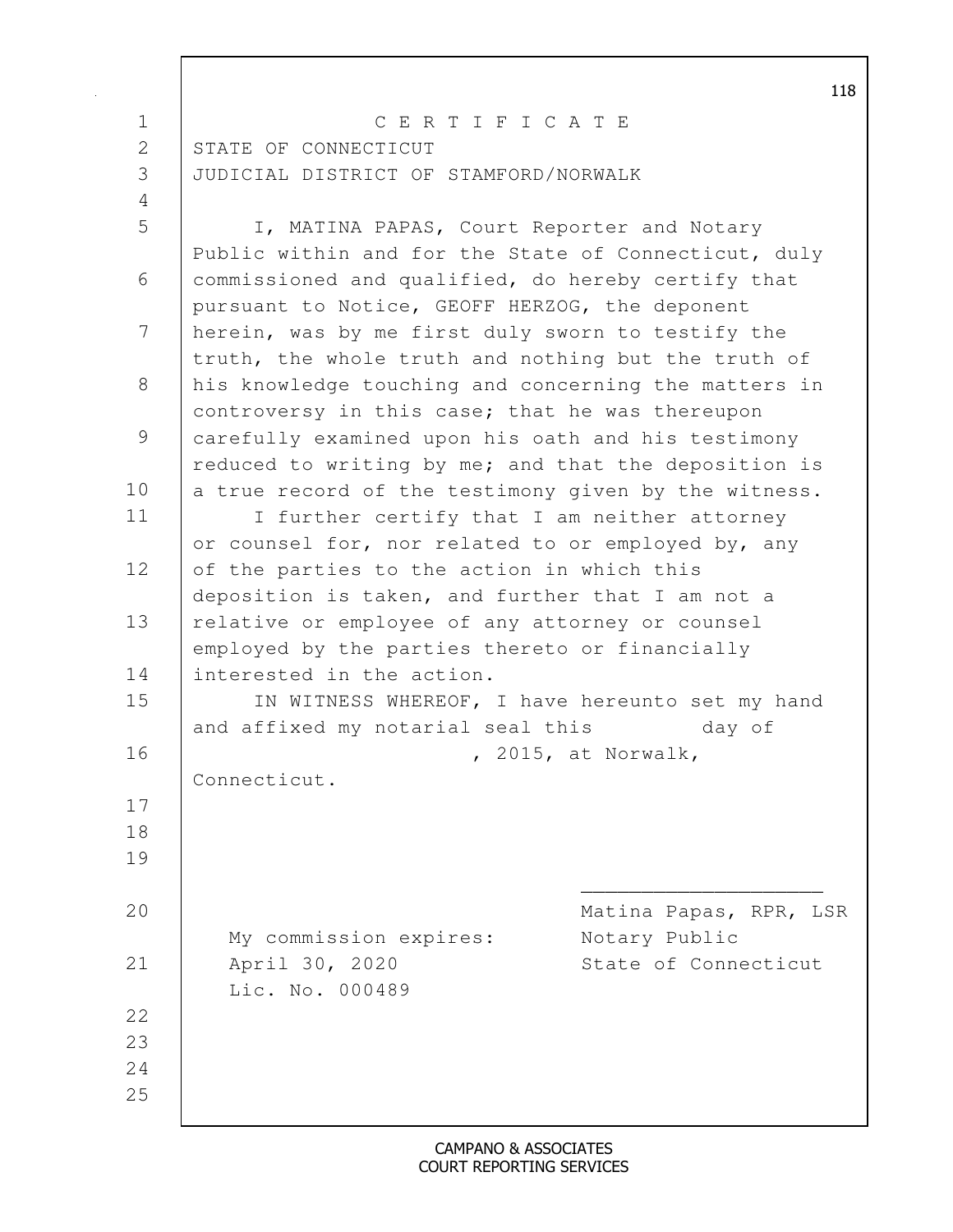# C E R T I F I C A T E

STATE OF CONNECTICUT
JUDICIAL DISTRICT OF STAMFORD/NORWALK

I, MATINA PAPAS, Court Reporter and Notary Public within and for the State of Connecticut, duly commissioned and qualified, do hereby certify that pursuant to Notice, GEOFF HERZOG, the deponent herein, was by me first duly sworn to testify the truth, the whole truth and nothing but the truth of his knowledge touching and concerning the matters in controversy in this case; that he was thereupon carefully examined upon his oath and his testimony reduced to writing by me; and that the deposition is a true record of the testimony given by the witness.

I further certify that I am neither attorney or counsel for, nor related to or employed by, any of the parties to the action in which this deposition is taken, and further that I am not a relative or employee of any attorney or counsel employed by the parties thereto or financially interested in the action.

IN WITNESS WHEREOF, I have hereunto set my hand and affixed my notarial seal this ______ day of ____________________, 2015, at Norwalk, Connecticut.

____________________
Matina Papas, RPR, LSR
Notary Public
State of Connecticut

My commission expires:
April 30, 2020
Lic. No. 000489

CAMPANO & ASSOCIATES
COURT REPORTING SERVICES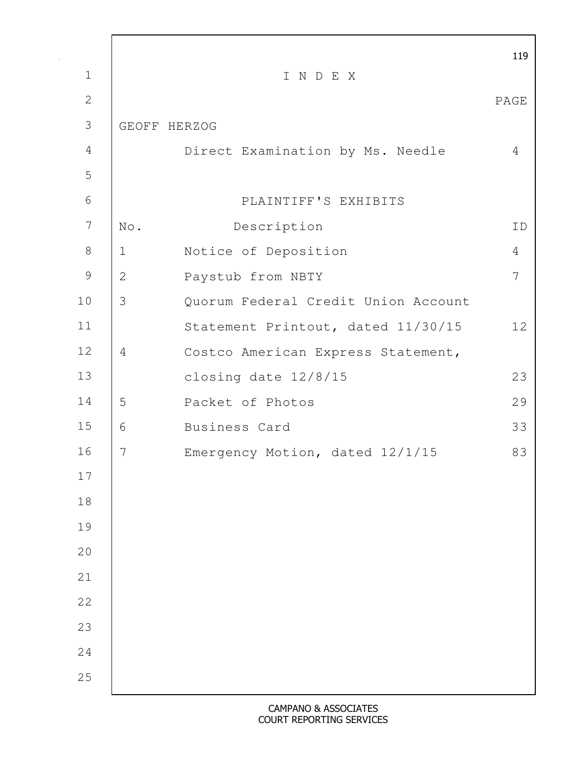# I N D E X

| | PAGE |
|---|---|
| GEOFF HERZOG | |
| Direct Examination by Ms. Needle | 4 |

## PLAINTIFF'S EXHIBITS

| No. | Description | ID |
|---|---|---|
| 1 | Notice of Deposition | 4 |
| 2 | Paystub from NBTY | 7 |
| 3 | Quorum Federal Credit Union Account Statement Printout, dated 11/30/15 | 12 |
| 4 | Costco American Express Statement, closing date 12/8/15 | 23 |
| 5 | Packet of Photos | 29 |
| 6 | Business Card | 33 |
| 7 | Emergency Motion, dated 12/1/15 | 83 |

CAMPANO & ASSOCIATES
COURT REPORTING SERVICES